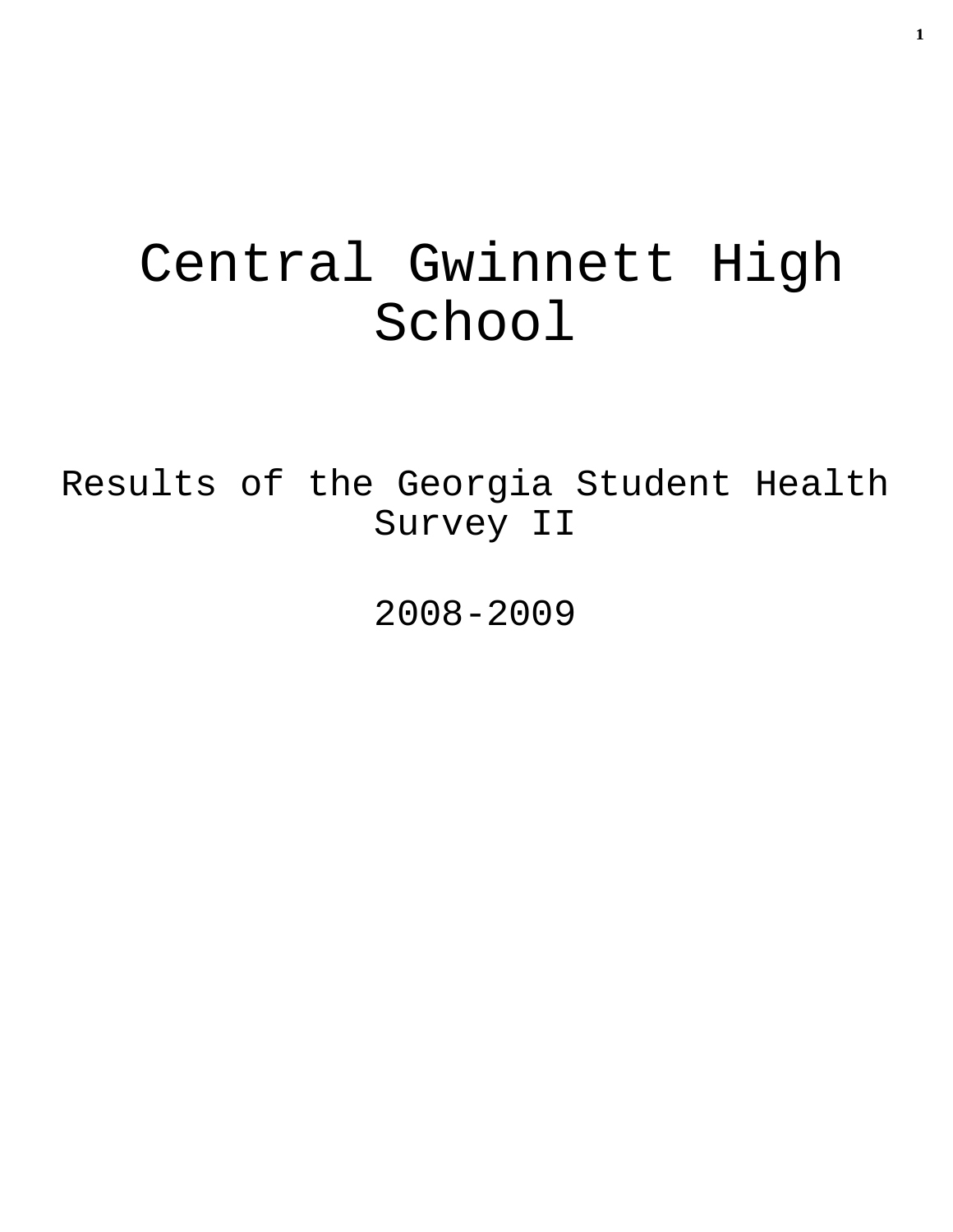# Central Gwinnett High School

Results of the Georgia Student Health Survey II

2008-2009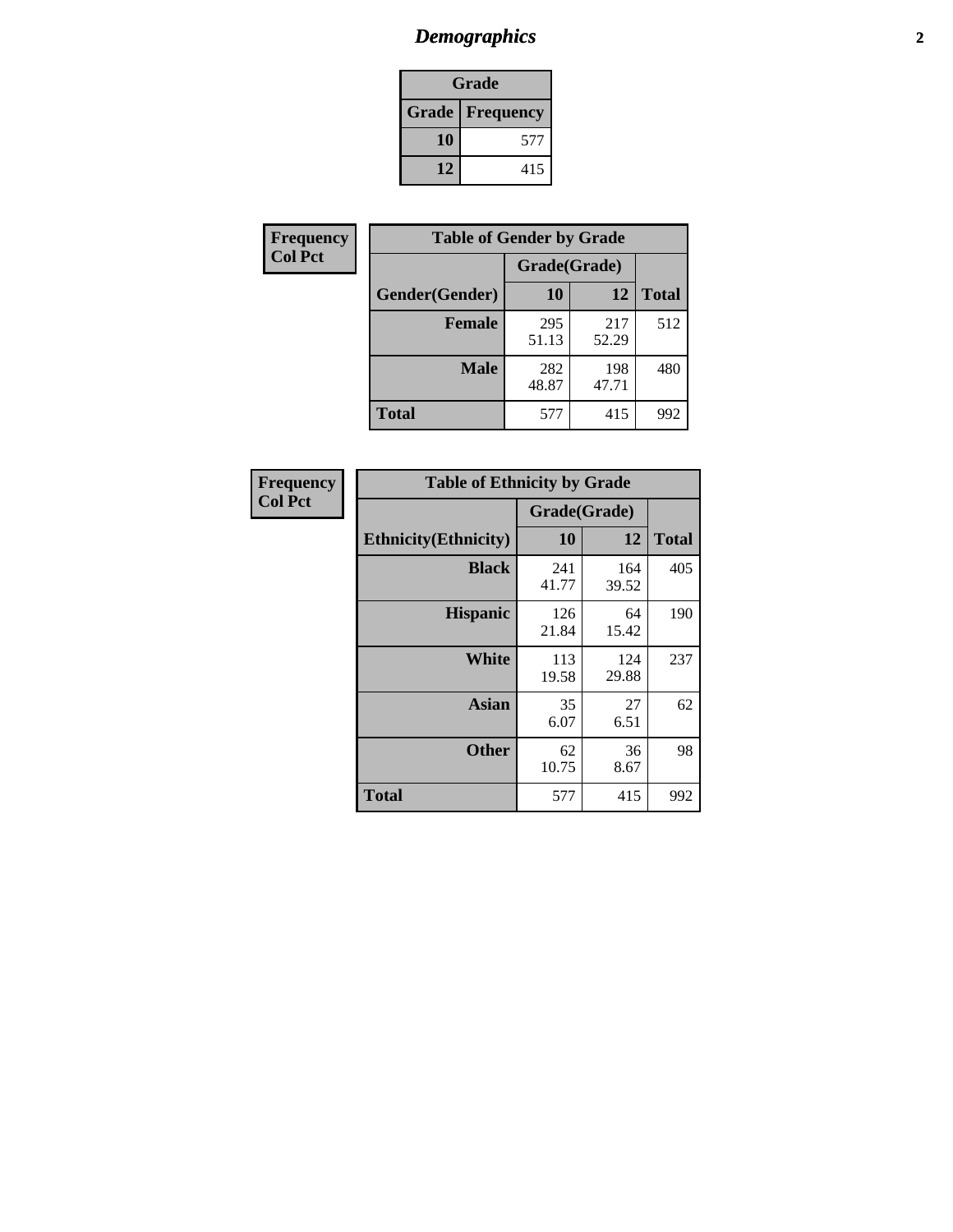# *Demographics*

| Grade | |
|---|---|
| **Grade** | **Frequency** |
| **10** | 577 |
| **12** | 415 |

| Frequency<br>Col Pct |
|---|

| Table of Gender by Grade | | | |
|---|---|---|---|
| | Grade(Grade) | | |
| **Gender(Gender)** | **10** | **12** | **Total** |
| **Female** | 295<br>51.13 | 217<br>52.29 | 512 |
| **Male** | 282<br>48.87 | 198<br>47.71 | 480 |
| **Total** | 577 | 415 | 992 |

| Frequency<br>Col Pct |
|---|

| Table of Ethnicity by Grade | | | |
|---|---|---|---|
| | Grade(Grade) | | |
| **Ethnicity(Ethnicity)** | **10** | **12** | **Total** |
| **Black** | 241<br>41.77 | 164<br>39.52 | 405 |
| **Hispanic** | 126<br>21.84 | 64<br>15.42 | 190 |
| **White** | 113<br>19.58 | 124<br>29.88 | 237 |
| **Asian** | 35<br>6.07 | 27<br>6.51 | 62 |
| **Other** | 62<br>10.75 | 36<br>8.67 | 98 |
| **Total** | 577 | 415 | 992 |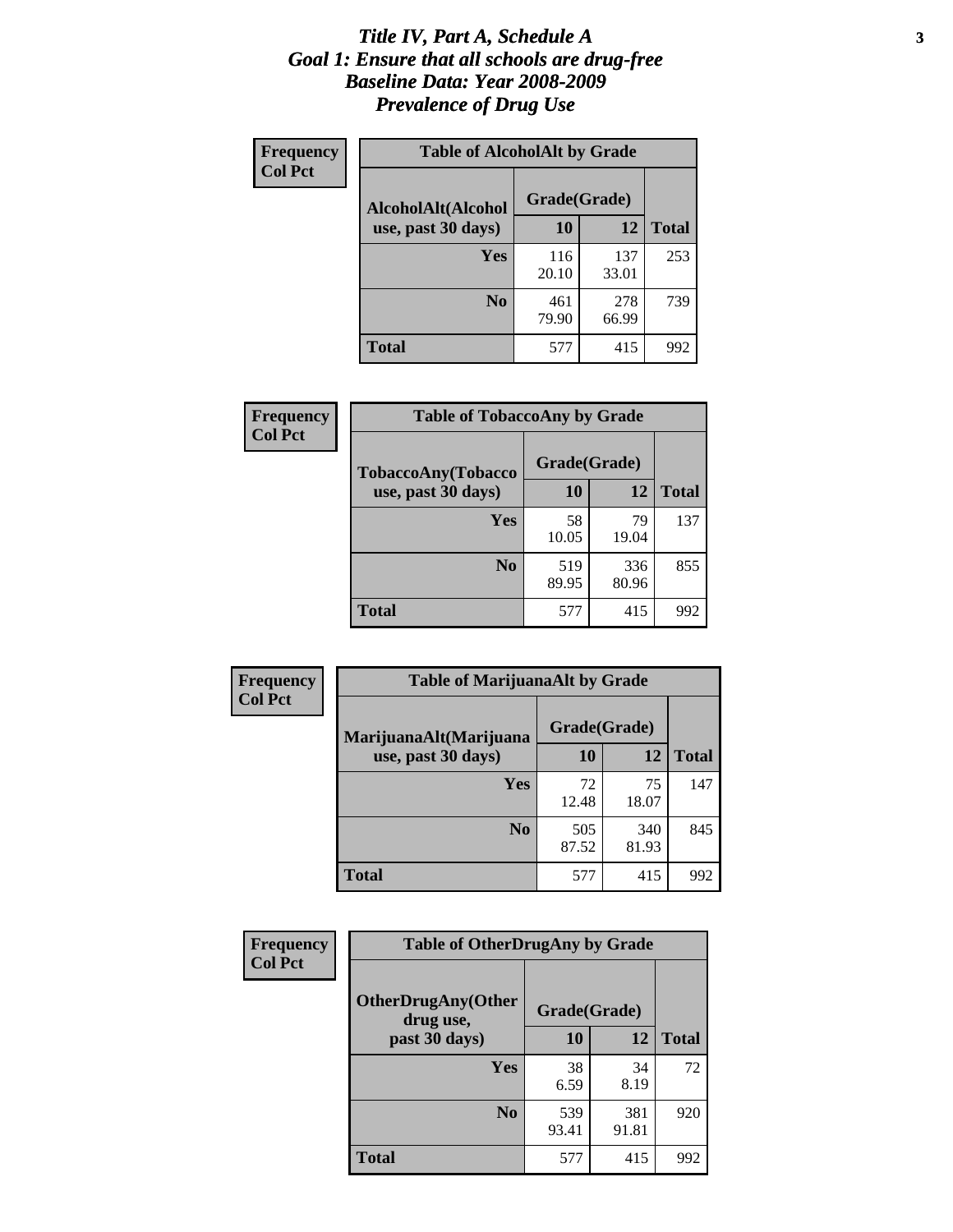# *Title IV, Part A, Schedule A*
# *Goal 1: Ensure that all schools are drug-free*
# *Baseline Data: Year 2008-2009*
# *Prevalence of Drug Use*

**Frequency**
**Col Pct**

**Table of AlcoholAlt by Grade**

| AlcoholAlt(Alcohol use, past 30 days) | Grade(Grade) | | Total |
|---|---|---|---|
| | 10 | 12 | |
| Yes | 116<br>20.10 | 137<br>33.01 | 253 |
| No | 461<br>79.90 | 278<br>66.99 | 739 |
| Total | 577 | 415 | 992 |

**Frequency**
**Col Pct**

**Table of TobaccoAny by Grade**

| TobaccoAny(Tobacco use, past 30 days) | Grade(Grade) | | Total |
|---|---|---|---|
| | 10 | 12 | |
| Yes | 58<br>10.05 | 79<br>19.04 | 137 |
| No | 519<br>89.95 | 336<br>80.96 | 855 |
| Total | 577 | 415 | 992 |

**Frequency**
**Col Pct**

**Table of MarijuanaAlt by Grade**

| MarijuanaAlt(Marijuana use, past 30 days) | Grade(Grade) | | Total |
|---|---|---|---|
| | 10 | 12 | |
| Yes | 72<br>12.48 | 75<br>18.07 | 147 |
| No | 505<br>87.52 | 340<br>81.93 | 845 |
| Total | 577 | 415 | 992 |

**Frequency**
**Col Pct**

**Table of OtherDrugAny by Grade**

| OtherDrugAny(Other drug use, past 30 days) | Grade(Grade) | | Total |
|---|---|---|---|
| | 10 | 12 | |
| Yes | 38<br>6.59 | 34<br>8.19 | 72 |
| No | 539<br>93.41 | 381<br>91.81 | 920 |
| Total | 577 | 415 | 992 |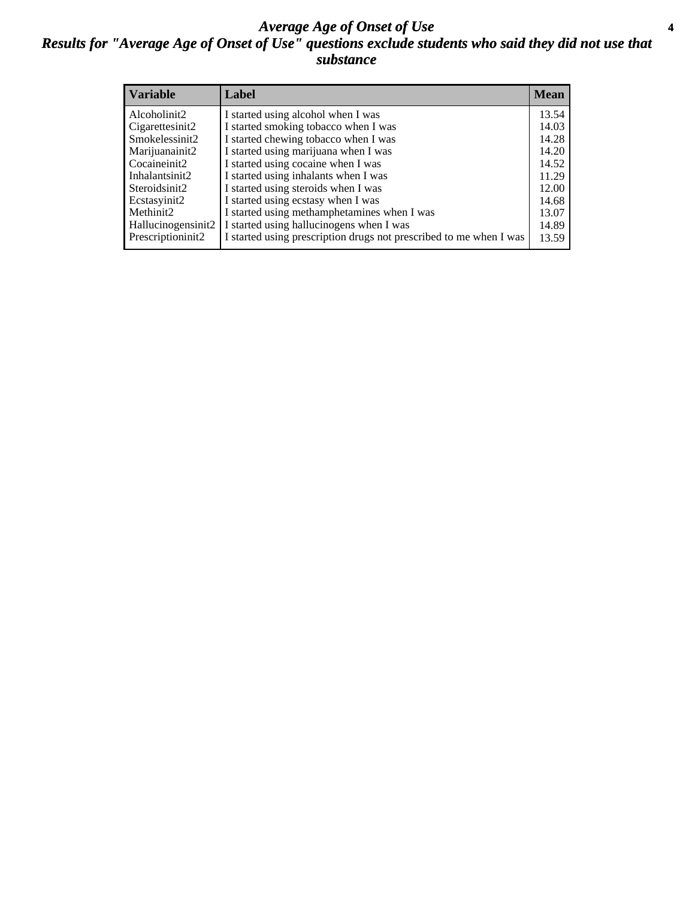# *Average Age of Onset of Use*

## *Results for "Average Age of Onset of Use" questions exclude students who said they did not use that substance*

| Variable | Label | Mean |
|---|---|---|
| Alcoholinit2 | I started using alcohol when I was | 13.54 |
| Cigarettesinit2 | I started smoking tobacco when I was | 14.03 |
| Smokelessinit2 | I started chewing tobacco when I was | 14.28 |
| Marijuanainit2 | I started using marijuana when I was | 14.20 |
| Cocaineinit2 | I started using cocaine when I was | 14.52 |
| Inhalantsinit2 | I started using inhalants when I was | 11.29 |
| Steroidsinit2 | I started using steroids when I was | 12.00 |
| Ecstasyinit2 | I started using ecstasy when I was | 14.68 |
| Methinit2 | I started using methamphetamines when I was | 13.07 |
| Hallucinogensinit2 | I started using hallucinogens when I was | 14.89 |
| Prescriptioninit2 | I started using prescription drugs not prescribed to me when I was | 13.59 |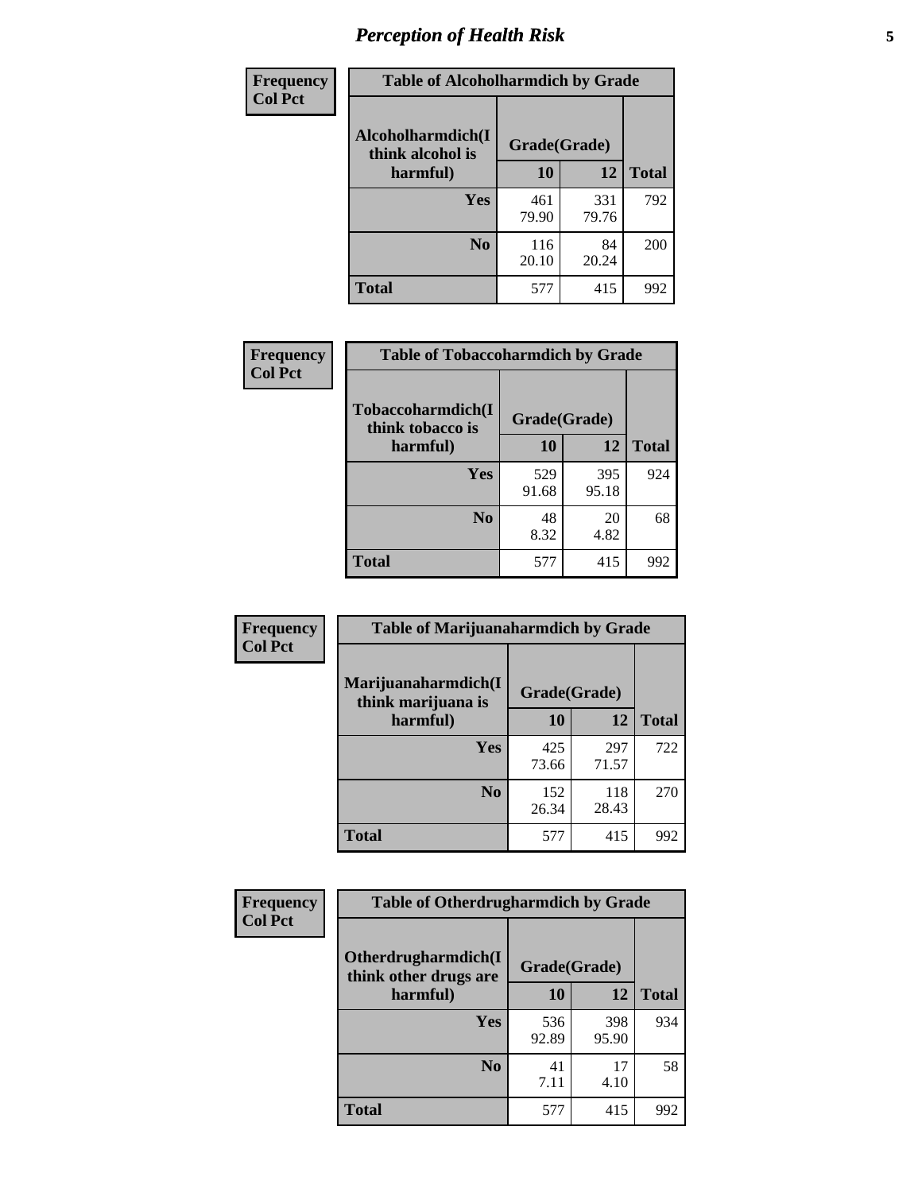# Perception of Health Risk

**Frequency**
**Col Pct**

| Table of Alcoholharmdich by Grade | | | |
|---|---|---|---|
| **Alcoholharmdich(I think alcohol is harmful)** | **Grade(Grade)** | | **Total** |
| | **10** | **12** | |
| **Yes** | 461<br>79.90 | 331<br>79.76 | 792 |
| **No** | 116<br>20.10 | 84<br>20.24 | 200 |
| **Total** | 577 | 415 | 992 |

**Frequency**
**Col Pct**

| Table of Tobaccoharmdich by Grade | | | |
|---|---|---|---|
| **Tobaccoharmdich(I think tobacco is harmful)** | **Grade(Grade)** | | **Total** |
| | **10** | **12** | |
| **Yes** | 529<br>91.68 | 395<br>95.18 | 924 |
| **No** | 48<br>8.32 | 20<br>4.82 | 68 |
| **Total** | 577 | 415 | 992 |

**Frequency**
**Col Pct**

| Table of Marijuanaharmdich by Grade | | | |
|---|---|---|---|
| **Marijuanaharmdich(I think marijuana is harmful)** | **Grade(Grade)** | | **Total** |
| | **10** | **12** | |
| **Yes** | 425<br>73.66 | 297<br>71.57 | 722 |
| **No** | 152<br>26.34 | 118<br>28.43 | 270 |
| **Total** | 577 | 415 | 992 |

**Frequency**
**Col Pct**

| Table of Otherdrugharmdich by Grade | | | |
|---|---|---|---|
| **Otherdrugharmdich(I think other drugs are harmful)** | **Grade(Grade)** | | **Total** |
| | **10** | **12** | |
| **Yes** | 536<br>92.89 | 398<br>95.90 | 934 |
| **No** | 41<br>7.11 | 17<br>4.10 | 58 |
| **Total** | 577 | 415 | 992 |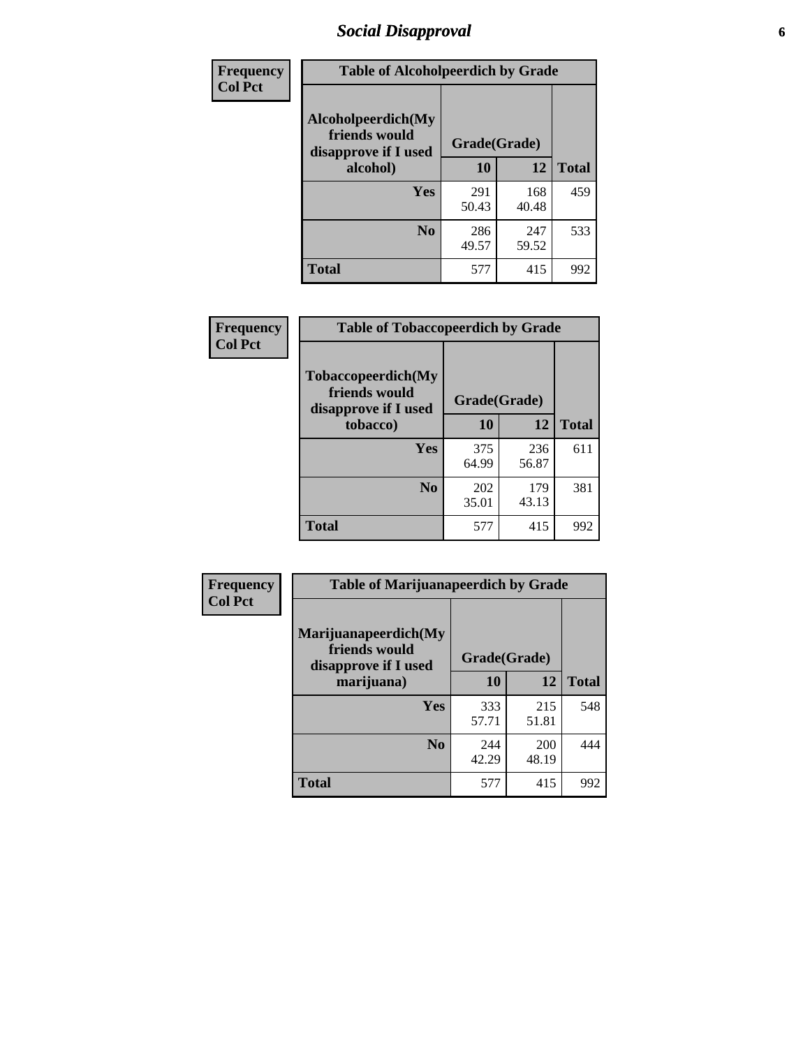# Social Disapproval

| Frequency Col Pct |
|---|

| Table of Alcoholpeerdich by Grade | | | |
|---|---|---|---|
| Alcoholpeerdich(My friends would disapprove if I used alcohol) | Grade(Grade) | | |
| | 10 | 12 | Total |
| Yes | 291<br>50.43 | 168<br>40.48 | 459 |
| No | 286<br>49.57 | 247<br>59.52 | 533 |
| Total | 577 | 415 | 992 |

| Frequency Col Pct |
|---|

| Table of Tobaccopeerdich by Grade | | | |
|---|---|---|---|
| Tobaccopeerdich(My friends would disapprove if I used tobacco) | Grade(Grade) | | |
| | 10 | 12 | Total |
| Yes | 375<br>64.99 | 236<br>56.87 | 611 |
| No | 202<br>35.01 | 179<br>43.13 | 381 |
| Total | 577 | 415 | 992 |

| Frequency Col Pct |
|---|

| Table of Marijuanapeerdich by Grade | | | |
|---|---|---|---|
| Marijuanapeerdich(My friends would disapprove if I used marijuana) | Grade(Grade) | | |
| | 10 | 12 | Total |
| Yes | 333<br>57.71 | 215<br>51.81 | 548 |
| No | 244<br>42.29 | 200<br>48.19 | 444 |
| Total | 577 | 415 | 992 |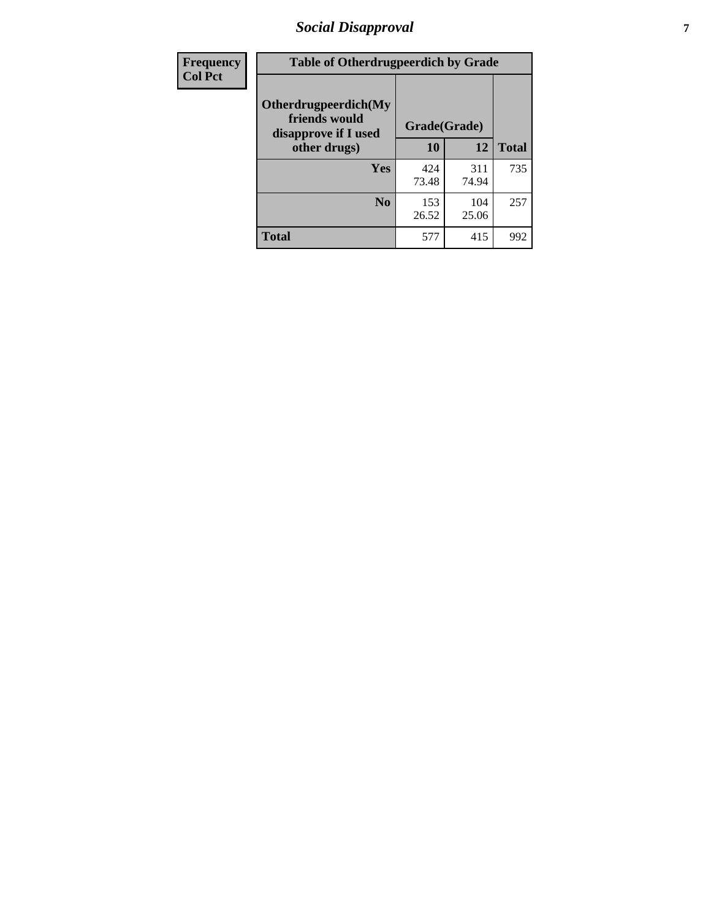| Frequency<br>Col Pct |
|---|

| Table of Otherdrugpeerdich by Grade | | | |
|---|---|---|---|
| Otherdrugpeerdich(My friends would disapprove if I used other drugs) | Grade(Grade) | | |
| | 10 | 12 | Total |
| Yes | 424<br>73.48 | 311<br>74.94 | 735 |
| No | 153<br>26.52 | 104<br>25.06 | 257 |
| Total | 577 | 415 | 992 |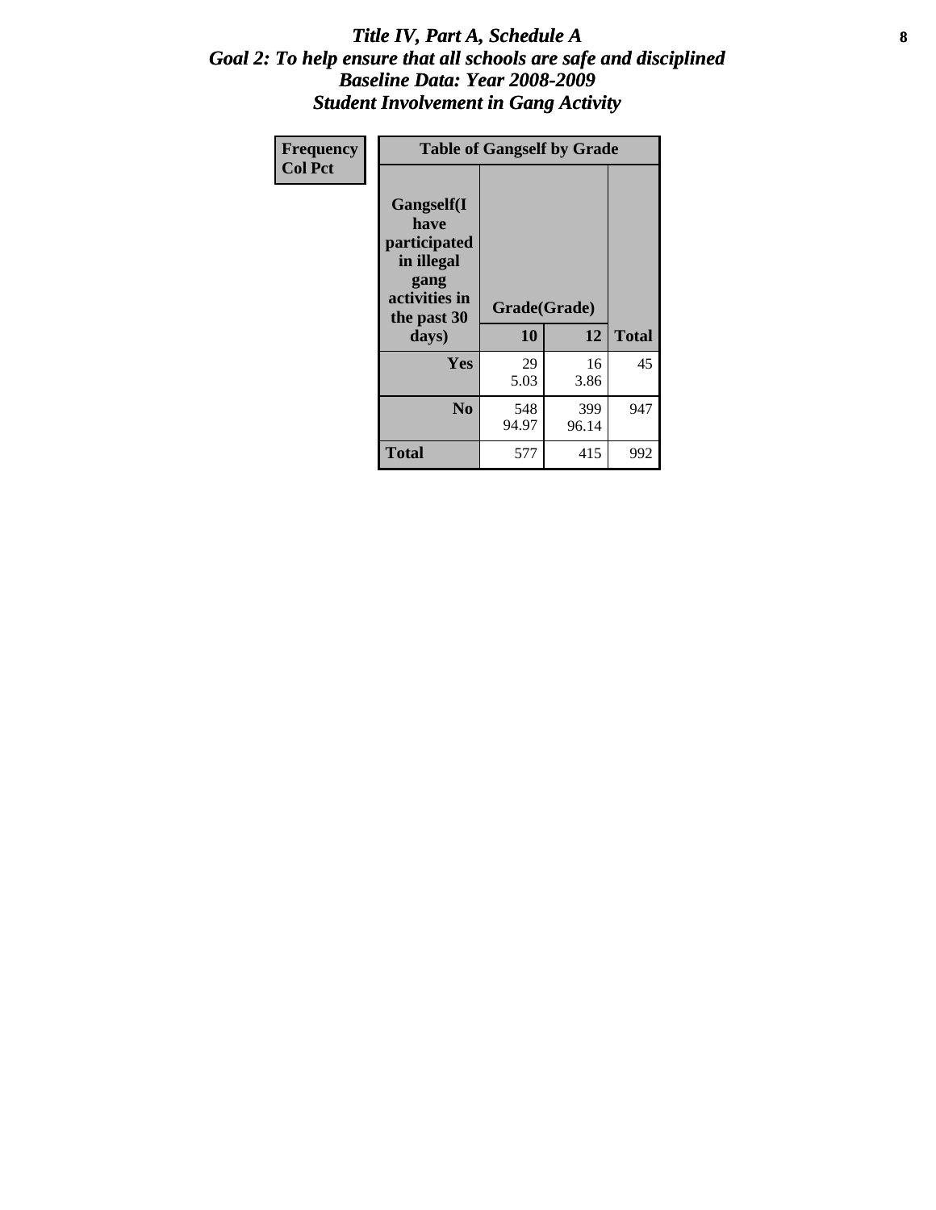# *Title IV, Part A, Schedule A*
## *Goal 2: To help ensure that all schools are safe and disciplined*
## *Baseline Data: Year 2008-2009*
## *Student Involvement in Gang Activity*

| Frequency<br>Col Pct | Table of Gangself by Grade | | |
|---|---|---|---|
| Gangself(I have participated in illegal gang activities in the past 30 days) | Grade(Grade) | | |
| | 10 | 12 | Total |
| Yes | 29<br>5.03 | 16<br>3.86 | 45 |
| No | 548<br>94.97 | 399<br>96.14 | 947 |
| Total | 577 | 415 | 992 |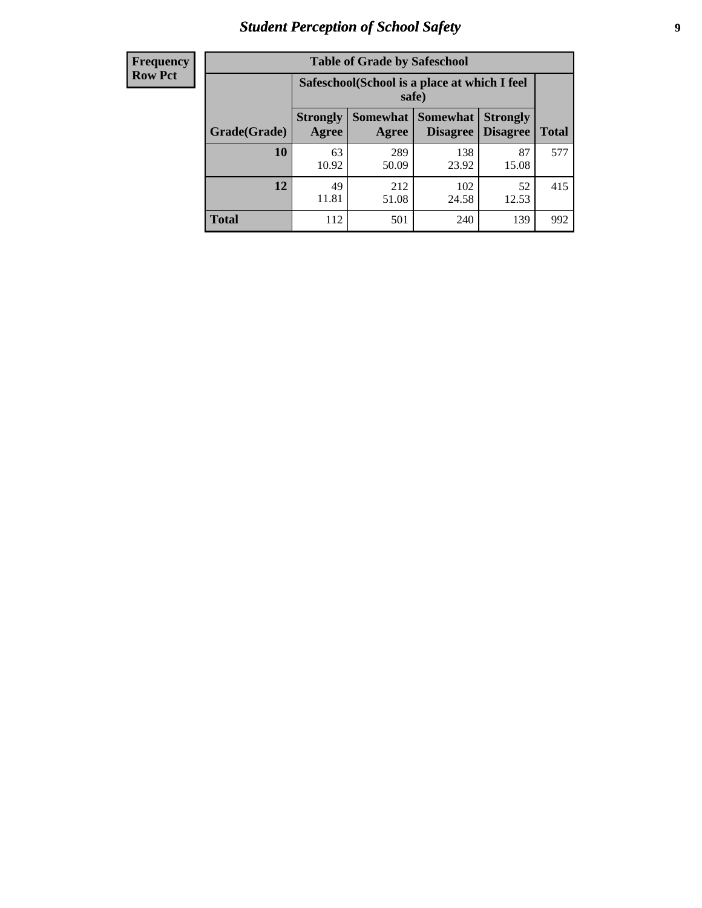| Frequency<br>Row Pct | Table of Grade by Safeschool | | | | |
|---|---|---|---|---|---|
| | Safeschool(School is a place at which I feel safe) | | | | |
| Grade(Grade) | Strongly Agree | Somewhat Agree | Somewhat Disagree | Strongly Disagree | Total |
| 10 | 63<br>10.92 | 289<br>50.09 | 138<br>23.92 | 87<br>15.08 | 577 |
| 12 | 49<br>11.81 | 212<br>51.08 | 102<br>24.58 | 52<br>12.53 | 415 |
| Total | 112 | 501 | 240 | 139 | 992 |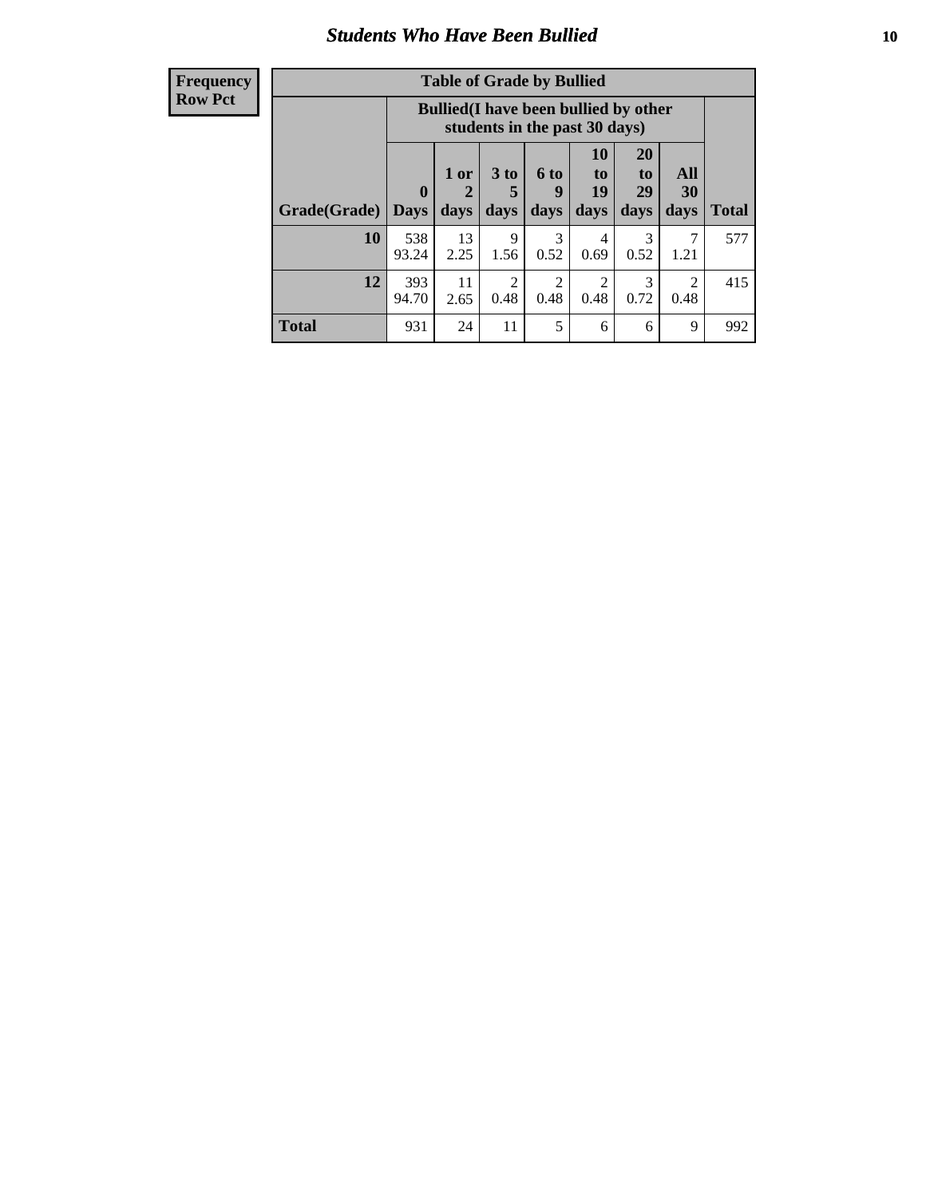## Students Who Have Been Bullied

| Frequency<br>Row Pct |
|---|

**Table of Grade by Bullied**

| Grade(Grade) | Bullied(I have been bullied by other students in the past 30 days) | | | | | | | Total |
|---|---|---|---|---|---|---|---|---|
| | 0 Days | 1 or 2 days | 3 to 5 days | 6 to 9 days | 10 to 19 days | 20 to 29 days | All 30 days | |
| **10** | 538<br>93.24 | 13<br>2.25 | 9<br>1.56 | 3<br>0.52 | 4<br>0.69 | 3<br>0.52 | 7<br>1.21 | 577 |
| **12** | 393<br>94.70 | 11<br>2.65 | 2<br>0.48 | 2<br>0.48 | 2<br>0.48 | 3<br>0.72 | 2<br>0.48 | 415 |
| **Total** | 931 | 24 | 11 | 5 | 6 | 6 | 9 | 992 |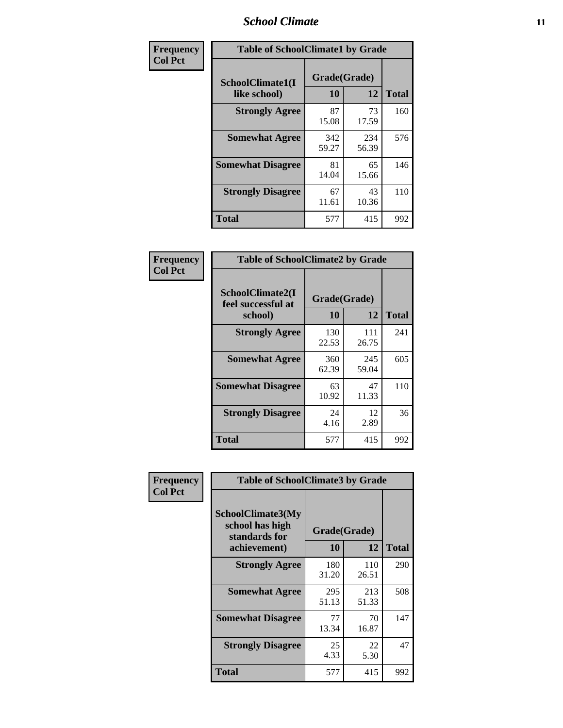| Frequency<br>Col Pct |
|---|

**Table of SchoolClimate1 by Grade**

| SchoolClimate1(I like school) | Grade(Grade) | | Total |
|---|---|---|---|
| | 10 | 12 | |
| Strongly Agree | 87<br>15.08 | 73<br>17.59 | 160 |
| Somewhat Agree | 342<br>59.27 | 234<br>56.39 | 576 |
| Somewhat Disagree | 81<br>14.04 | 65<br>15.66 | 146 |
| Strongly Disagree | 67<br>11.61 | 43<br>10.36 | 110 |
| Total | 577 | 415 | 992 |

| Frequency<br>Col Pct |
|---|

**Table of SchoolClimate2 by Grade**

| SchoolClimate2(I feel successful at school) | Grade(Grade) | | Total |
|---|---|---|---|
| | 10 | 12 | |
| Strongly Agree | 130<br>22.53 | 111<br>26.75 | 241 |
| Somewhat Agree | 360<br>62.39 | 245<br>59.04 | 605 |
| Somewhat Disagree | 63<br>10.92 | 47<br>11.33 | 110 |
| Strongly Disagree | 24<br>4.16 | 12<br>2.89 | 36 |
| Total | 577 | 415 | 992 |

| Frequency<br>Col Pct |
|---|

**Table of SchoolClimate3 by Grade**

| SchoolClimate3(My school has high standards for achievement) | Grade(Grade) | | Total |
|---|---|---|---|
| | 10 | 12 | |
| Strongly Agree | 180<br>31.20 | 110<br>26.51 | 290 |
| Somewhat Agree | 295<br>51.13 | 213<br>51.33 | 508 |
| Somewhat Disagree | 77<br>13.34 | 70<br>16.87 | 147 |
| Strongly Disagree | 25<br>4.33 | 22<br>5.30 | 47 |
| Total | 577 | 415 | 992 |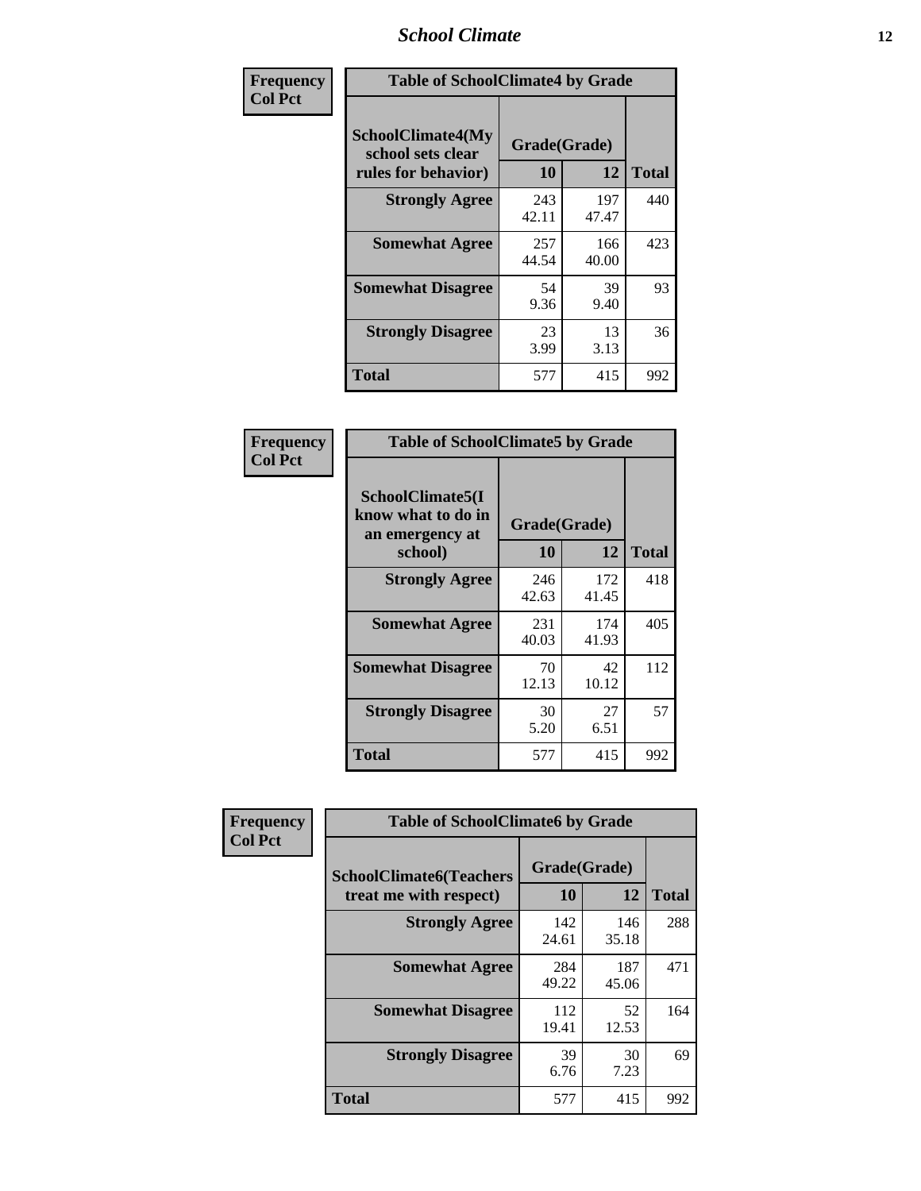| Frequency Col Pct | Table of SchoolClimate4 by Grade | | |
|---|---|---|---|
| SchoolClimate4(My school sets clear rules for behavior) | Grade(Grade) | | |
| | 10 | 12 | Total |
| Strongly Agree | 243 42.11 | 197 47.47 | 440 |
| Somewhat Agree | 257 44.54 | 166 40.00 | 423 |
| Somewhat Disagree | 54 9.36 | 39 9.40 | 93 |
| Strongly Disagree | 23 3.99 | 13 3.13 | 36 |
| Total | 577 | 415 | 992 |

| Frequency Col Pct | Table of SchoolClimate5 by Grade | | |
|---|---|---|---|
| SchoolClimate5(I know what to do in an emergency at school) | Grade(Grade) | | |
| | 10 | 12 | Total |
| Strongly Agree | 246 42.63 | 172 41.45 | 418 |
| Somewhat Agree | 231 40.03 | 174 41.93 | 405 |
| Somewhat Disagree | 70 12.13 | 42 10.12 | 112 |
| Strongly Disagree | 30 5.20 | 27 6.51 | 57 |
| Total | 577 | 415 | 992 |

| Frequency Col Pct | Table of SchoolClimate6 by Grade | | |
|---|---|---|---|
| SchoolClimate6(Teachers treat me with respect) | Grade(Grade) | | |
| | 10 | 12 | Total |
| Strongly Agree | 142 24.61 | 146 35.18 | 288 |
| Somewhat Agree | 284 49.22 | 187 45.06 | 471 |
| Somewhat Disagree | 112 19.41 | 52 12.53 | 164 |
| Strongly Disagree | 39 6.76 | 30 7.23 | 69 |
| Total | 577 | 415 | 992 |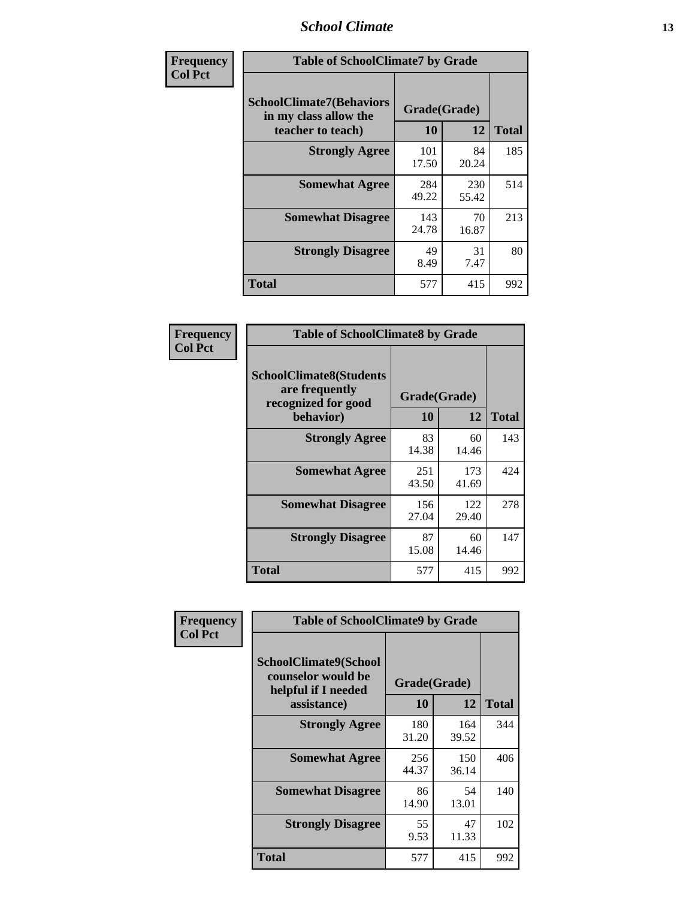| Frequency<br>Col Pct |
|---|

**Table of SchoolClimate7 by Grade**

| SchoolClimate7(Behaviors in my class allow the teacher to teach) | Grade(Grade) | | Total |
|---|---|---|---|
| | 10 | 12 | |
| Strongly Agree | 101<br>17.50 | 84<br>20.24 | 185 |
| Somewhat Agree | 284<br>49.22 | 230<br>55.42 | 514 |
| Somewhat Disagree | 143<br>24.78 | 70<br>16.87 | 213 |
| Strongly Disagree | 49<br>8.49 | 31<br>7.47 | 80 |
| Total | 577 | 415 | 992 |

| Frequency<br>Col Pct |
|---|

**Table of SchoolClimate8 by Grade**

| SchoolClimate8(Students are frequently recognized for good behavior) | Grade(Grade) | | Total |
|---|---|---|---|
| | 10 | 12 | |
| Strongly Agree | 83<br>14.38 | 60<br>14.46 | 143 |
| Somewhat Agree | 251<br>43.50 | 173<br>41.69 | 424 |
| Somewhat Disagree | 156<br>27.04 | 122<br>29.40 | 278 |
| Strongly Disagree | 87<br>15.08 | 60<br>14.46 | 147 |
| Total | 577 | 415 | 992 |

| Frequency<br>Col Pct |
|---|

**Table of SchoolClimate9 by Grade**

| SchoolClimate9(School counselor would be helpful if I needed assistance) | Grade(Grade) | | Total |
|---|---|---|---|
| | 10 | 12 | |
| Strongly Agree | 180<br>31.20 | 164<br>39.52 | 344 |
| Somewhat Agree | 256<br>44.37 | 150<br>36.14 | 406 |
| Somewhat Disagree | 86<br>14.90 | 54<br>13.01 | 140 |
| Strongly Disagree | 55<br>9.53 | 47<br>11.33 | 102 |
| Total | 577 | 415 | 992 |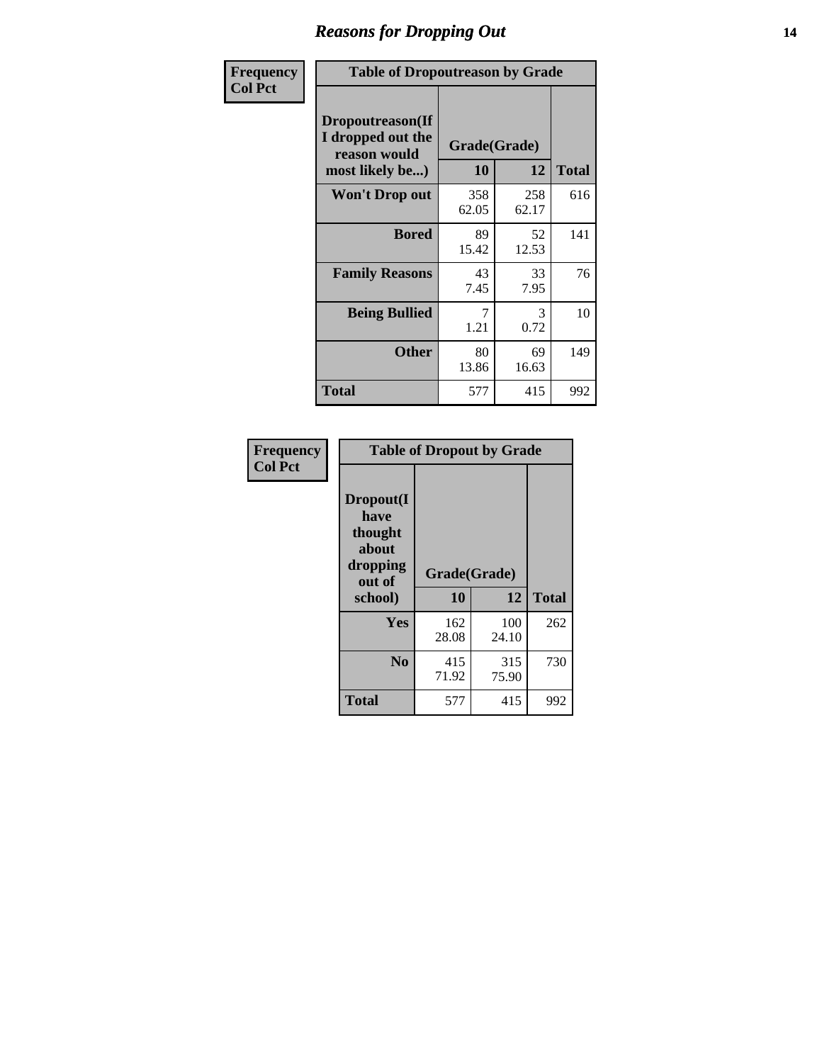# Reasons for Dropping Out

Frequency
Col Pct

| Table of Dropoutreason by Grade | | | |
|---|---|---|---|
| Dropoutreason(If I dropped out the reason would most likely be...) | Grade(Grade) | | |
| | 10 | 12 | Total |
| Won't Drop out | 358<br>62.05 | 258<br>62.17 | 616 |
| Bored | 89<br>15.42 | 52<br>12.53 | 141 |
| Family Reasons | 43<br>7.45 | 33<br>7.95 | 76 |
| Being Bullied | 7<br>1.21 | 3<br>0.72 | 10 |
| Other | 80<br>13.86 | 69<br>16.63 | 149 |
| Total | 577 | 415 | 992 |

Frequency
Col Pct

| Table of Dropout by Grade | | | |
|---|---|---|---|
| Dropout(I have thought about dropping out of school) | Grade(Grade) | | |
| | 10 | 12 | Total |
| Yes | 162<br>28.08 | 100<br>24.10 | 262 |
| No | 415<br>71.92 | 315<br>75.90 | 730 |
| Total | 577 | 415 | 992 |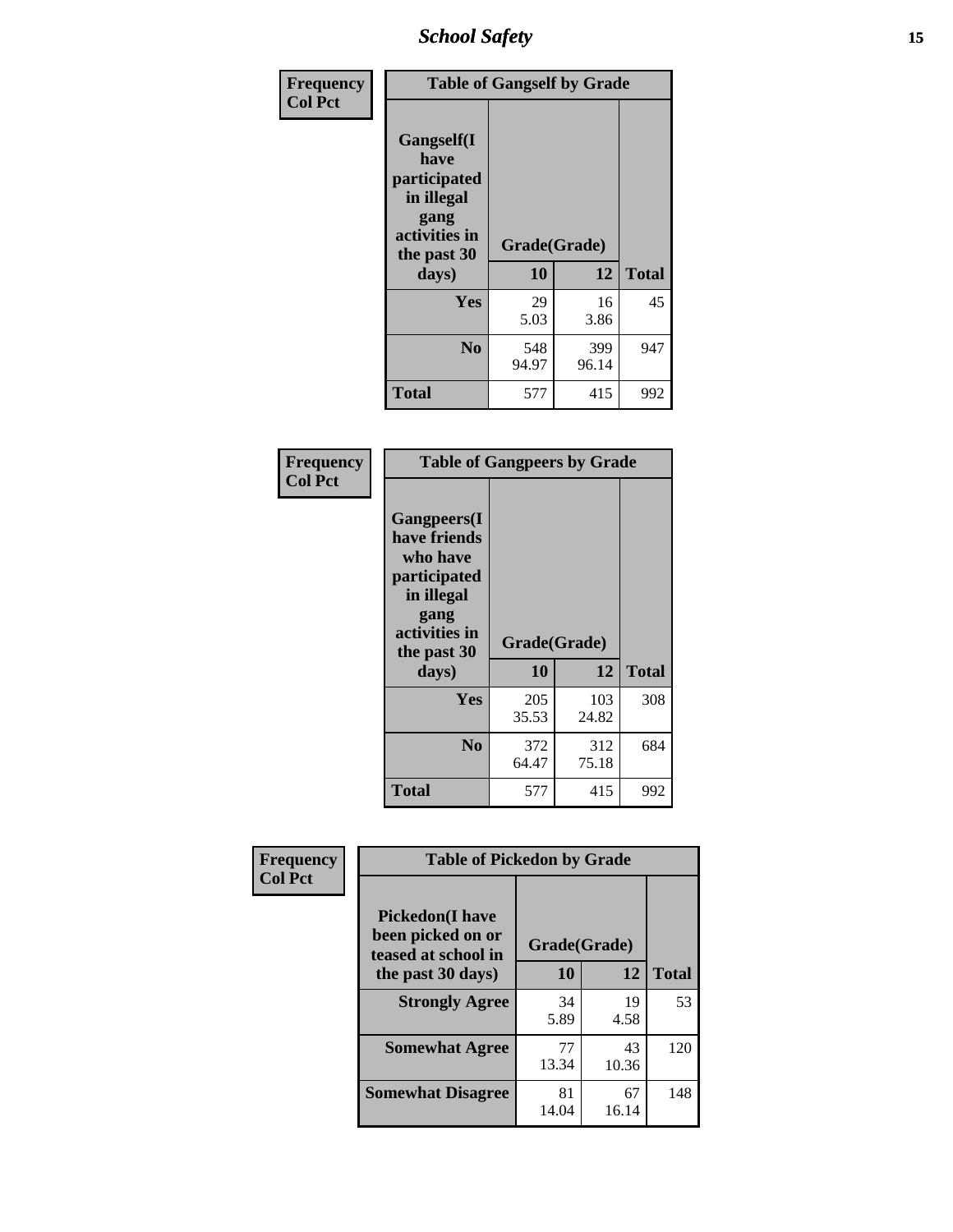| Frequency<br>Col Pct | Table of Gangself by Grade | | |
|---|---|---|---|
| Gangself(I have participated in illegal gang activities in the past 30 days) | Grade(Grade) | | |
| | 10 | 12 | Total |
| Yes | 29<br>5.03 | 16<br>3.86 | 45 |
| No | 548<br>94.97 | 399<br>96.14 | 947 |
| Total | 577 | 415 | 992 |

| Frequency<br>Col Pct | Table of Gangpeers by Grade | | |
|---|---|---|---|
| Gangpeers(I have friends who have participated in illegal gang activities in the past 30 days) | Grade(Grade) | | |
| | 10 | 12 | Total |
| Yes | 205<br>35.53 | 103<br>24.82 | 308 |
| No | 372<br>64.47 | 312<br>75.18 | 684 |
| Total | 577 | 415 | 992 |

| Frequency<br>Col Pct | Table of Pickedon by Grade | | |
|---|---|---|---|
| Pickedon(I have been picked on or teased at school in the past 30 days) | Grade(Grade) | | |
| | 10 | 12 | Total |
| Strongly Agree | 34<br>5.89 | 19<br>4.58 | 53 |
| Somewhat Agree | 77<br>13.34 | 43<br>10.36 | 120 |
| Somewhat Disagree | 81<br>14.04 | 67<br>16.14 | 148 |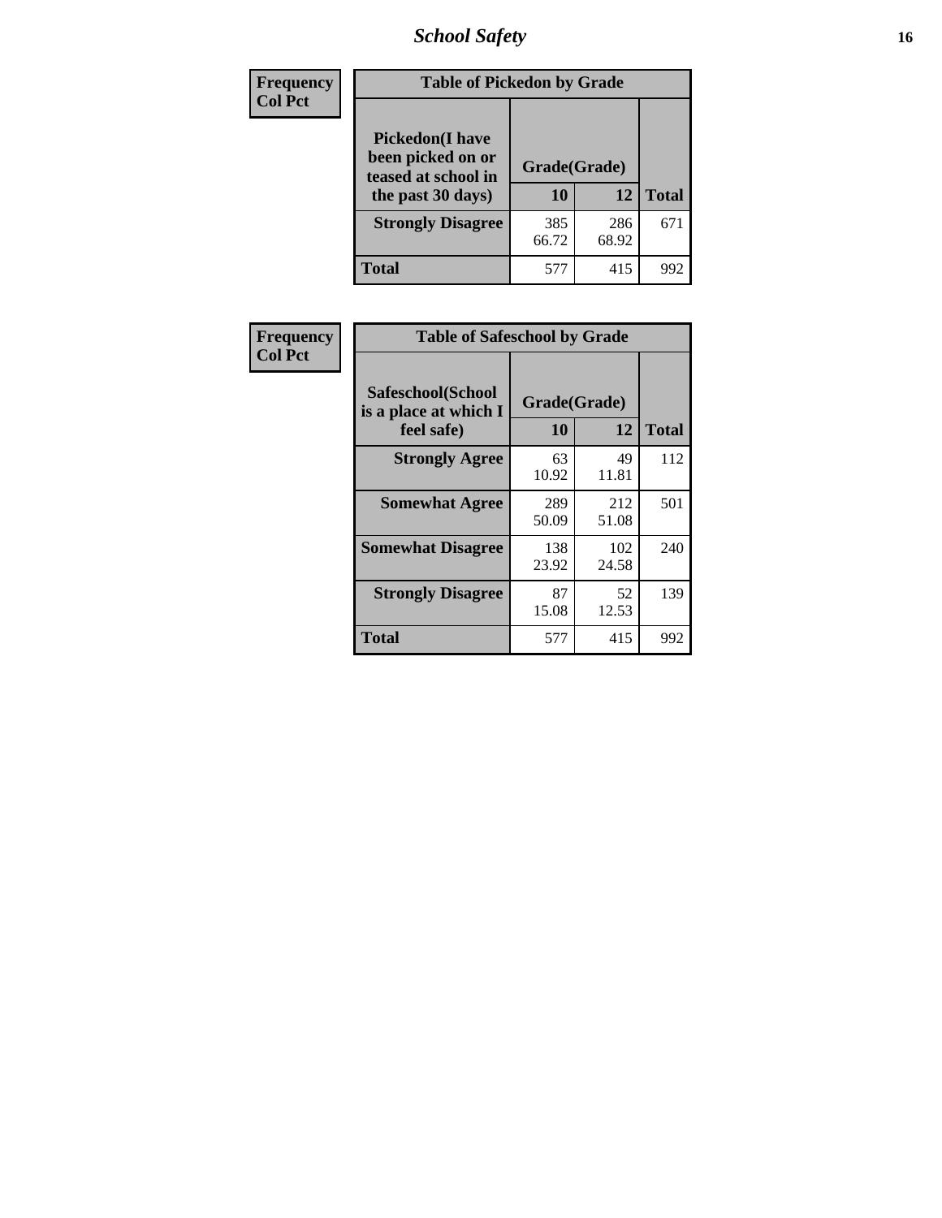| Frequency<br>Col Pct | Table of Pickedon by Grade | | |
|---|---|---|---|
| Pickedon(I have been picked on or teased at school in the past 30 days) | Grade(Grade) | | |
| | 10 | 12 | Total |
| Strongly Disagree | 385<br>66.72 | 286<br>68.92 | 671 |
| Total | 577 | 415 | 992 |

| Frequency<br>Col Pct | Table of Safeschool by Grade | | |
|---|---|---|---|
| Safeschool(School is a place at which I feel safe) | Grade(Grade) | | |
| | 10 | 12 | Total |
| Strongly Agree | 63<br>10.92 | 49<br>11.81 | 112 |
| Somewhat Agree | 289<br>50.09 | 212<br>51.08 | 501 |
| Somewhat Disagree | 138<br>23.92 | 102<br>24.58 | 240 |
| Strongly Disagree | 87<br>15.08 | 52<br>12.53 | 139 |
| Total | 577 | 415 | 992 |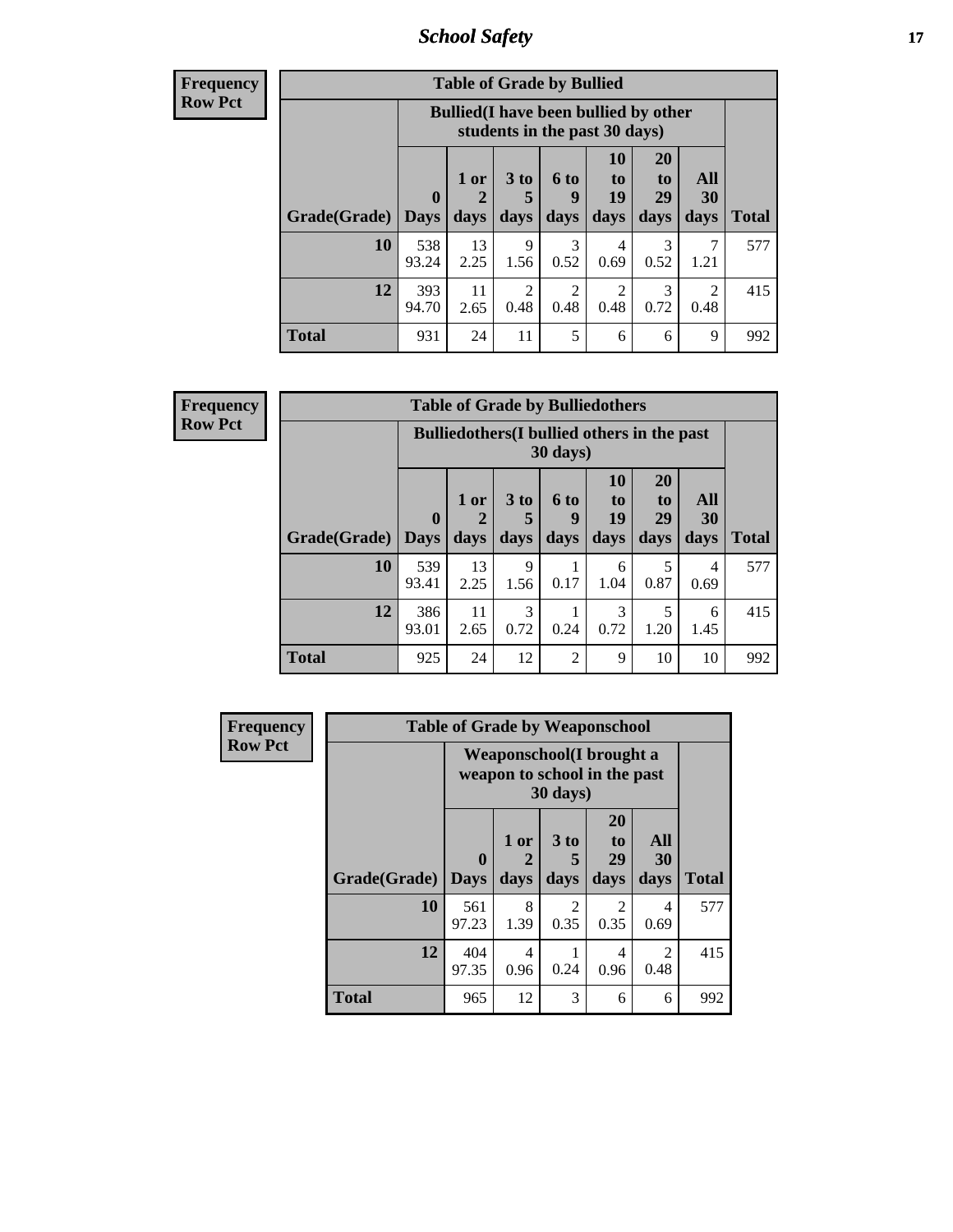| Frequency<br>Row Pct |
|---|

**Table of Grade by Bullied**

| Grade(Grade) | Bullied(I have been bullied by other students in the past 30 days) | | | | | | | Total |
|---|---|---|---|---|---|---|---|---|
| | 0 Days | 1 or 2 days | 3 to 5 days | 6 to 9 days | 10 to 19 days | 20 to 29 days | All 30 days | |
| 10 | 538<br>93.24 | 13<br>2.25 | 9<br>1.56 | 3<br>0.52 | 4<br>0.69 | 3<br>0.52 | 7<br>1.21 | 577 |
| 12 | 393<br>94.70 | 11<br>2.65 | 2<br>0.48 | 2<br>0.48 | 2<br>0.48 | 3<br>0.72 | 2<br>0.48 | 415 |
| Total | 931 | 24 | 11 | 5 | 6 | 6 | 9 | 992 |

| Frequency<br>Row Pct |
|---|

**Table of Grade by Bulliedothers**

| Grade(Grade) | Bulliedothers(I bullied others in the past 30 days) | | | | | | | Total |
|---|---|---|---|---|---|---|---|---|
| | 0 Days | 1 or 2 days | 3 to 5 days | 6 to 9 days | 10 to 19 days | 20 to 29 days | All 30 days | |
| 10 | 539<br>93.41 | 13<br>2.25 | 9<br>1.56 | 1<br>0.17 | 6<br>1.04 | 5<br>0.87 | 4<br>0.69 | 577 |
| 12 | 386<br>93.01 | 11<br>2.65 | 3<br>0.72 | 1<br>0.24 | 3<br>0.72 | 5<br>1.20 | 6<br>1.45 | 415 |
| Total | 925 | 24 | 12 | 2 | 9 | 10 | 10 | 992 |

| Frequency<br>Row Pct |
|---|

**Table of Grade by Weaponschool**

| Grade(Grade) | Weaponschool(I brought a weapon to school in the past 30 days) | | | | | Total |
|---|---|---|---|---|---|---|
| | 0 Days | 1 or 2 days | 3 to 5 days | 20 to 29 days | All 30 days | |
| 10 | 561<br>97.23 | 8<br>1.39 | 2<br>0.35 | 2<br>0.35 | 4<br>0.69 | 577 |
| 12 | 404<br>97.35 | 4<br>0.96 | 1<br>0.24 | 4<br>0.96 | 2<br>0.48 | 415 |
| Total | 965 | 12 | 3 | 6 | 6 | 992 |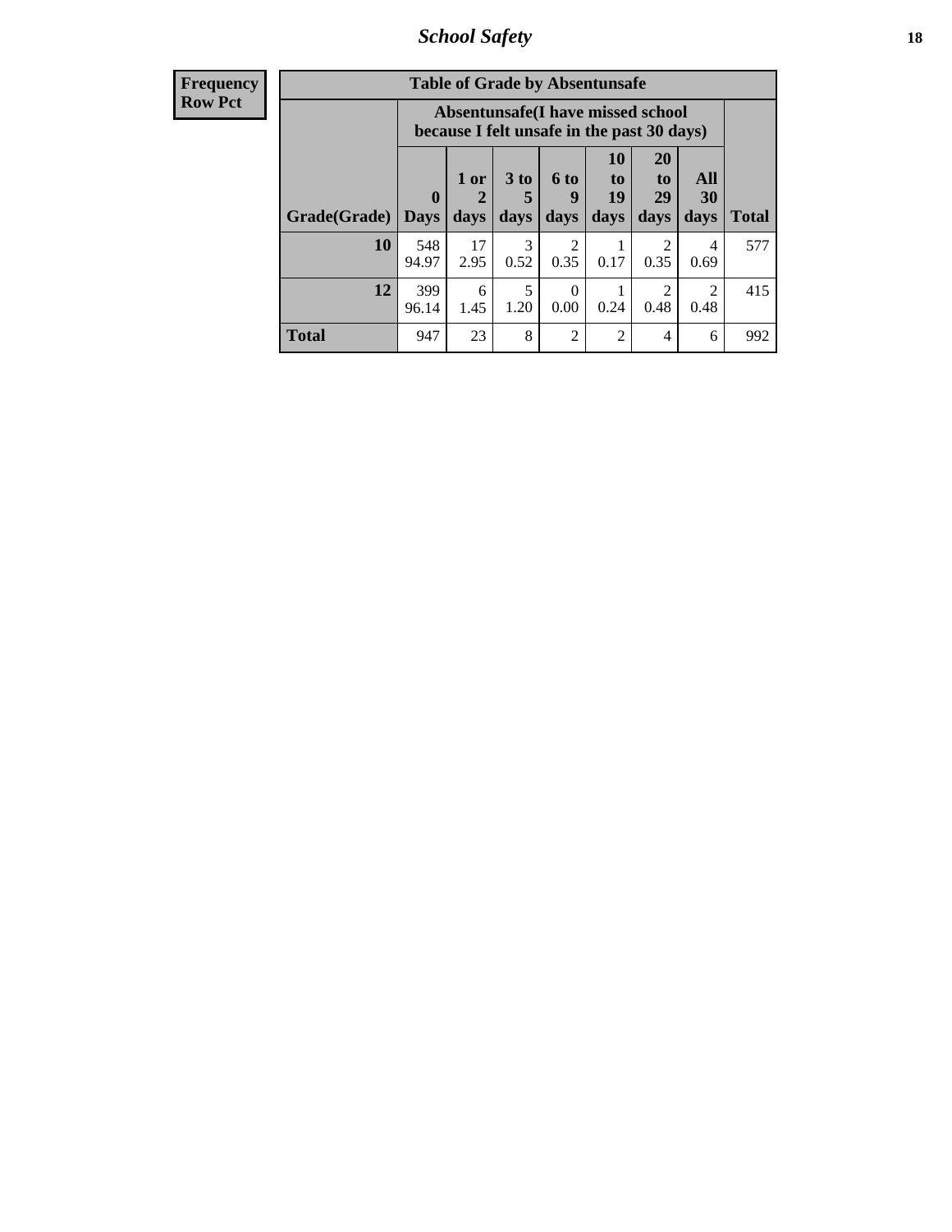| Frequency<br>Row Pct |
|---|

**Table of Grade by Absentunsafe**

| Grade(Grade) | Absentunsafe(I have missed school because I felt unsafe in the past 30 days) | | | | | | | Total |
|---|---|---|---|---|---|---|---|---|
| | 0 Days | 1 or 2 days | 3 to 5 days | 6 to 9 days | 10 to 19 days | 20 to 29 days | All 30 days | |
| **10** | 548<br>94.97 | 17<br>2.95 | 3<br>0.52 | 2<br>0.35 | 1<br>0.17 | 2<br>0.35 | 4<br>0.69 | 577 |
| **12** | 399<br>96.14 | 6<br>1.45 | 5<br>1.20 | 0<br>0.00 | 1<br>0.24 | 2<br>0.48 | 2<br>0.48 | 415 |
| **Total** | 947 | 23 | 8 | 2 | 2 | 4 | 6 | 992 |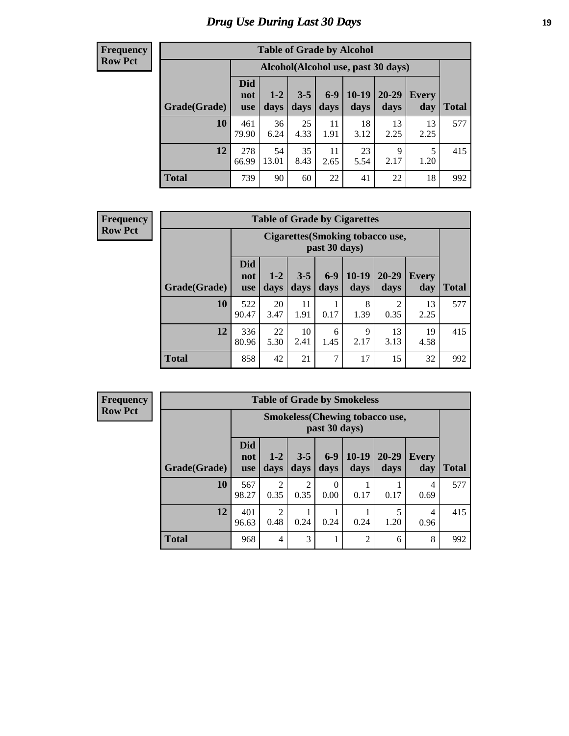# Drug Use During Last 30 Days

**Frequency**
**Row Pct**

| Table of Grade by Alcohol | | | | | | | | |
|---|---|---|---|---|---|---|---|---|
| | Alcohol(Alcohol use, past 30 days) | | | | | | | |
| Grade(Grade) | Did not use | 1-2 days | 3-5 days | 6-9 days | 10-19 days | 20-29 days | Every day | Total |
| 10 | 461<br>79.90 | 36<br>6.24 | 25<br>4.33 | 11<br>1.91 | 18<br>3.12 | 13<br>2.25 | 13<br>2.25 | 577 |
| 12 | 278<br>66.99 | 54<br>13.01 | 35<br>8.43 | 11<br>2.65 | 23<br>5.54 | 9<br>2.17 | 5<br>1.20 | 415 |
| Total | 739 | 90 | 60 | 22 | 41 | 22 | 18 | 992 |

**Frequency**
**Row Pct**

| Table of Grade by Cigarettes | | | | | | | | |
|---|---|---|---|---|---|---|---|---|
| | Cigarettes(Smoking tobacco use, past 30 days) | | | | | | | |
| Grade(Grade) | Did not use | 1-2 days | 3-5 days | 6-9 days | 10-19 days | 20-29 days | Every day | Total |
| 10 | 522<br>90.47 | 20<br>3.47 | 11<br>1.91 | 1<br>0.17 | 8<br>1.39 | 2<br>0.35 | 13<br>2.25 | 577 |
| 12 | 336<br>80.96 | 22<br>5.30 | 10<br>2.41 | 6<br>1.45 | 9<br>2.17 | 13<br>3.13 | 19<br>4.58 | 415 |
| Total | 858 | 42 | 21 | 7 | 17 | 15 | 32 | 992 |

**Frequency**
**Row Pct**

| Table of Grade by Smokeless | | | | | | | | |
|---|---|---|---|---|---|---|---|---|
| | Smokeless(Chewing tobacco use, past 30 days) | | | | | | | |
| Grade(Grade) | Did not use | 1-2 days | 3-5 days | 6-9 days | 10-19 days | 20-29 days | Every day | Total |
| 10 | 567<br>98.27 | 2<br>0.35 | 2<br>0.35 | 0<br>0.00 | 1<br>0.17 | 1<br>0.17 | 4<br>0.69 | 577 |
| 12 | 401<br>96.63 | 2<br>0.48 | 1<br>0.24 | 1<br>0.24 | 1<br>0.24 | 5<br>1.20 | 4<br>0.96 | 415 |
| Total | 968 | 4 | 3 | 1 | 2 | 6 | 8 | 992 |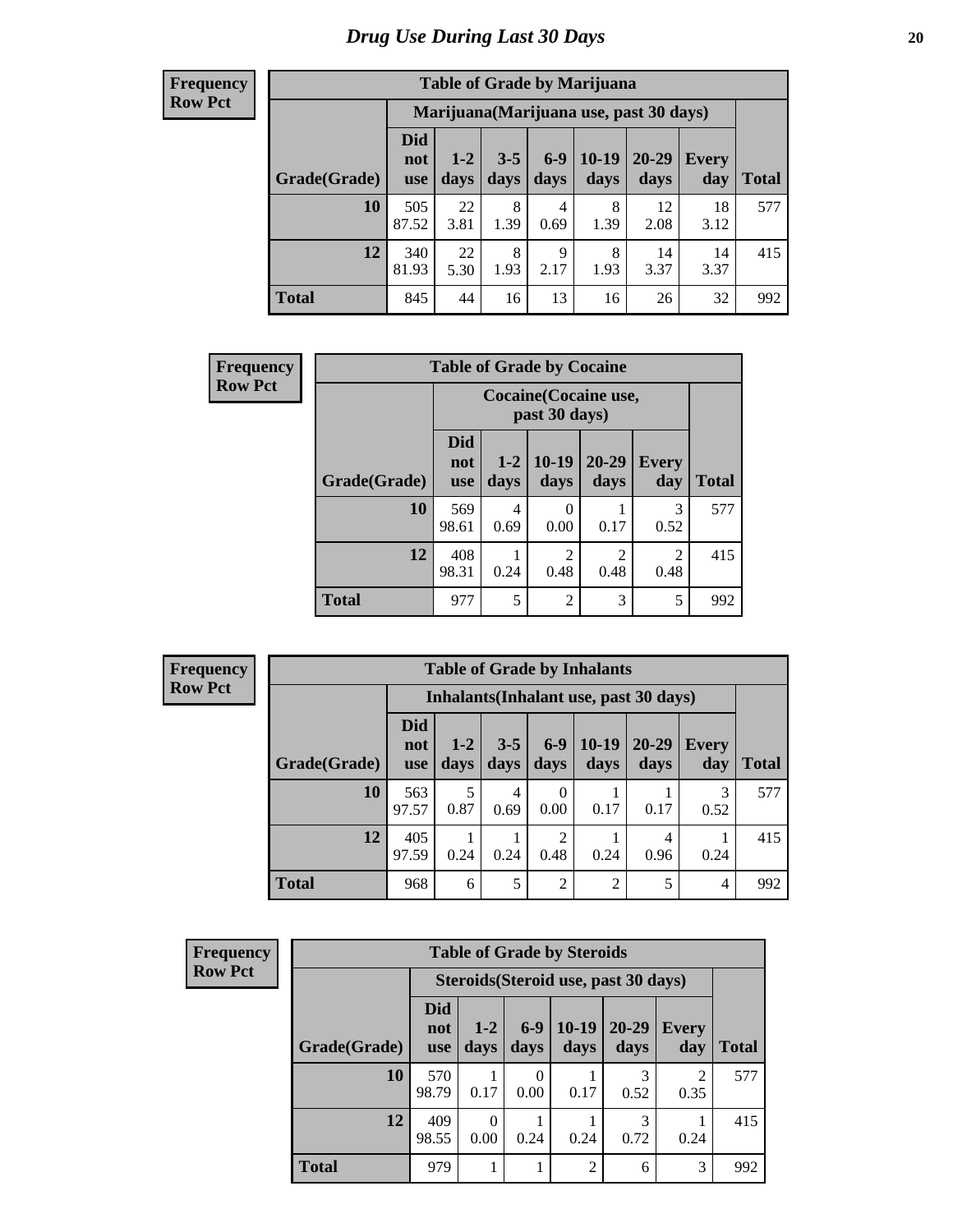# Drug Use During Last 30 Days

**Frequency**
**Row Pct**

| Table of Grade by Marijuana | | | | | | | | |
|---|---|---|---|---|---|---|---|---|
| | Marijuana(Marijuana use, past 30 days) | | | | | | | |
| Grade(Grade) | Did not use | 1-2 days | 3-5 days | 6-9 days | 10-19 days | 20-29 days | Every day | Total |
| 10 | 505<br>87.52 | 22<br>3.81 | 8<br>1.39 | 4<br>0.69 | 8<br>1.39 | 12<br>2.08 | 18<br>3.12 | 577 |
| 12 | 340<br>81.93 | 22<br>5.30 | 8<br>1.93 | 9<br>2.17 | 8<br>1.93 | 14<br>3.37 | 14<br>3.37 | 415 |
| Total | 845 | 44 | 16 | 13 | 16 | 26 | 32 | 992 |

**Frequency**
**Row Pct**

| Table of Grade by Cocaine | | | | | | |
|---|---|---|---|---|---|---|
| | Cocaine(Cocaine use, past 30 days) | | | | | |
| Grade(Grade) | Did not use | 1-2 days | 10-19 days | 20-29 days | Every day | Total |
| 10 | 569<br>98.61 | 4<br>0.69 | 0<br>0.00 | 1<br>0.17 | 3<br>0.52 | 577 |
| 12 | 408<br>98.31 | 1<br>0.24 | 2<br>0.48 | 2<br>0.48 | 2<br>0.48 | 415 |
| Total | 977 | 5 | 2 | 3 | 5 | 992 |

**Frequency**
**Row Pct**

| Table of Grade by Inhalants | | | | | | | | |
|---|---|---|---|---|---|---|---|---|
| | Inhalants(Inhalant use, past 30 days) | | | | | | | |
| Grade(Grade) | Did not use | 1-2 days | 3-5 days | 6-9 days | 10-19 days | 20-29 days | Every day | Total |
| 10 | 563<br>97.57 | 5<br>0.87 | 4<br>0.69 | 0<br>0.00 | 1<br>0.17 | 1<br>0.17 | 3<br>0.52 | 577 |
| 12 | 405<br>97.59 | 1<br>0.24 | 1<br>0.24 | 2<br>0.48 | 1<br>0.24 | 4<br>0.96 | 1<br>0.24 | 415 |
| Total | 968 | 6 | 5 | 2 | 2 | 5 | 4 | 992 |

**Frequency**
**Row Pct**

| Table of Grade by Steroids | | | | | | | |
|---|---|---|---|---|---|---|---|
| | Steroids(Steroid use, past 30 days) | | | | | | |
| Grade(Grade) | Did not use | 1-2 days | 6-9 days | 10-19 days | 20-29 days | Every day | Total |
| 10 | 570<br>98.79 | 1<br>0.17 | 0<br>0.00 | 1<br>0.17 | 3<br>0.52 | 2<br>0.35 | 577 |
| 12 | 409<br>98.55 | 0<br>0.00 | 1<br>0.24 | 1<br>0.24 | 3<br>0.72 | 1<br>0.24 | 415 |
| Total | 979 | 1 | 1 | 2 | 6 | 3 | 992 |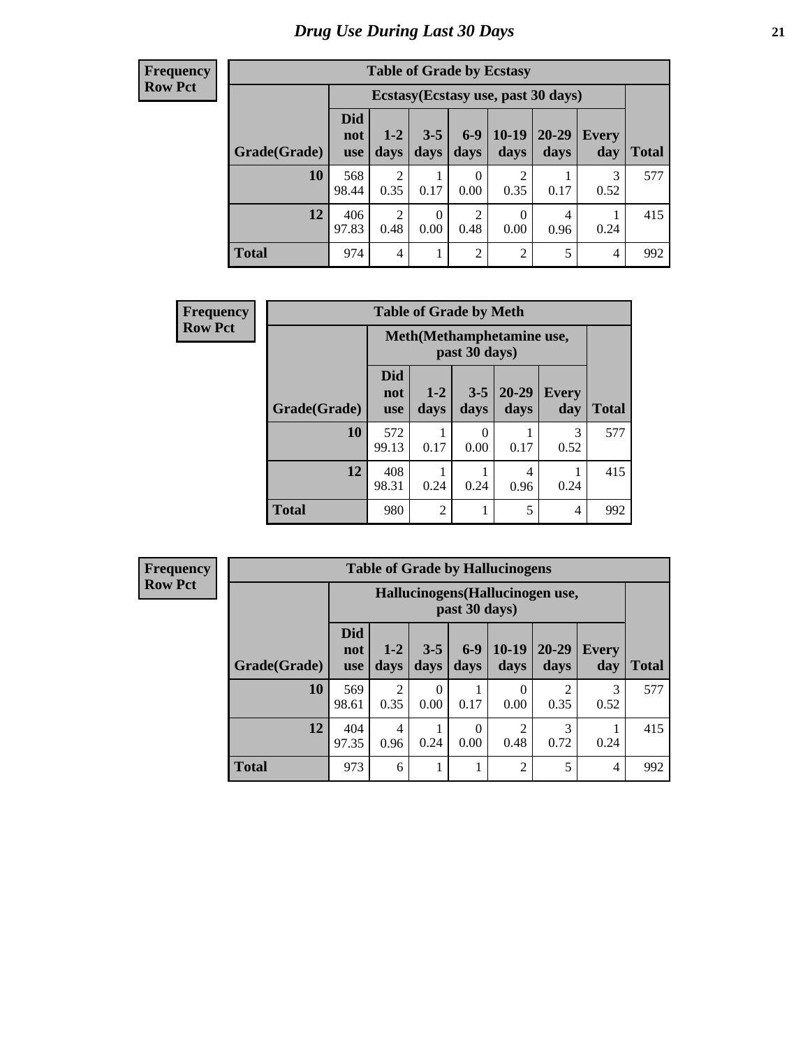# Drug Use During Last 30 Days

**Frequency**
**Row Pct**

| Table of Grade by Ecstasy | | | | | | | | |
|---|---|---|---|---|---|---|---|---|
| | Ecstasy(Ecstasy use, past 30 days) | | | | | | | |
| Grade(Grade) | Did not use | 1-2 days | 3-5 days | 6-9 days | 10-19 days | 20-29 days | Every day | Total |
| 10 | 568<br>98.44 | 2<br>0.35 | 1<br>0.17 | 0<br>0.00 | 2<br>0.35 | 1<br>0.17 | 3<br>0.52 | 577 |
| 12 | 406<br>97.83 | 2<br>0.48 | 0<br>0.00 | 2<br>0.48 | 0<br>0.00 | 4<br>0.96 | 1<br>0.24 | 415 |
| Total | 974 | 4 | 1 | 2 | 2 | 5 | 4 | 992 |

**Frequency**
**Row Pct**

| Table of Grade by Meth | | | | | | |
|---|---|---|---|---|---|---|
| | Meth(Methamphetamine use, past 30 days) | | | | | |
| Grade(Grade) | Did not use | 1-2 days | 3-5 days | 20-29 days | Every day | Total |
| 10 | 572<br>99.13 | 1<br>0.17 | 0<br>0.00 | 1<br>0.17 | 3<br>0.52 | 577 |
| 12 | 408<br>98.31 | 1<br>0.24 | 1<br>0.24 | 4<br>0.96 | 1<br>0.24 | 415 |
| Total | 980 | 2 | 1 | 5 | 4 | 992 |

**Frequency**
**Row Pct**

| Table of Grade by Hallucinogens | | | | | | | | |
|---|---|---|---|---|---|---|---|---|
| | Hallucinogens(Hallucinogen use, past 30 days) | | | | | | | |
| Grade(Grade) | Did not use | 1-2 days | 3-5 days | 6-9 days | 10-19 days | 20-29 days | Every day | Total |
| 10 | 569<br>98.61 | 2<br>0.35 | 0<br>0.00 | 1<br>0.17 | 0<br>0.00 | 2<br>0.35 | 3<br>0.52 | 577 |
| 12 | 404<br>97.35 | 4<br>0.96 | 1<br>0.24 | 0<br>0.00 | 2<br>0.48 | 3<br>0.72 | 1<br>0.24 | 415 |
| Total | 973 | 6 | 1 | 1 | 2 | 5 | 4 | 992 |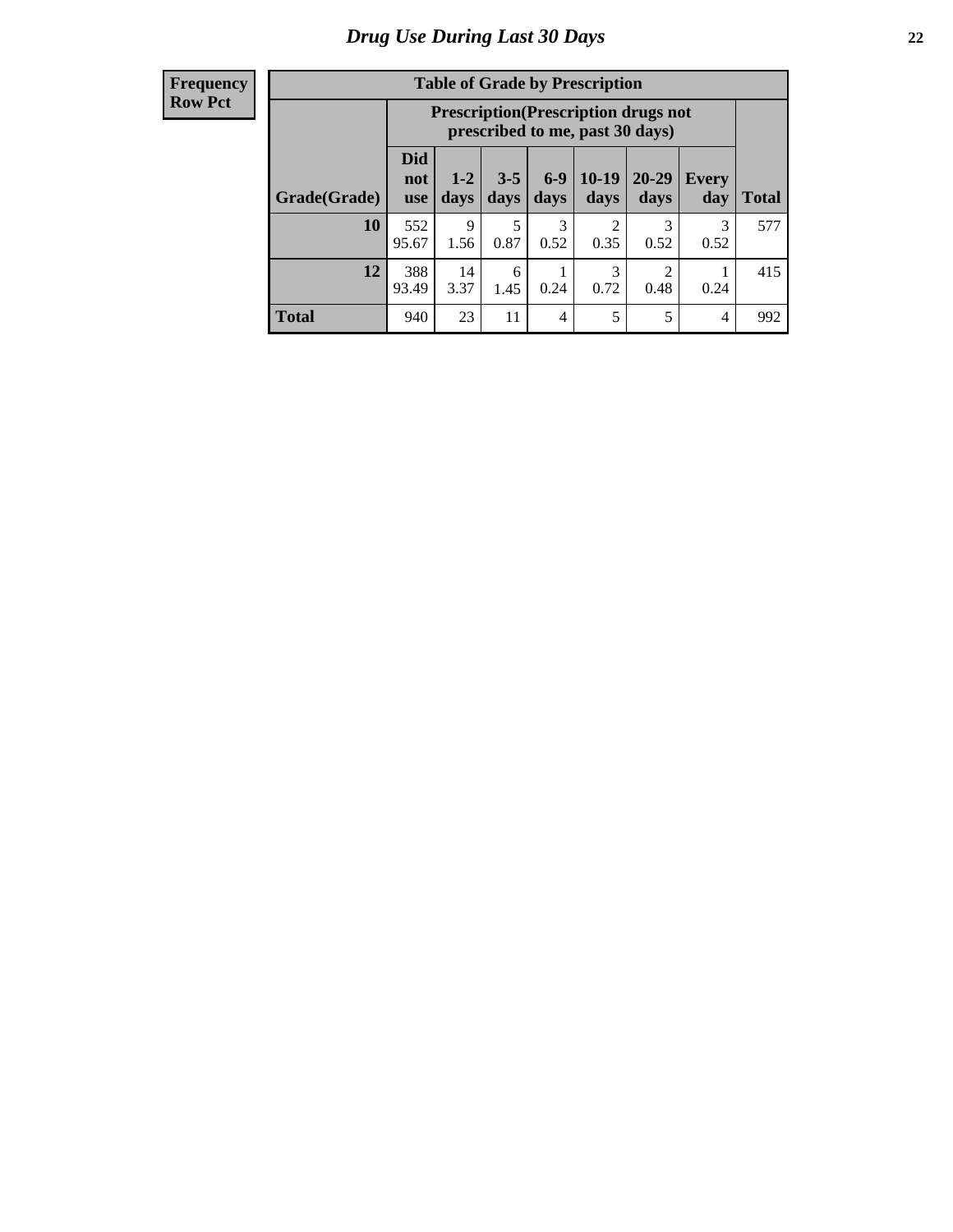# Drug Use During Last 30 Days

| Frequency<br>Row Pct |
|---|

**Table of Grade by Prescription**

| | Prescription(Prescription drugs not prescribed to me, past 30 days) | | | | | | | |
|---|---|---|---|---|---|---|---|---|
| Grade(Grade) | Did not use | 1-2 days | 3-5 days | 6-9 days | 10-19 days | 20-29 days | Every day | Total |
| 10 | 552<br>95.67 | 9<br>1.56 | 5<br>0.87 | 3<br>0.52 | 2<br>0.35 | 3<br>0.52 | 3<br>0.52 | 577 |
| 12 | 388<br>93.49 | 14<br>3.37 | 6<br>1.45 | 1<br>0.24 | 3<br>0.72 | 2<br>0.48 | 1<br>0.24 | 415 |
| Total | 940 | 23 | 11 | 4 | 5 | 5 | 4 | 992 |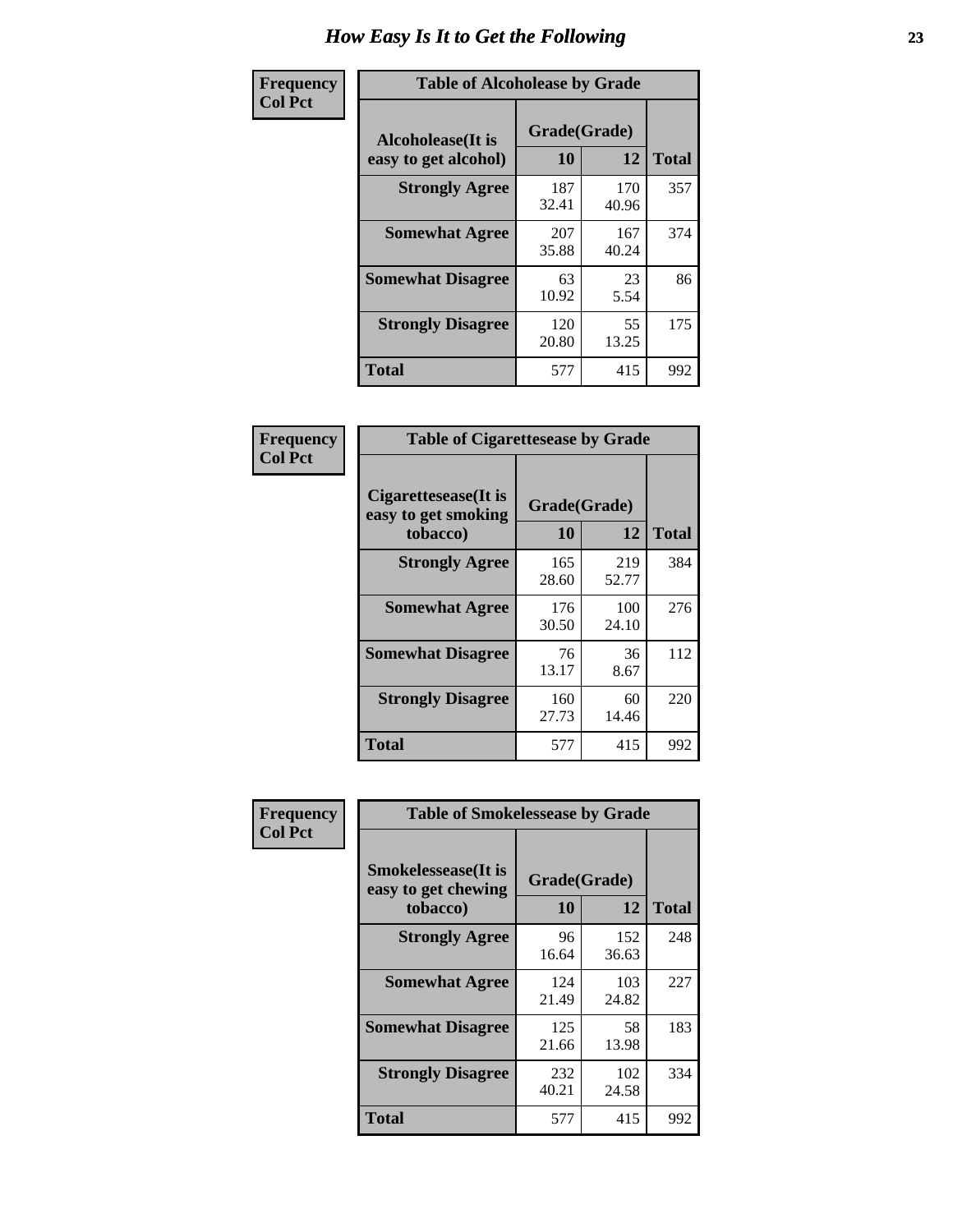# How Easy Is It to Get the Following

**Frequency**
**Col Pct**

| Table of Alcoholease by Grade | | | |
|---|---|---|---|
| Alcoholease(It is easy to get alcohol) | Grade(Grade) | | Total |
| | 10 | 12 | |
| **Strongly Agree** | 187<br>32.41 | 170<br>40.96 | 357 |
| **Somewhat Agree** | 207<br>35.88 | 167<br>40.24 | 374 |
| **Somewhat Disagree** | 63<br>10.92 | 23<br>5.54 | 86 |
| **Strongly Disagree** | 120<br>20.80 | 55<br>13.25 | 175 |
| **Total** | 577 | 415 | 992 |

**Frequency**
**Col Pct**

| Table of Cigarettesease by Grade | | | |
|---|---|---|---|
| Cigarettesease(It is easy to get smoking tobacco) | Grade(Grade) | | Total |
| | 10 | 12 | |
| **Strongly Agree** | 165<br>28.60 | 219<br>52.77 | 384 |
| **Somewhat Agree** | 176<br>30.50 | 100<br>24.10 | 276 |
| **Somewhat Disagree** | 76<br>13.17 | 36<br>8.67 | 112 |
| **Strongly Disagree** | 160<br>27.73 | 60<br>14.46 | 220 |
| **Total** | 577 | 415 | 992 |

**Frequency**
**Col Pct**

| Table of Smokelessease by Grade | | | |
|---|---|---|---|
| Smokelessease(It is easy to get chewing tobacco) | Grade(Grade) | | Total |
| | 10 | 12 | |
| **Strongly Agree** | 96<br>16.64 | 152<br>36.63 | 248 |
| **Somewhat Agree** | 124<br>21.49 | 103<br>24.82 | 227 |
| **Somewhat Disagree** | 125<br>21.66 | 58<br>13.98 | 183 |
| **Strongly Disagree** | 232<br>40.21 | 102<br>24.58 | 334 |
| **Total** | 577 | 415 | 992 |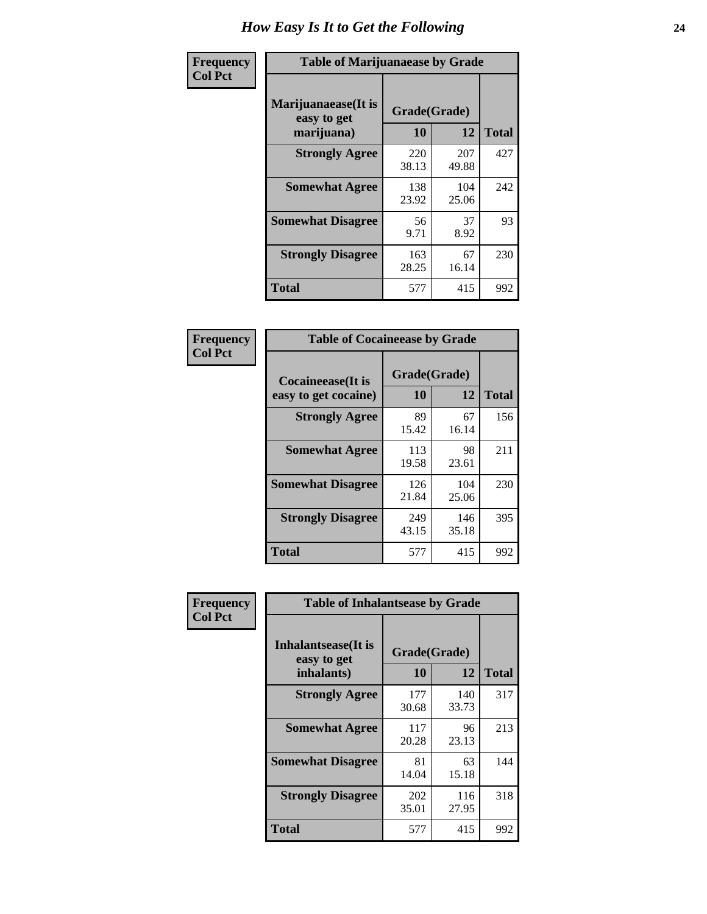# How Easy Is It to Get the Following

**Frequency**
**Col Pct**

**Table of Marijuanaease by Grade**

| Marijuanaease(It is easy to get marijuana) | Grade(Grade) | | Total |
|---|---|---|---|
| | 10 | 12 | |
| **Strongly Agree** | 220<br>38.13 | 207<br>49.88 | 427 |
| **Somewhat Agree** | 138<br>23.92 | 104<br>25.06 | 242 |
| **Somewhat Disagree** | 56<br>9.71 | 37<br>8.92 | 93 |
| **Strongly Disagree** | 163<br>28.25 | 67<br>16.14 | 230 |
| **Total** | 577 | 415 | 992 |

**Frequency**
**Col Pct**

**Table of Cocaineease by Grade**

| Cocaineease(It is easy to get cocaine) | Grade(Grade) | | Total |
|---|---|---|---|
| | 10 | 12 | |
| **Strongly Agree** | 89<br>15.42 | 67<br>16.14 | 156 |
| **Somewhat Agree** | 113<br>19.58 | 98<br>23.61 | 211 |
| **Somewhat Disagree** | 126<br>21.84 | 104<br>25.06 | 230 |
| **Strongly Disagree** | 249<br>43.15 | 146<br>35.18 | 395 |
| **Total** | 577 | 415 | 992 |

**Frequency**
**Col Pct**

**Table of Inhalantsease by Grade**

| Inhalantsease(It is easy to get inhalants) | Grade(Grade) | | Total |
|---|---|---|---|
| | 10 | 12 | |
| **Strongly Agree** | 177<br>30.68 | 140<br>33.73 | 317 |
| **Somewhat Agree** | 117<br>20.28 | 96<br>23.13 | 213 |
| **Somewhat Disagree** | 81<br>14.04 | 63<br>15.18 | 144 |
| **Strongly Disagree** | 202<br>35.01 | 116<br>27.95 | 318 |
| **Total** | 577 | 415 | 992 |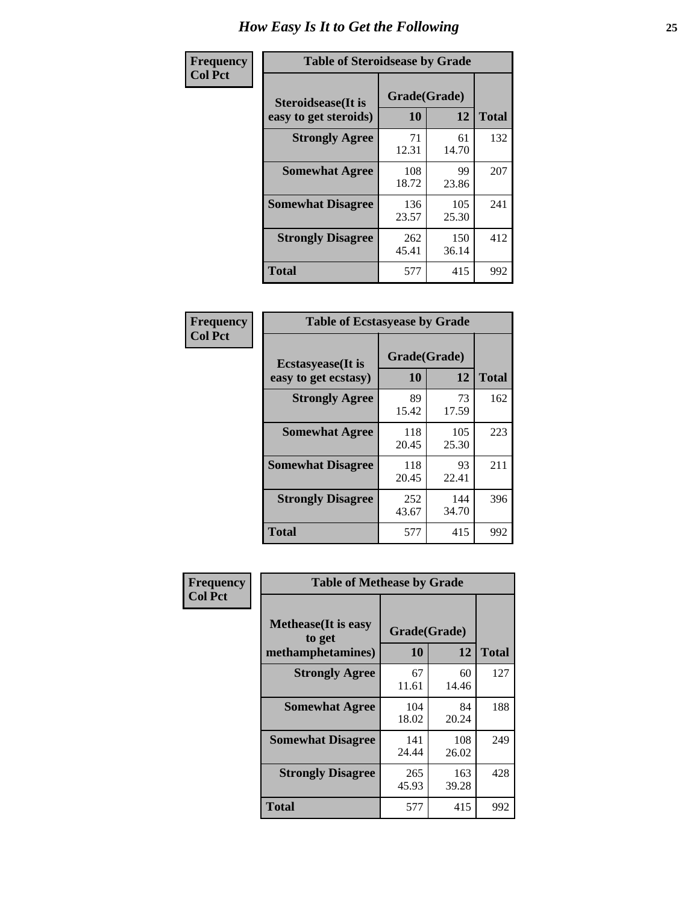# How Easy Is It to Get the Following

**Frequency**
**Col Pct**

**Table of Steroidsease by Grade**

| Steroidsease(It is easy to get steroids) | Grade(Grade) | | Total |
|---|---|---|---|
| | 10 | 12 | |
| **Strongly Agree** | 71<br>12.31 | 61<br>14.70 | 132 |
| **Somewhat Agree** | 108<br>18.72 | 99<br>23.86 | 207 |
| **Somewhat Disagree** | 136<br>23.57 | 105<br>25.30 | 241 |
| **Strongly Disagree** | 262<br>45.41 | 150<br>36.14 | 412 |
| **Total** | 577 | 415 | 992 |

**Frequency**
**Col Pct**

**Table of Ecstasyease by Grade**

| Ecstasyease(It is easy to get ecstasy) | Grade(Grade) | | Total |
|---|---|---|---|
| | 10 | 12 | |
| **Strongly Agree** | 89<br>15.42 | 73<br>17.59 | 162 |
| **Somewhat Agree** | 118<br>20.45 | 105<br>25.30 | 223 |
| **Somewhat Disagree** | 118<br>20.45 | 93<br>22.41 | 211 |
| **Strongly Disagree** | 252<br>43.67 | 144<br>34.70 | 396 |
| **Total** | 577 | 415 | 992 |

**Frequency**
**Col Pct**

**Table of Methease by Grade**

| Methease(It is easy to get methamphetamines) | Grade(Grade) | | Total |
|---|---|---|---|
| | 10 | 12 | |
| **Strongly Agree** | 67<br>11.61 | 60<br>14.46 | 127 |
| **Somewhat Agree** | 104<br>18.02 | 84<br>20.24 | 188 |
| **Somewhat Disagree** | 141<br>24.44 | 108<br>26.02 | 249 |
| **Strongly Disagree** | 265<br>45.93 | 163<br>39.28 | 428 |
| **Total** | 577 | 415 | 992 |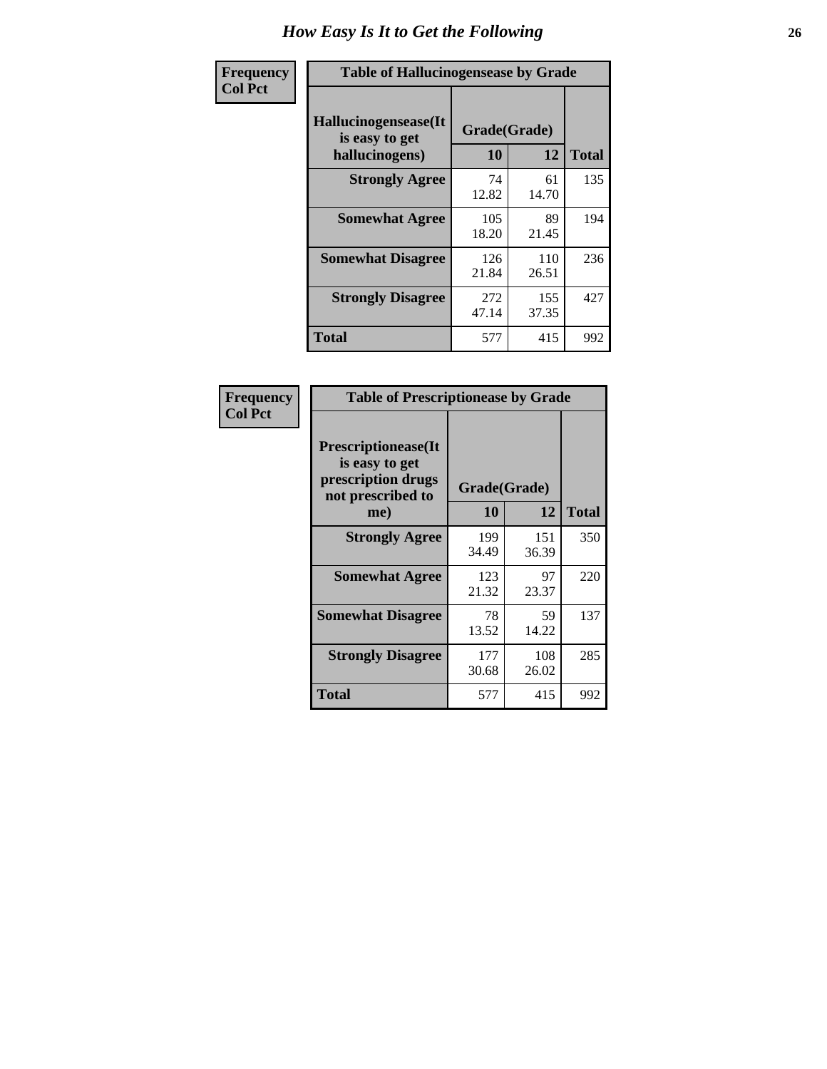# How Easy Is It to Get the Following

| Frequency<br>Col Pct | Table of Hallucinogensease by Grade | | |
|---|---|---|---|
| Hallucinogensease(It is easy to get hallucinogens) | Grade(Grade) | | |
| | 10 | 12 | Total |
| Strongly Agree | 74<br>12.82 | 61<br>14.70 | 135 |
| Somewhat Agree | 105<br>18.20 | 89<br>21.45 | 194 |
| Somewhat Disagree | 126<br>21.84 | 110<br>26.51 | 236 |
| Strongly Disagree | 272<br>47.14 | 155<br>37.35 | 427 |
| Total | 577 | 415 | 992 |

| Frequency<br>Col Pct | Table of Prescriptionease by Grade | | |
|---|---|---|---|
| Prescriptionease(It is easy to get prescription drugs not prescribed to me) | Grade(Grade) | | |
| | 10 | 12 | Total |
| Strongly Agree | 199<br>34.49 | 151<br>36.39 | 350 |
| Somewhat Agree | 123<br>21.32 | 97<br>23.37 | 220 |
| Somewhat Disagree | 78<br>13.52 | 59<br>14.22 | 137 |
| Strongly Disagree | 177<br>30.68 | 108<br>26.02 | 285 |
| Total | 577 | 415 | 992 |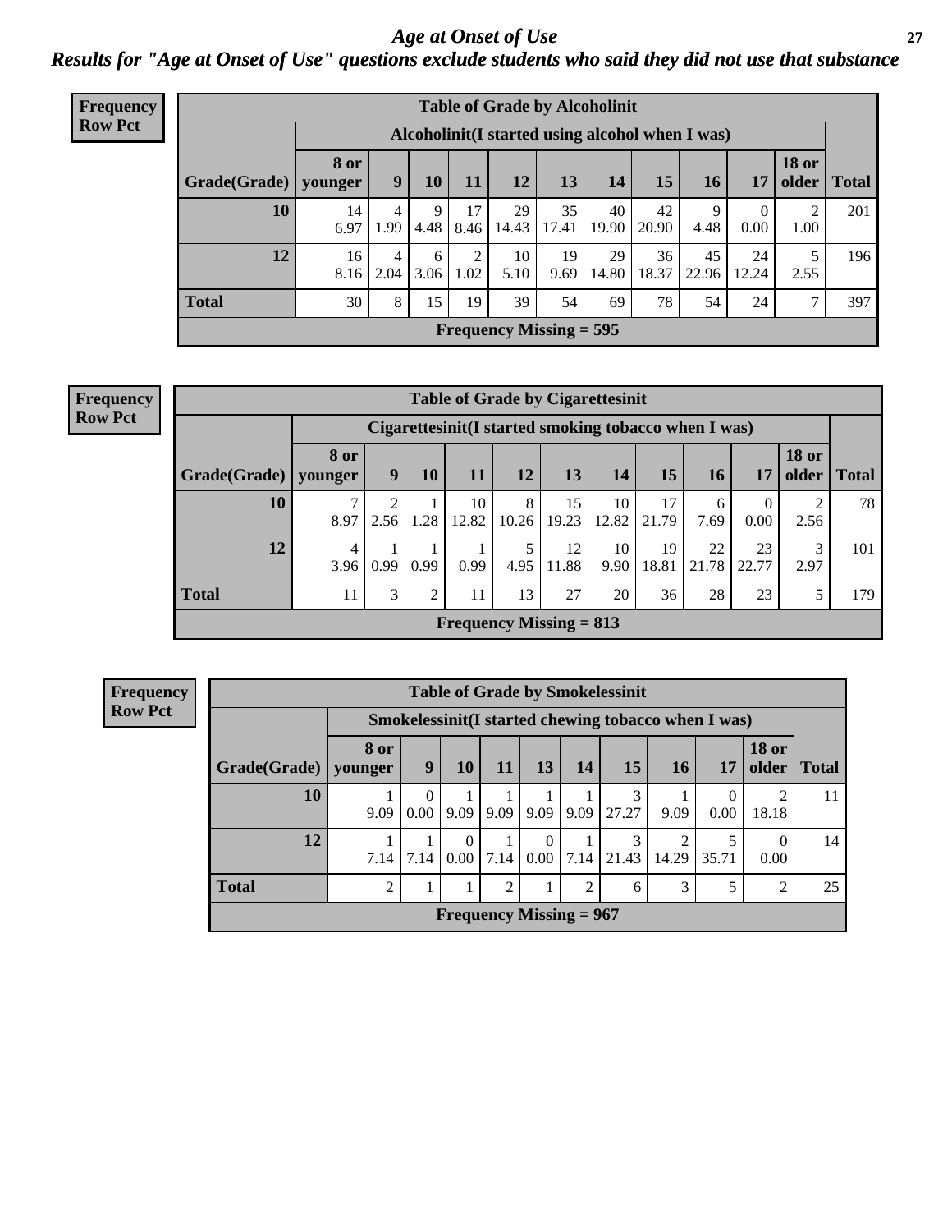# *Age at Onset of Use*

***Results for "Age at Onset of Use" questions exclude students who said they did not use that substance***

**Frequency**
**Row Pct**

| Table of Grade by Alcoholinit | | | | | | | | | | | | |
|---|---|---|---|---|---|---|---|---|---|---|---|---|
| | Alcoholinit(I started using alcohol when I was) | | | | | | | | | | | |
| Grade(Grade) | 8 or younger | 9 | 10 | 11 | 12 | 13 | 14 | 15 | 16 | 17 | 18 or older | Total |
| 10 | 14<br>6.97 | 4<br>1.99 | 9<br>4.48 | 17<br>8.46 | 29<br>14.43 | 35<br>17.41 | 40<br>19.90 | 42<br>20.90 | 9<br>4.48 | 0<br>0.00 | 2<br>1.00 | 201 |
| 12 | 16<br>8.16 | 4<br>2.04 | 6<br>3.06 | 2<br>1.02 | 10<br>5.10 | 19<br>9.69 | 29<br>14.80 | 36<br>18.37 | 45<br>22.96 | 24<br>12.24 | 5<br>2.55 | 196 |
| Total | 30 | 8 | 15 | 19 | 39 | 54 | 69 | 78 | 54 | 24 | 7 | 397 |
| Frequency Missing = 595 | | | | | | | | | | | | |

**Frequency**
**Row Pct**

| Table of Grade by Cigarettesinit | | | | | | | | | | | | |
|---|---|---|---|---|---|---|---|---|---|---|---|---|
| | Cigarettesinit(I started smoking tobacco when I was) | | | | | | | | | | | |
| Grade(Grade) | 8 or younger | 9 | 10 | 11 | 12 | 13 | 14 | 15 | 16 | 17 | 18 or older | Total |
| 10 | 7<br>8.97 | 2<br>2.56 | 1<br>1.28 | 10<br>12.82 | 8<br>10.26 | 15<br>19.23 | 10<br>12.82 | 17<br>21.79 | 6<br>7.69 | 0<br>0.00 | 2<br>2.56 | 78 |
| 12 | 4<br>3.96 | 1<br>0.99 | 1<br>0.99 | 1<br>0.99 | 5<br>4.95 | 12<br>11.88 | 10<br>9.90 | 19<br>18.81 | 22<br>21.78 | 23<br>22.77 | 3<br>2.97 | 101 |
| Total | 11 | 3 | 2 | 11 | 13 | 27 | 20 | 36 | 28 | 23 | 5 | 179 |
| Frequency Missing = 813 | | | | | | | | | | | | |

**Frequency**
**Row Pct**

| Table of Grade by Smokelessinit | | | | | | | | | | | |
|---|---|---|---|---|---|---|---|---|---|---|---|
| | Smokelessinit(I started chewing tobacco when I was) | | | | | | | | | | |
| Grade(Grade) | 8 or younger | 9 | 10 | 11 | 13 | 14 | 15 | 16 | 17 | 18 or older | Total |
| 10 | 1<br>9.09 | 0<br>0.00 | 1<br>9.09 | 1<br>9.09 | 1<br>9.09 | 1<br>9.09 | 3<br>27.27 | 1<br>9.09 | 0<br>0.00 | 2<br>18.18 | 11 |
| 12 | 1<br>7.14 | 1<br>7.14 | 0<br>0.00 | 1<br>7.14 | 0<br>0.00 | 1<br>7.14 | 3<br>21.43 | 2<br>14.29 | 5<br>35.71 | 0<br>0.00 | 14 |
| Total | 2 | 1 | 1 | 2 | 1 | 2 | 6 | 3 | 5 | 2 | 25 |
| Frequency Missing = 967 | | | | | | | | | | | |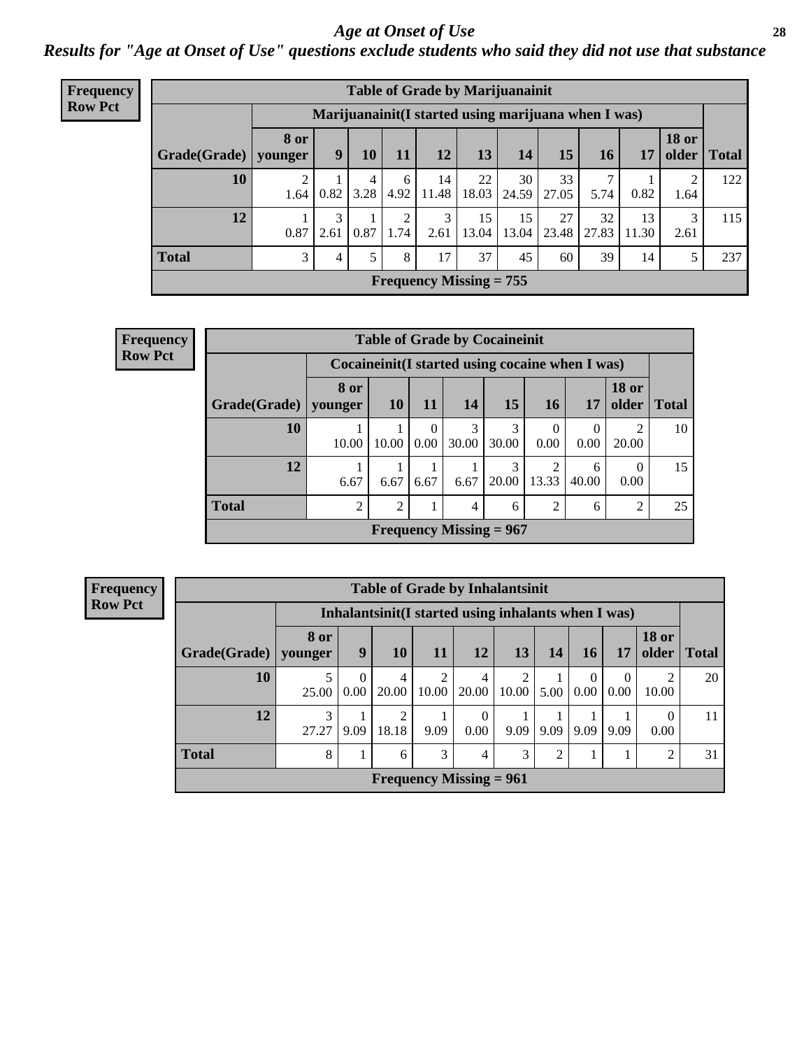# Age at Onset of Use

## Results for "Age at Onset of Use" questions exclude students who said they did not use that substance

**Frequency**
**Row Pct**

**Table of Grade by Marijuanainit**

| Grade(Grade) | Marijuanainit(I started using marijuana when I was) | | | | | | | | | | | Total |
|---|---|---|---|---|---|---|---|---|---|---|---|---|
| | 8 or younger | 9 | 10 | 11 | 12 | 13 | 14 | 15 | 16 | 17 | 18 or older | |
| 10 | 2<br>1.64 | 1<br>0.82 | 4<br>3.28 | 6<br>4.92 | 14<br>11.48 | 22<br>18.03 | 30<br>24.59 | 33<br>27.05 | 7<br>5.74 | 1<br>0.82 | 2<br>1.64 | 122 |
| 12 | 1<br>0.87 | 3<br>2.61 | 1<br>0.87 | 2<br>1.74 | 3<br>2.61 | 15<br>13.04 | 15<br>13.04 | 27<br>23.48 | 32<br>27.83 | 13<br>11.30 | 3<br>2.61 | 115 |
| Total | 3 | 4 | 5 | 8 | 17 | 37 | 45 | 60 | 39 | 14 | 5 | 237 |
| Frequency Missing = 755 | | | | | | | | | | | | |

**Frequency**
**Row Pct**

**Table of Grade by Cocaineinit**

| Grade(Grade) | Cocaineinit(I started using cocaine when I was) | | | | | | | | Total |
|---|---|---|---|---|---|---|---|---|---|
| | 8 or younger | 10 | 11 | 14 | 15 | 16 | 17 | 18 or older | |
| 10 | 1<br>10.00 | 1<br>10.00 | 0<br>0.00 | 3<br>30.00 | 3<br>30.00 | 0<br>0.00 | 0<br>0.00 | 2<br>20.00 | 10 |
| 12 | 1<br>6.67 | 1<br>6.67 | 1<br>6.67 | 1<br>6.67 | 3<br>20.00 | 2<br>13.33 | 6<br>40.00 | 0<br>0.00 | 15 |
| Total | 2 | 2 | 1 | 4 | 6 | 2 | 6 | 2 | 25 |
| Frequency Missing = 967 | | | | | | | | | |

**Frequency**
**Row Pct**

**Table of Grade by Inhalantsinit**

| Grade(Grade) | Inhalantsinit(I started using inhalants when I was) | | | | | | | | | | Total |
|---|---|---|---|---|---|---|---|---|---|---|---|
| | 8 or younger | 9 | 10 | 11 | 12 | 13 | 14 | 16 | 17 | 18 or older | |
| 10 | 5<br>25.00 | 0<br>0.00 | 4<br>20.00 | 2<br>10.00 | 4<br>20.00 | 2<br>10.00 | 1<br>5.00 | 0<br>0.00 | 0<br>0.00 | 2<br>10.00 | 20 |
| 12 | 3<br>27.27 | 1<br>9.09 | 2<br>18.18 | 1<br>9.09 | 0<br>0.00 | 1<br>9.09 | 1<br>9.09 | 1<br>9.09 | 1<br>9.09 | 0<br>0.00 | 11 |
| Total | 8 | 1 | 6 | 3 | 4 | 3 | 2 | 1 | 1 | 2 | 31 |
| Frequency Missing = 961 | | | | | | | | | | | |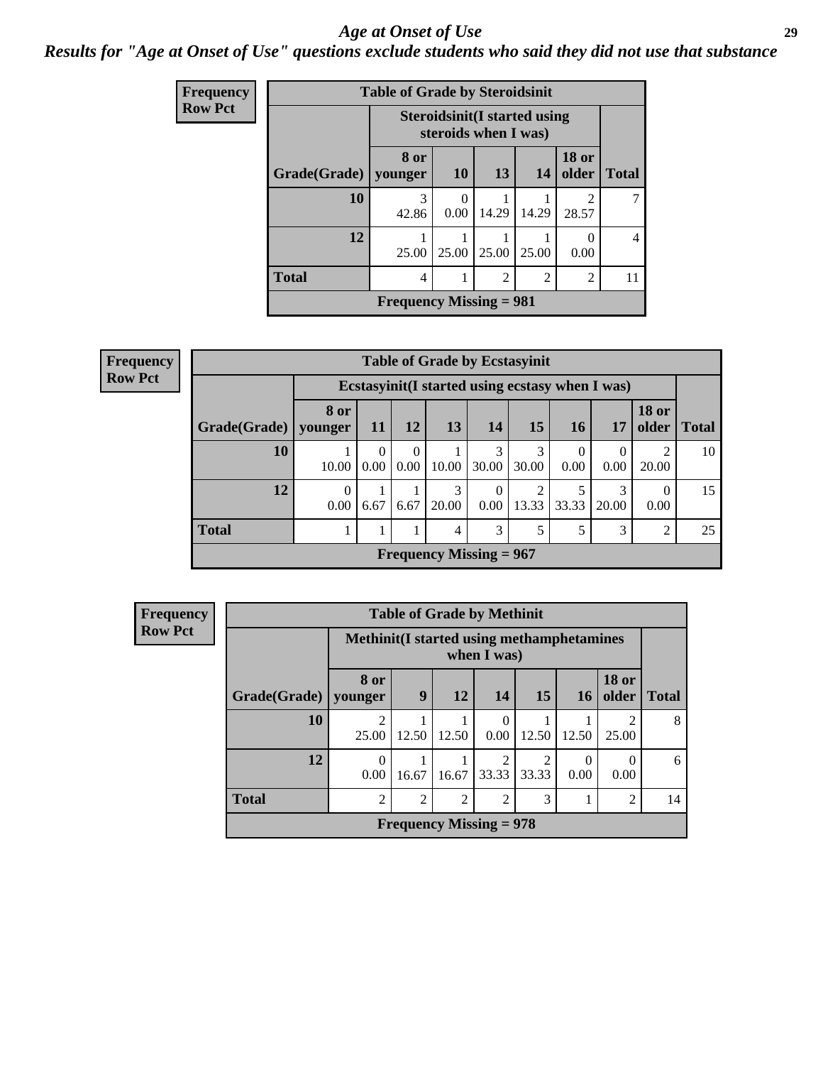# Age at Onset of Use

***Results for "Age at Onset of Use" questions exclude students who said they did not use that substance***

**Frequency**
**Row Pct**

**Table of Grade by Steroidsinit**

| Grade(Grade) | Steroidsinit(I started using steroids when I was) | | | | | Total |
|---|---|---|---|---|---|---|
| | 8 or younger | 10 | 13 | 14 | 18 or older | |
| 10 | 3<br>42.86 | 0<br>0.00 | 1<br>14.29 | 1<br>14.29 | 2<br>28.57 | 7 |
| 12 | 1<br>25.00 | 1<br>25.00 | 1<br>25.00 | 1<br>25.00 | 0<br>0.00 | 4 |
| Total | 4 | 1 | 2 | 2 | 2 | 11 |

**Frequency Missing = 981**

**Frequency**
**Row Pct**

**Table of Grade by Ecstasyinit**

| Grade(Grade) | Ecstasyinit(I started using ecstasy when I was) | | | | | | | | | Total |
|---|---|---|---|---|---|---|---|---|---|---|
| | 8 or younger | 11 | 12 | 13 | 14 | 15 | 16 | 17 | 18 or older | |
| 10 | 1<br>10.00 | 0<br>0.00 | 0<br>0.00 | 1<br>10.00 | 3<br>30.00 | 3<br>30.00 | 0<br>0.00 | 0<br>0.00 | 2<br>20.00 | 10 |
| 12 | 0<br>0.00 | 1<br>6.67 | 1<br>6.67 | 3<br>20.00 | 0<br>0.00 | 2<br>13.33 | 5<br>33.33 | 3<br>20.00 | 0<br>0.00 | 15 |
| Total | 1 | 1 | 1 | 4 | 3 | 5 | 5 | 3 | 2 | 25 |

**Frequency Missing = 967**

**Frequency**
**Row Pct**

**Table of Grade by Methinit**

| Grade(Grade) | Methinit(I started using methamphetamines when I was) | | | | | | | Total |
|---|---|---|---|---|---|---|---|---|
| | 8 or younger | 9 | 12 | 14 | 15 | 16 | 18 or older | |
| 10 | 2<br>25.00 | 1<br>12.50 | 1<br>12.50 | 0<br>0.00 | 1<br>12.50 | 1<br>12.50 | 2<br>25.00 | 8 |
| 12 | 0<br>0.00 | 1<br>16.67 | 1<br>16.67 | 2<br>33.33 | 2<br>33.33 | 0<br>0.00 | 0<br>0.00 | 6 |
| Total | 2 | 2 | 2 | 2 | 3 | 1 | 2 | 14 |

**Frequency Missing = 978**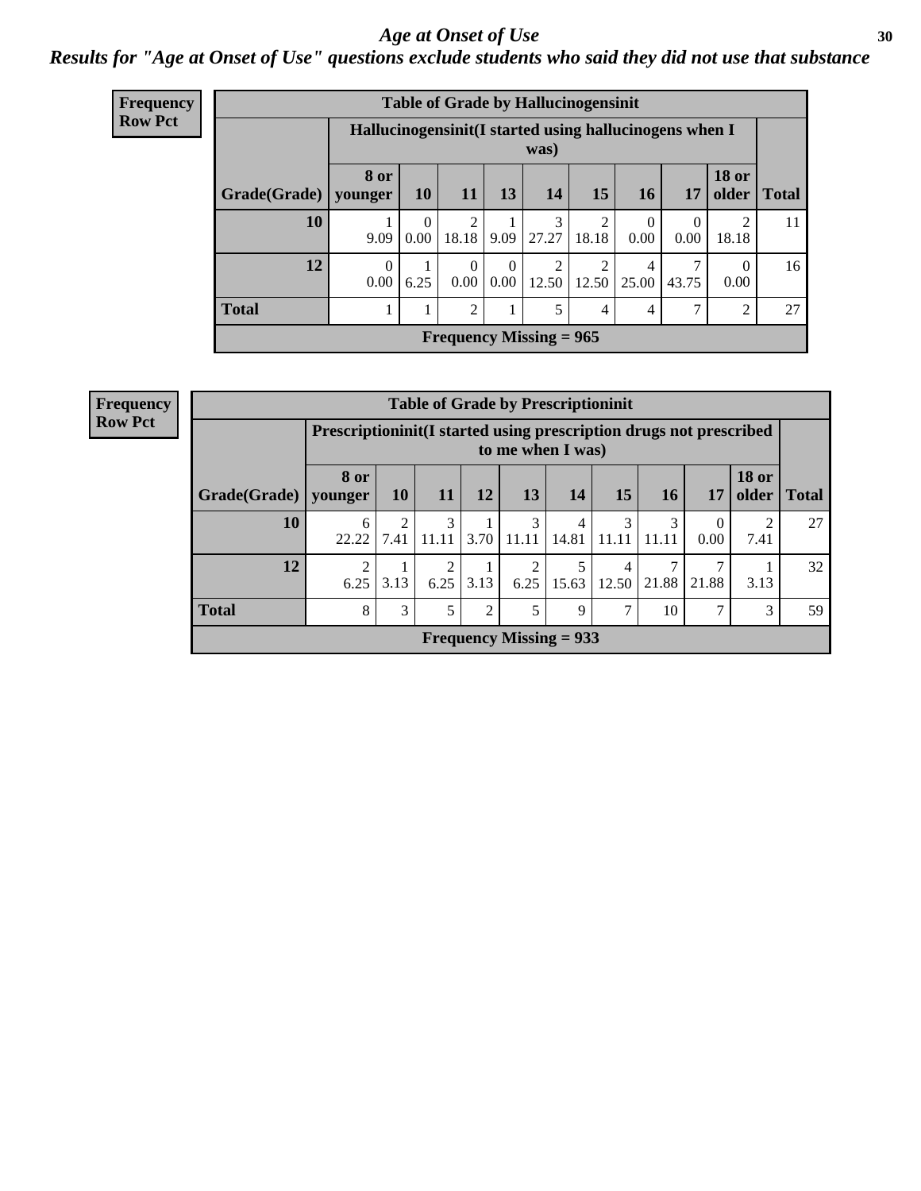# Age at Onset of Use

*Results for "Age at Onset of Use" questions exclude students who said they did not use that substance*

**Frequency**
**Row Pct**

**Table of Grade by Hallucinogensinit**

| | Hallucinogensinit(I started using hallucinogens when I was) | | | | | | | | | |
|---|---|---|---|---|---|---|---|---|---|---|
| Grade(Grade) | 8 or younger | 10 | 11 | 13 | 14 | 15 | 16 | 17 | 18 or older | Total |
| 10 | 1<br>9.09 | 0<br>0.00 | 2<br>18.18 | 1<br>9.09 | 3<br>27.27 | 2<br>18.18 | 0<br>0.00 | 0<br>0.00 | 2<br>18.18 | 11 |
| 12 | 0<br>0.00 | 1<br>6.25 | 0<br>0.00 | 0<br>0.00 | 2<br>12.50 | 2<br>12.50 | 4<br>25.00 | 7<br>43.75 | 0<br>0.00 | 16 |
| Total | 1 | 1 | 2 | 1 | 5 | 4 | 4 | 7 | 2 | 27 |

**Frequency Missing = 965**

**Frequency**
**Row Pct**

**Table of Grade by Prescriptioninit**

| | Prescriptioninit(I started using prescription drugs not prescribed to me when I was) | | | | | | | | | | |
|---|---|---|---|---|---|---|---|---|---|---|---|
| Grade(Grade) | 8 or younger | 10 | 11 | 12 | 13 | 14 | 15 | 16 | 17 | 18 or older | Total |
| 10 | 6<br>22.22 | 2<br>7.41 | 3<br>11.11 | 1<br>3.70 | 3<br>11.11 | 4<br>14.81 | 3<br>11.11 | 3<br>11.11 | 0<br>0.00 | 2<br>7.41 | 27 |
| 12 | 2<br>6.25 | 1<br>3.13 | 2<br>6.25 | 1<br>3.13 | 2<br>6.25 | 5<br>15.63 | 4<br>12.50 | 7<br>21.88 | 7<br>21.88 | 1<br>3.13 | 32 |
| Total | 8 | 3 | 5 | 2 | 5 | 9 | 7 | 10 | 7 | 3 | 59 |

**Frequency Missing = 933**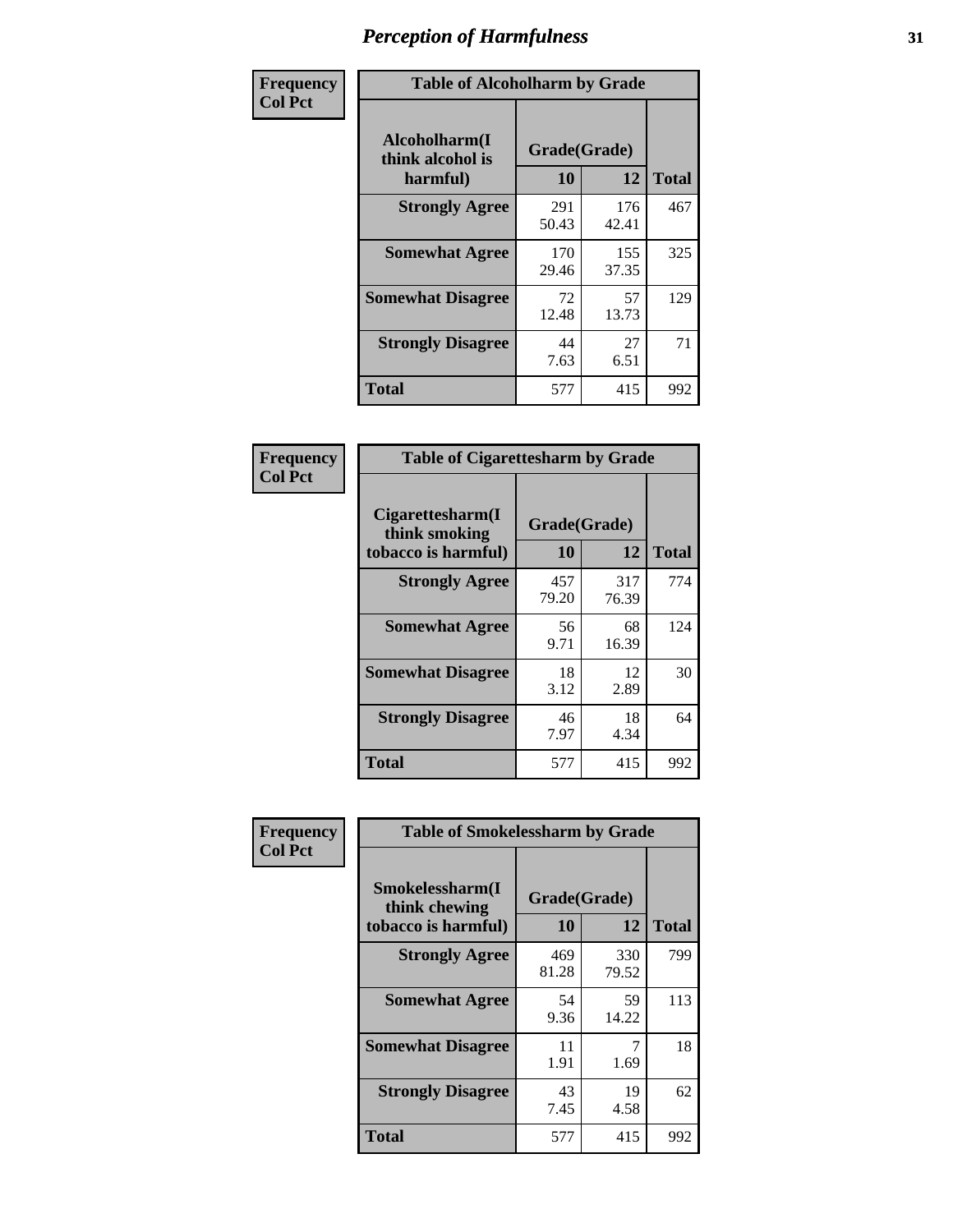# Perception of Harmfulness

**Frequency**
**Col Pct**

| Table of Alcoholharm by Grade | | | |
|---|---|---|---|
| Alcoholharm(I think alcohol is harmful) | Grade(Grade) | | Total |
| | 10 | 12 | |
| **Strongly Agree** | 291<br>50.43 | 176<br>42.41 | 467 |
| **Somewhat Agree** | 170<br>29.46 | 155<br>37.35 | 325 |
| **Somewhat Disagree** | 72<br>12.48 | 57<br>13.73 | 129 |
| **Strongly Disagree** | 44<br>7.63 | 27<br>6.51 | 71 |
| **Total** | 577 | 415 | 992 |

**Frequency**
**Col Pct**

| Table of Cigarettesharm by Grade | | | |
|---|---|---|---|
| Cigarettesharm(I think smoking tobacco is harmful) | Grade(Grade) | | Total |
| | 10 | 12 | |
| **Strongly Agree** | 457<br>79.20 | 317<br>76.39 | 774 |
| **Somewhat Agree** | 56<br>9.71 | 68<br>16.39 | 124 |
| **Somewhat Disagree** | 18<br>3.12 | 12<br>2.89 | 30 |
| **Strongly Disagree** | 46<br>7.97 | 18<br>4.34 | 64 |
| **Total** | 577 | 415 | 992 |

**Frequency**
**Col Pct**

| Table of Smokelessharm by Grade | | | |
|---|---|---|---|
| Smokelessharm(I think chewing tobacco is harmful) | Grade(Grade) | | Total |
| | 10 | 12 | |
| **Strongly Agree** | 469<br>81.28 | 330<br>79.52 | 799 |
| **Somewhat Agree** | 54<br>9.36 | 59<br>14.22 | 113 |
| **Somewhat Disagree** | 11<br>1.91 | 7<br>1.69 | 18 |
| **Strongly Disagree** | 43<br>7.45 | 19<br>4.58 | 62 |
| **Total** | 577 | 415 | 992 |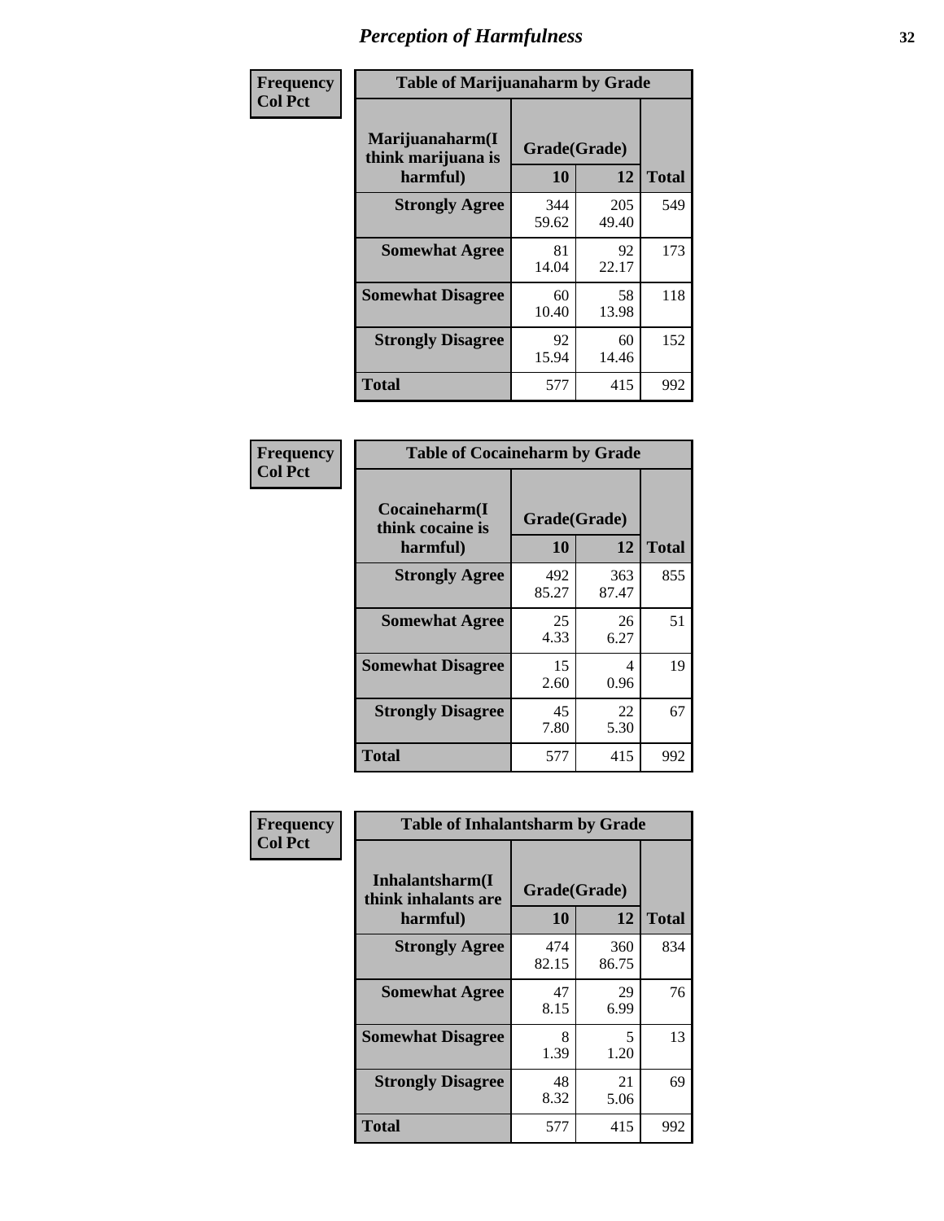# Perception of Harmfulness

**Frequency**
**Col Pct**

| Table of Marijuanaharm by Grade | | | |
|---|---|---|---|
| Marijuanaharm(I think marijuana is harmful) | Grade(Grade) | | Total |
| | 10 | 12 | |
| **Strongly Agree** | 344<br>59.62 | 205<br>49.40 | 549 |
| **Somewhat Agree** | 81<br>14.04 | 92<br>22.17 | 173 |
| **Somewhat Disagree** | 60<br>10.40 | 58<br>13.98 | 118 |
| **Strongly Disagree** | 92<br>15.94 | 60<br>14.46 | 152 |
| **Total** | 577 | 415 | 992 |

**Frequency**
**Col Pct**

| Table of Cocaineharm by Grade | | | |
|---|---|---|---|
| Cocaineharm(I think cocaine is harmful) | Grade(Grade) | | Total |
| | 10 | 12 | |
| **Strongly Agree** | 492<br>85.27 | 363<br>87.47 | 855 |
| **Somewhat Agree** | 25<br>4.33 | 26<br>6.27 | 51 |
| **Somewhat Disagree** | 15<br>2.60 | 4<br>0.96 | 19 |
| **Strongly Disagree** | 45<br>7.80 | 22<br>5.30 | 67 |
| **Total** | 577 | 415 | 992 |

**Frequency**
**Col Pct**

| Table of Inhalantsharm by Grade | | | |
|---|---|---|---|
| Inhalantsharm(I think inhalants are harmful) | Grade(Grade) | | Total |
| | 10 | 12 | |
| **Strongly Agree** | 474<br>82.15 | 360<br>86.75 | 834 |
| **Somewhat Agree** | 47<br>8.15 | 29<br>6.99 | 76 |
| **Somewhat Disagree** | 8<br>1.39 | 5<br>1.20 | 13 |
| **Strongly Disagree** | 48<br>8.32 | 21<br>5.06 | 69 |
| **Total** | 577 | 415 | 992 |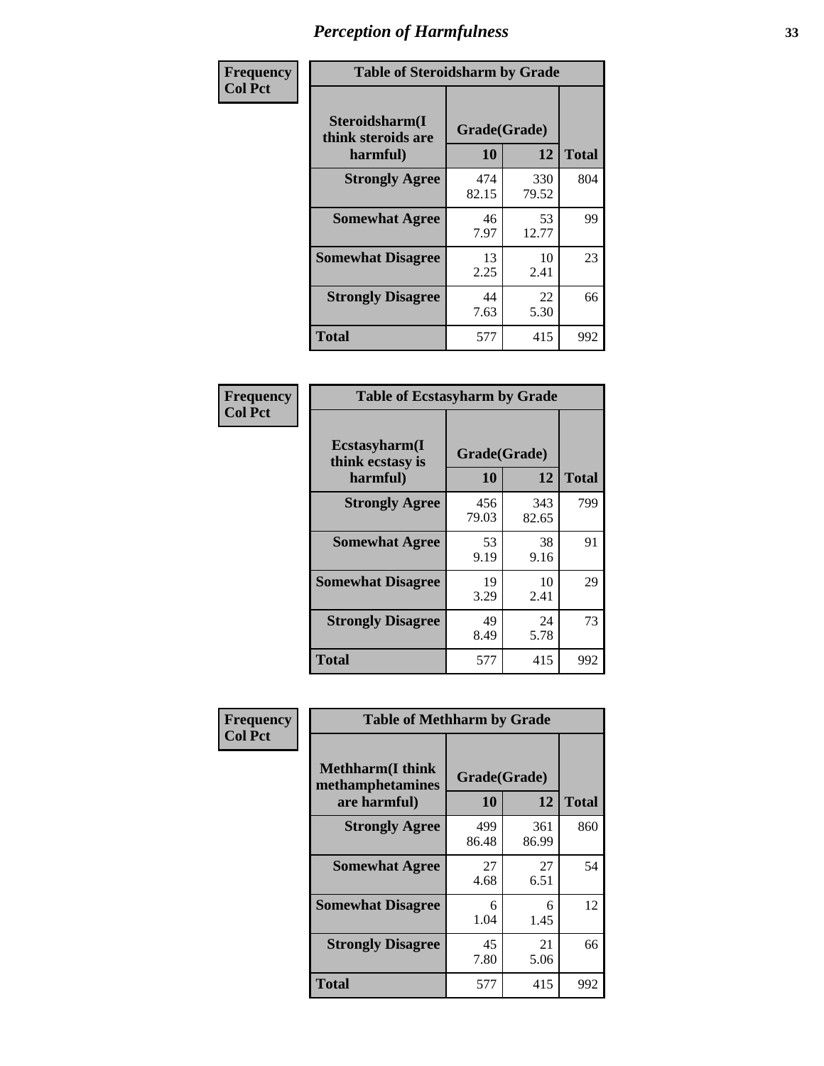# Perception of Harmfulness

**Frequency Col Pct**

| Table of Steroidsharm by Grade | | | |
|---|---|---|---|
| **Steroidsharm(I think steroids are harmful)** | **Grade(Grade)** | | **Total** |
| | **10** | **12** | |
| **Strongly Agree** | 474<br>82.15 | 330<br>79.52 | 804 |
| **Somewhat Agree** | 46<br>7.97 | 53<br>12.77 | 99 |
| **Somewhat Disagree** | 13<br>2.25 | 10<br>2.41 | 23 |
| **Strongly Disagree** | 44<br>7.63 | 22<br>5.30 | 66 |
| **Total** | 577 | 415 | 992 |

**Frequency Col Pct**

| Table of Ecstasyharm by Grade | | | |
|---|---|---|---|
| **Ecstasyharm(I think ecstasy is harmful)** | **Grade(Grade)** | | **Total** |
| | **10** | **12** | |
| **Strongly Agree** | 456<br>79.03 | 343<br>82.65 | 799 |
| **Somewhat Agree** | 53<br>9.19 | 38<br>9.16 | 91 |
| **Somewhat Disagree** | 19<br>3.29 | 10<br>2.41 | 29 |
| **Strongly Disagree** | 49<br>8.49 | 24<br>5.78 | 73 |
| **Total** | 577 | 415 | 992 |

**Frequency Col Pct**

| Table of Methharm by Grade | | | |
|---|---|---|---|
| **Methharm(I think methamphetamines are harmful)** | **Grade(Grade)** | | **Total** |
| | **10** | **12** | |
| **Strongly Agree** | 499<br>86.48 | 361<br>86.99 | 860 |
| **Somewhat Agree** | 27<br>4.68 | 27<br>6.51 | 54 |
| **Somewhat Disagree** | 6<br>1.04 | 6<br>1.45 | 12 |
| **Strongly Disagree** | 45<br>7.80 | 21<br>5.06 | 66 |
| **Total** | 577 | 415 | 992 |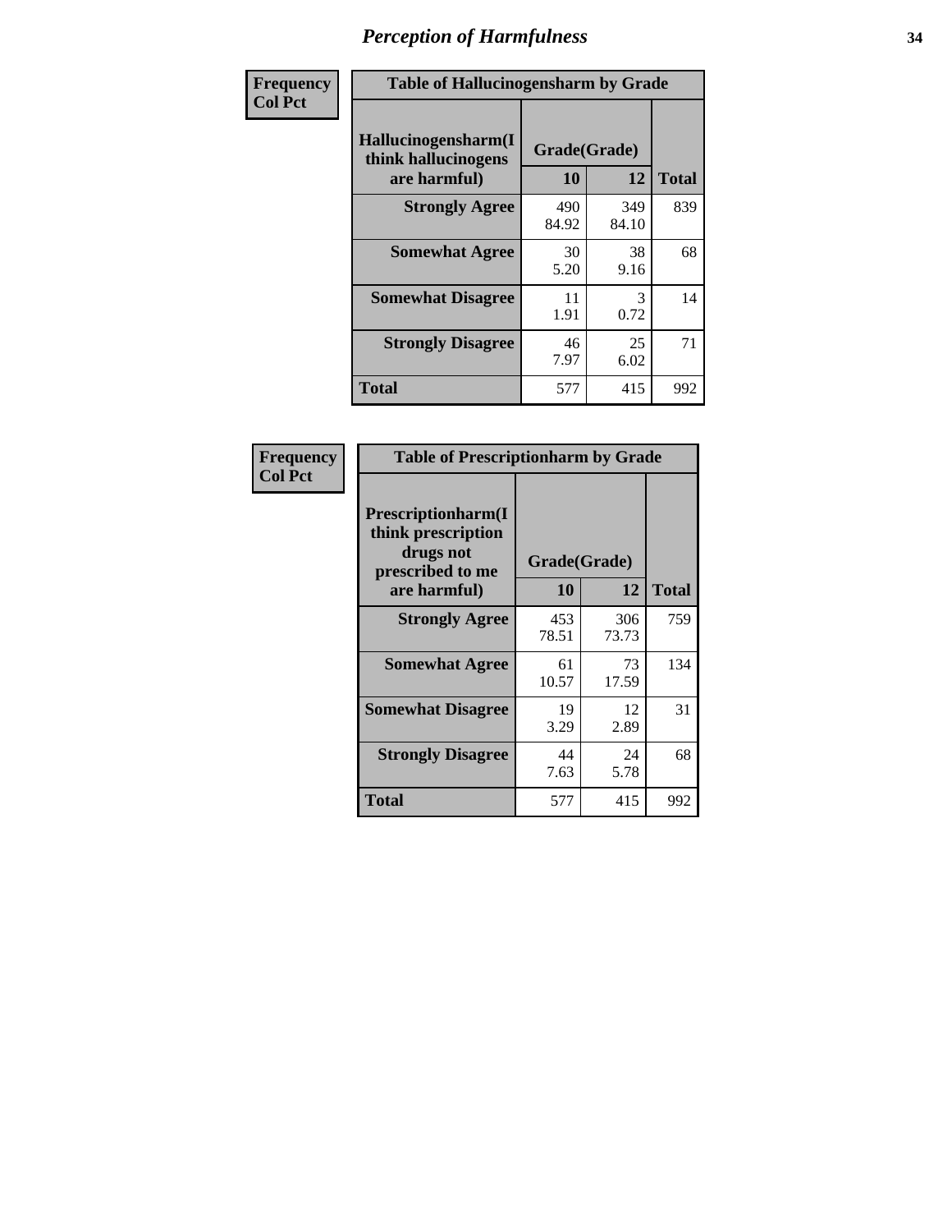# Perception of Harmfulness

| Frequency Col Pct | Table of Hallucinogensharm by Grade | | |
|---|---|---|---|
| Hallucinogensharm(I think hallucinogens are harmful) | Grade(Grade) | | |
| | 10 | 12 | Total |
| Strongly Agree | 490<br>84.92 | 349<br>84.10 | 839 |
| Somewhat Agree | 30<br>5.20 | 38<br>9.16 | 68 |
| Somewhat Disagree | 11<br>1.91 | 3<br>0.72 | 14 |
| Strongly Disagree | 46<br>7.97 | 25<br>6.02 | 71 |
| Total | 577 | 415 | 992 |

| Frequency Col Pct | Table of Prescriptionharm by Grade | | |
|---|---|---|---|
| Prescriptionharm(I think prescription drugs not prescribed to me are harmful) | Grade(Grade) | | |
| | 10 | 12 | Total |
| Strongly Agree | 453<br>78.51 | 306<br>73.73 | 759 |
| Somewhat Agree | 61<br>10.57 | 73<br>17.59 | 134 |
| Somewhat Disagree | 19<br>3.29 | 12<br>2.89 | 31 |
| Strongly Disagree | 44<br>7.63 | 24<br>5.78 | 68 |
| Total | 577 | 415 | 992 |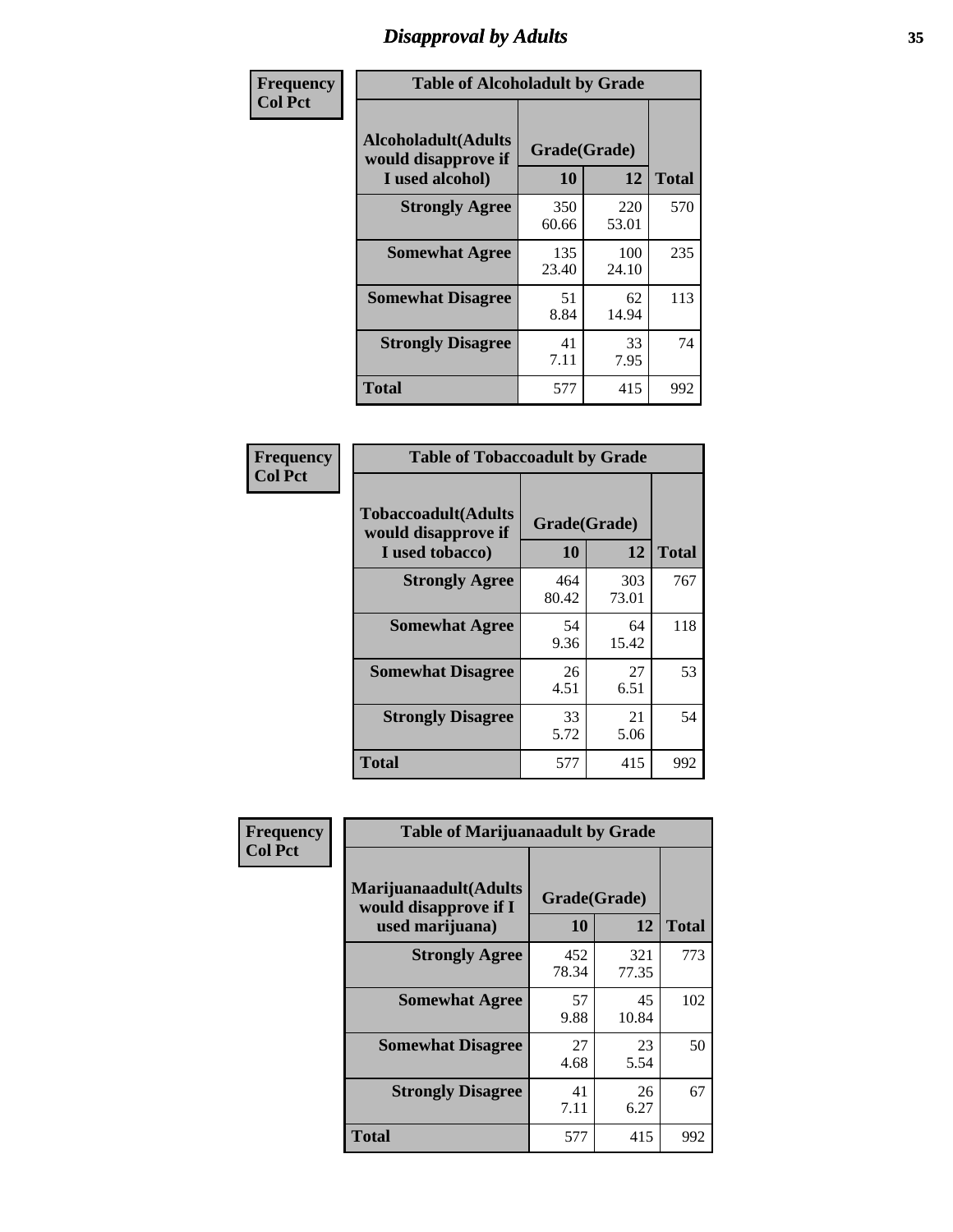# Disapproval by Adults

| Frequency Col Pct | Table of Alcoholadult by Grade | | |
|---|---|---|---|
| **Alcoholadult(Adults would disapprove if I used alcohol)** | **Grade(Grade)** | | |
| | **10** | **12** | **Total** |
| **Strongly Agree** | 350<br>60.66 | 220<br>53.01 | 570 |
| **Somewhat Agree** | 135<br>23.40 | 100<br>24.10 | 235 |
| **Somewhat Disagree** | 51<br>8.84 | 62<br>14.94 | 113 |
| **Strongly Disagree** | 41<br>7.11 | 33<br>7.95 | 74 |
| **Total** | 577 | 415 | 992 |

| Frequency Col Pct | Table of Tobaccoadult by Grade | | |
|---|---|---|---|
| **Tobaccoadult(Adults would disapprove if I used tobacco)** | **Grade(Grade)** | | |
| | **10** | **12** | **Total** |
| **Strongly Agree** | 464<br>80.42 | 303<br>73.01 | 767 |
| **Somewhat Agree** | 54<br>9.36 | 64<br>15.42 | 118 |
| **Somewhat Disagree** | 26<br>4.51 | 27<br>6.51 | 53 |
| **Strongly Disagree** | 33<br>5.72 | 21<br>5.06 | 54 |
| **Total** | 577 | 415 | 992 |

| Frequency Col Pct | Table of Marijuanaadult by Grade | | |
|---|---|---|---|
| **Marijuanaadult(Adults would disapprove if I used marijuana)** | **Grade(Grade)** | | |
| | **10** | **12** | **Total** |
| **Strongly Agree** | 452<br>78.34 | 321<br>77.35 | 773 |
| **Somewhat Agree** | 57<br>9.88 | 45<br>10.84 | 102 |
| **Somewhat Disagree** | 27<br>4.68 | 23<br>5.54 | 50 |
| **Strongly Disagree** | 41<br>7.11 | 26<br>6.27 | 67 |
| **Total** | 577 | 415 | 992 |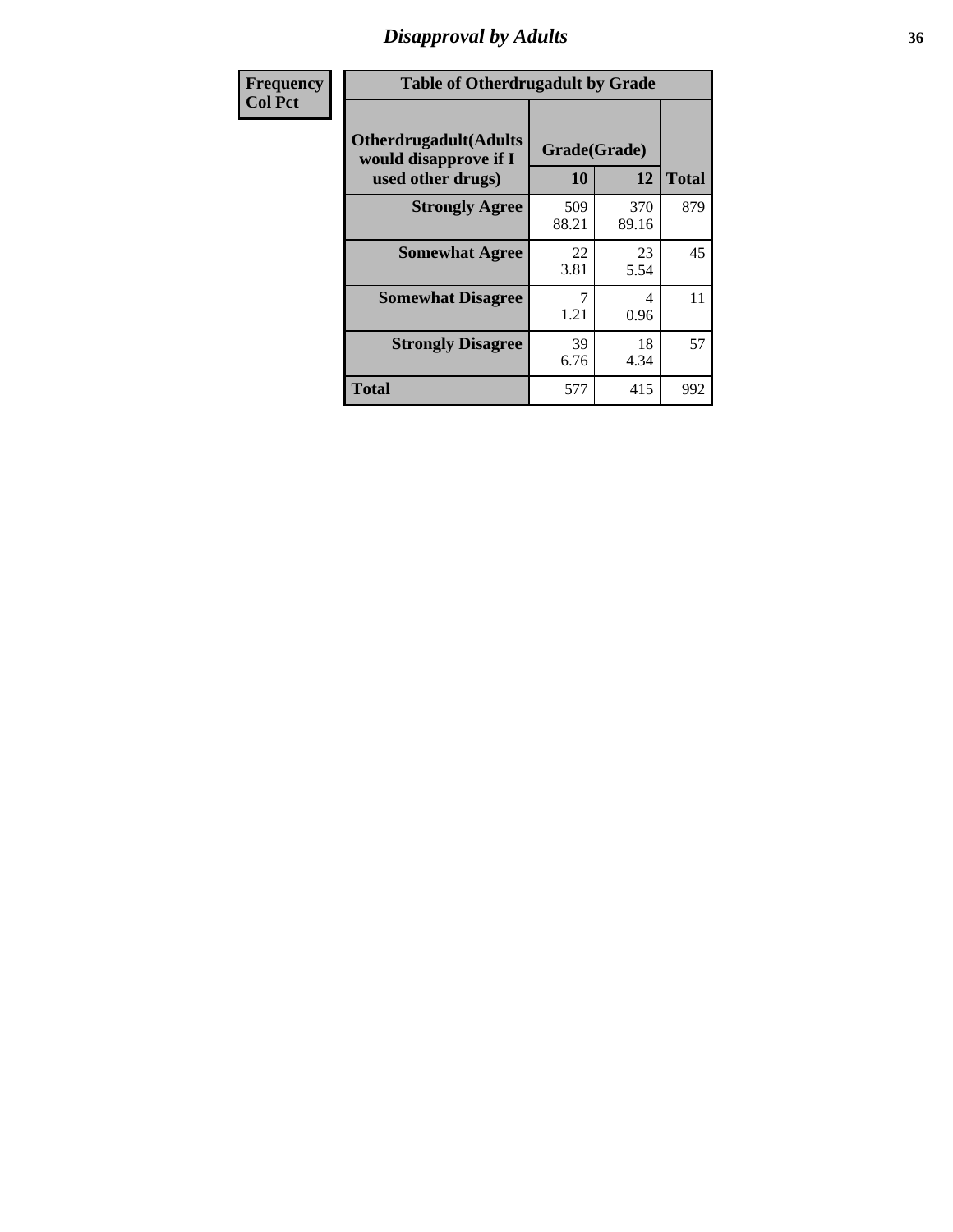# Disapproval by Adults

| Frequency Col Pct | Table of Otherdrugadult by Grade | | |
|---|---|---|---|
| Otherdrugadult(Adults would disapprove if I used other drugs) | Grade(Grade) | | |
| | 10 | 12 | Total |
| Strongly Agree | 509<br>88.21 | 370<br>89.16 | 879 |
| Somewhat Agree | 22<br>3.81 | 23<br>5.54 | 45 |
| Somewhat Disagree | 7<br>1.21 | 4<br>0.96 | 11 |
| Strongly Disagree | 39<br>6.76 | 18<br>4.34 | 57 |
| Total | 577 | 415 | 992 |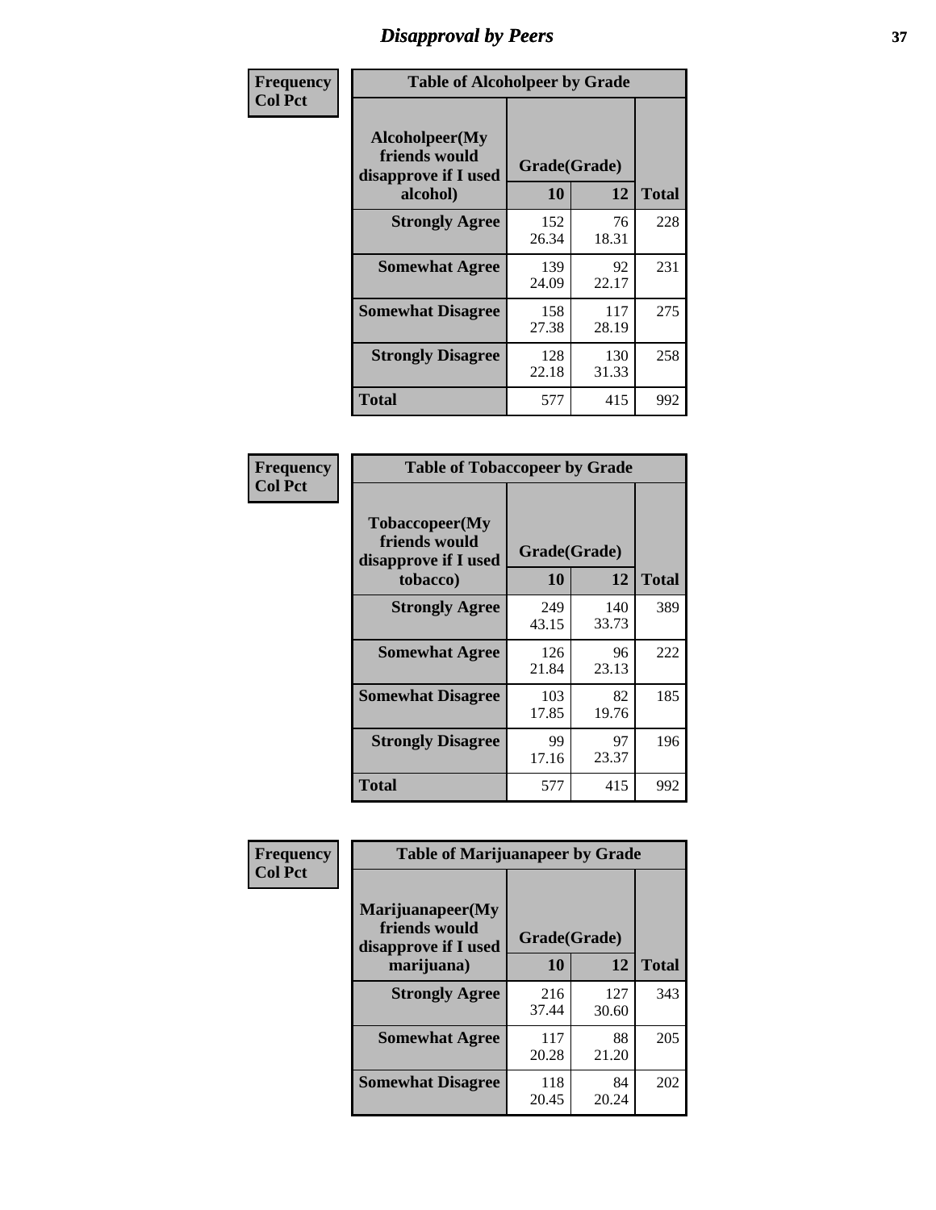# Disapproval by Peers

| Frequency Col Pct | Table of Alcoholpeer by Grade | | |
|---|---|---|---|
| Alcoholpeer(My friends would disapprove if I used alcohol) | Grade(Grade) | | |
| | 10 | 12 | Total |
| Strongly Agree | 152<br>26.34 | 76<br>18.31 | 228 |
| Somewhat Agree | 139<br>24.09 | 92<br>22.17 | 231 |
| Somewhat Disagree | 158<br>27.38 | 117<br>28.19 | 275 |
| Strongly Disagree | 128<br>22.18 | 130<br>31.33 | 258 |
| Total | 577 | 415 | 992 |

| Frequency Col Pct | Table of Tobaccopeer by Grade | | |
|---|---|---|---|
| Tobaccopeer(My friends would disapprove if I used tobacco) | Grade(Grade) | | |
| | 10 | 12 | Total |
| Strongly Agree | 249<br>43.15 | 140<br>33.73 | 389 |
| Somewhat Agree | 126<br>21.84 | 96<br>23.13 | 222 |
| Somewhat Disagree | 103<br>17.85 | 82<br>19.76 | 185 |
| Strongly Disagree | 99<br>17.16 | 97<br>23.37 | 196 |
| Total | 577 | 415 | 992 |

| Frequency Col Pct | Table of Marijuanapeer by Grade | | |
|---|---|---|---|
| Marijuanapeer(My friends would disapprove if I used marijuana) | Grade(Grade) | | |
| | 10 | 12 | Total |
| Strongly Agree | 216<br>37.44 | 127<br>30.60 | 343 |
| Somewhat Agree | 117<br>20.28 | 88<br>21.20 | 205 |
| Somewhat Disagree | 118<br>20.45 | 84<br>20.24 | 202 |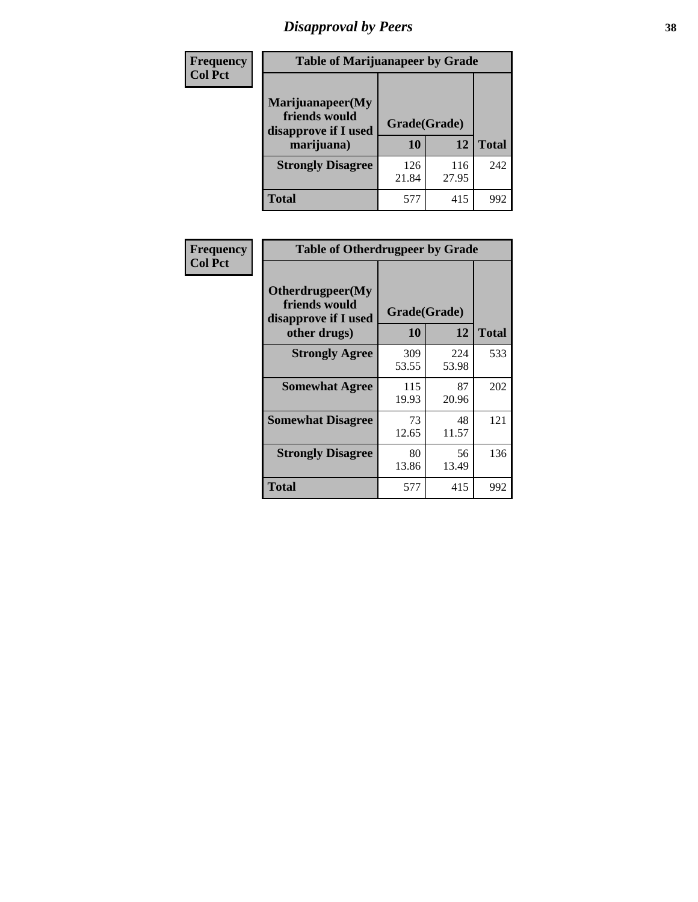Frequency
Col Pct

| Table of Marijuanapeer by Grade | | | |
|---|---|---|---|
| Marijuanapeer(My friends would disapprove if I used marijuana) | Grade(Grade) | | |
| | 10 | 12 | Total |
| **Strongly Disagree** | 126<br>21.84 | 116<br>27.95 | 242 |
| **Total** | 577 | 415 | 992 |

Frequency
Col Pct

| Table of Otherdrugpeer by Grade | | | |
|---|---|---|---|
| Otherdrugpeer(My friends would disapprove if I used other drugs) | Grade(Grade) | | |
| | 10 | 12 | Total |
| **Strongly Agree** | 309<br>53.55 | 224<br>53.98 | 533 |
| **Somewhat Agree** | 115<br>19.93 | 87<br>20.96 | 202 |
| **Somewhat Disagree** | 73<br>12.65 | 48<br>11.57 | 121 |
| **Strongly Disagree** | 80<br>13.86 | 56<br>13.49 | 136 |
| **Total** | 577 | 415 | 992 |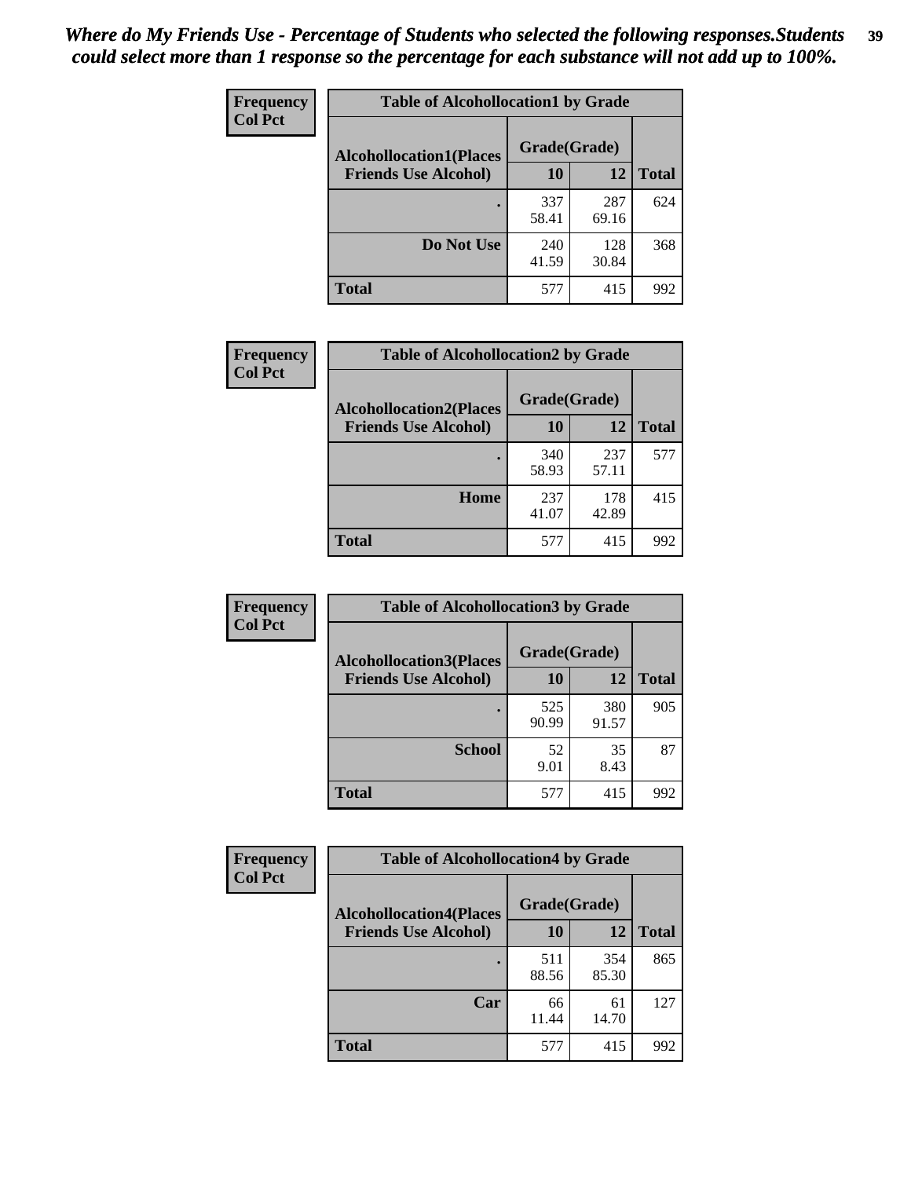*Where do My Friends Use - Percentage of Students who selected the following responses.Students could select more than 1 response so the percentage for each substance will not add up to 100%.*

Frequency
Col Pct

| Table of Alcohollocation1 by Grade | | | |
|---|---|---|---|
| Alcohollocation1(Places Friends Use Alcohol) | Grade(Grade) | | Total |
| | 10 | 12 | |
| . | 337<br>58.41 | 287<br>69.16 | 624 |
| Do Not Use | 240<br>41.59 | 128<br>30.84 | 368 |
| Total | 577 | 415 | 992 |

Frequency
Col Pct

| Table of Alcohollocation2 by Grade | | | |
|---|---|---|---|
| Alcohollocation2(Places Friends Use Alcohol) | Grade(Grade) | | Total |
| | 10 | 12 | |
| . | 340<br>58.93 | 237<br>57.11 | 577 |
| Home | 237<br>41.07 | 178<br>42.89 | 415 |
| Total | 577 | 415 | 992 |

Frequency
Col Pct

| Table of Alcohollocation3 by Grade | | | |
|---|---|---|---|
| Alcohollocation3(Places Friends Use Alcohol) | Grade(Grade) | | Total |
| | 10 | 12 | |
| . | 525<br>90.99 | 380<br>91.57 | 905 |
| School | 52<br>9.01 | 35<br>8.43 | 87 |
| Total | 577 | 415 | 992 |

Frequency
Col Pct

| Table of Alcohollocation4 by Grade | | | |
|---|---|---|---|
| Alcohollocation4(Places Friends Use Alcohol) | Grade(Grade) | | Total |
| | 10 | 12 | |
| . | 511<br>88.56 | 354<br>85.30 | 865 |
| Car | 66<br>11.44 | 61<br>14.70 | 127 |
| Total | 577 | 415 | 992 |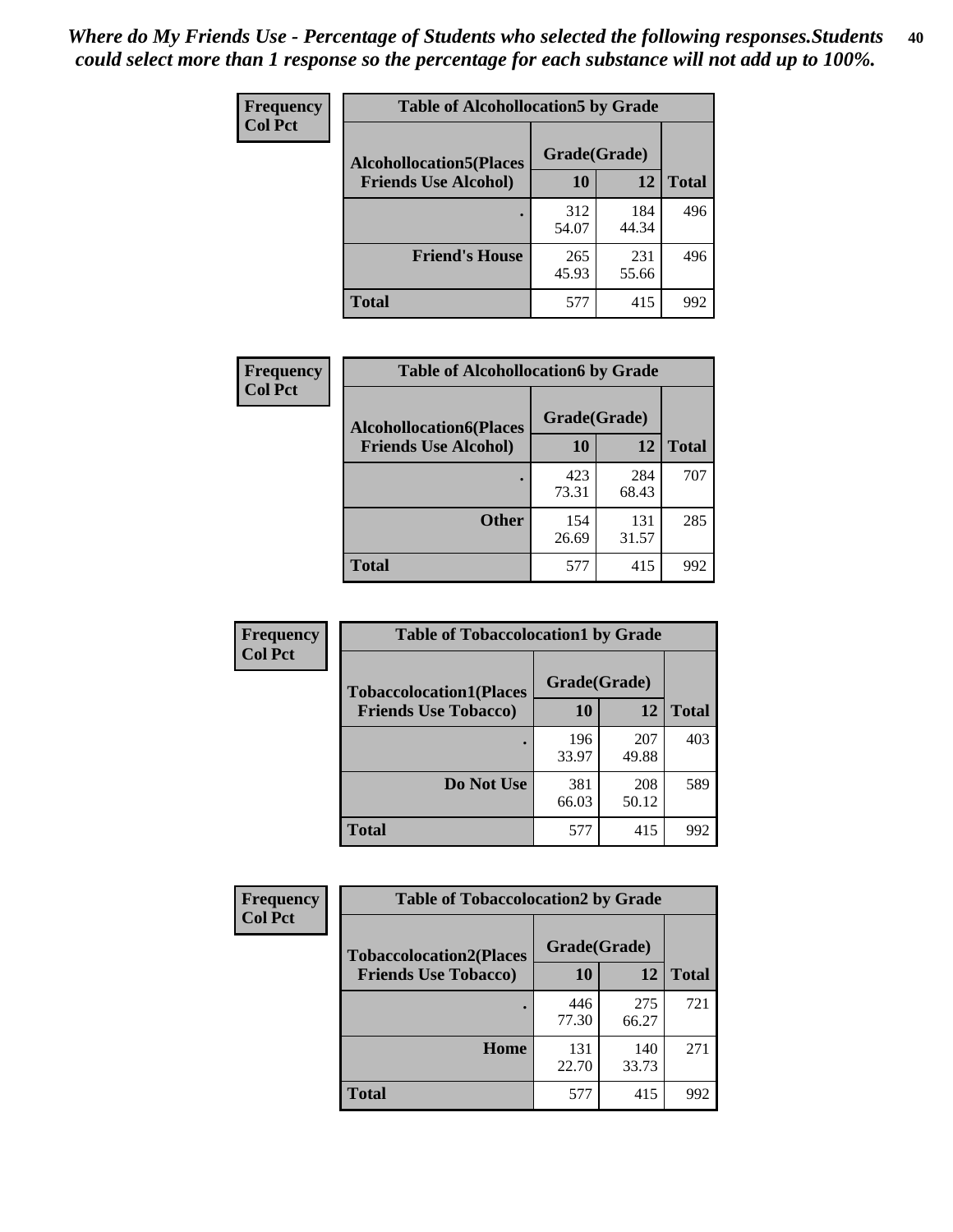*Where do My Friends Use - Percentage of Students who selected the following responses.Students could select more than 1 response so the percentage for each substance will not add up to 100%.*

**Frequency**
**Col Pct**

| Table of Alcohollocation5 by Grade | | | |
|---|---|---|---|
| **Alcohollocation5(Places Friends Use Alcohol)** | **Grade(Grade)** | | **Total** |
| | **10** | **12** | |
| **.** | 312<br>54.07 | 184<br>44.34 | 496 |
| **Friend's House** | 265<br>45.93 | 231<br>55.66 | 496 |
| **Total** | 577 | 415 | 992 |

**Frequency**
**Col Pct**

| Table of Alcohollocation6 by Grade | | | |
|---|---|---|---|
| **Alcohollocation6(Places Friends Use Alcohol)** | **Grade(Grade)** | | **Total** |
| | **10** | **12** | |
| **.** | 423<br>73.31 | 284<br>68.43 | 707 |
| **Other** | 154<br>26.69 | 131<br>31.57 | 285 |
| **Total** | 577 | 415 | 992 |

**Frequency**
**Col Pct**

| Table of Tobaccolocation1 by Grade | | | |
|---|---|---|---|
| **Tobaccolocation1(Places Friends Use Tobacco)** | **Grade(Grade)** | | **Total** |
| | **10** | **12** | |
| **.** | 196<br>33.97 | 207<br>49.88 | 403 |
| **Do Not Use** | 381<br>66.03 | 208<br>50.12 | 589 |
| **Total** | 577 | 415 | 992 |

**Frequency**
**Col Pct**

| Table of Tobaccolocation2 by Grade | | | |
|---|---|---|---|
| **Tobaccolocation2(Places Friends Use Tobacco)** | **Grade(Grade)** | | **Total** |
| | **10** | **12** | |
| **.** | 446<br>77.30 | 275<br>66.27 | 721 |
| **Home** | 131<br>22.70 | 140<br>33.73 | 271 |
| **Total** | 577 | 415 | 992 |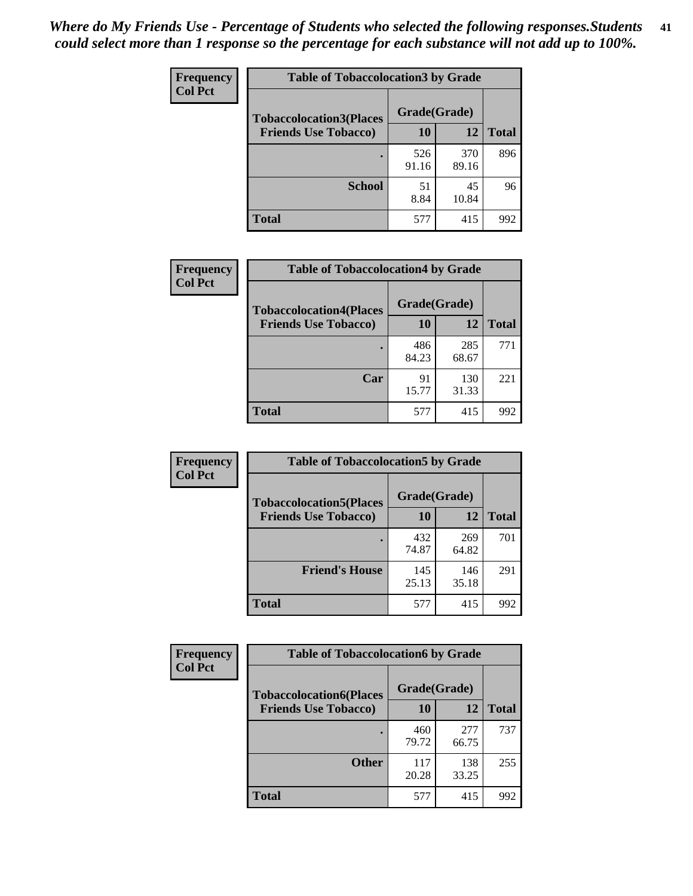*Where do My Friends Use - Percentage of Students who selected the following responses.Students could select more than 1 response so the percentage for each substance will not add up to 100%.*

**Frequency**
**Col Pct**

| Table of Tobaccolocation3 by Grade | | | |
|---|---|---|---|
| **Tobaccolocation3(Places Friends Use Tobacco)** | **Grade(Grade)** | | **Total** |
| | **10** | **12** | |
| **.** | 526<br>91.16 | 370<br>89.16 | 896 |
| **School** | 51<br>8.84 | 45<br>10.84 | 96 |
| **Total** | 577 | 415 | 992 |

**Frequency**
**Col Pct**

| Table of Tobaccolocation4 by Grade | | | |
|---|---|---|---|
| **Tobaccolocation4(Places Friends Use Tobacco)** | **Grade(Grade)** | | **Total** |
| | **10** | **12** | |
| **.** | 486<br>84.23 | 285<br>68.67 | 771 |
| **Car** | 91<br>15.77 | 130<br>31.33 | 221 |
| **Total** | 577 | 415 | 992 |

**Frequency**
**Col Pct**

| Table of Tobaccolocation5 by Grade | | | |
|---|---|---|---|
| **Tobaccolocation5(Places Friends Use Tobacco)** | **Grade(Grade)** | | **Total** |
| | **10** | **12** | |
| **.** | 432<br>74.87 | 269<br>64.82 | 701 |
| **Friend's House** | 145<br>25.13 | 146<br>35.18 | 291 |
| **Total** | 577 | 415 | 992 |

**Frequency**
**Col Pct**

| Table of Tobaccolocation6 by Grade | | | |
|---|---|---|---|
| **Tobaccolocation6(Places Friends Use Tobacco)** | **Grade(Grade)** | | **Total** |
| | **10** | **12** | |
| **.** | 460<br>79.72 | 277<br>66.75 | 737 |
| **Other** | 117<br>20.28 | 138<br>33.25 | 255 |
| **Total** | 577 | 415 | 992 |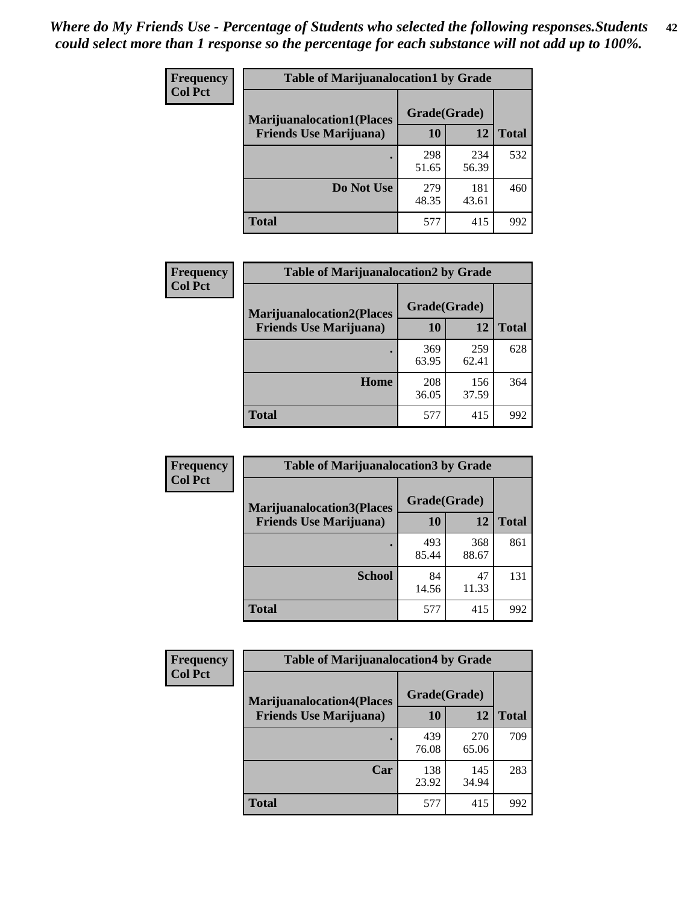*Where do My Friends Use - Percentage of Students who selected the following responses.Students could select more than 1 response so the percentage for each substance will not add up to 100%.*

**Frequency**
**Col Pct**

| Table of Marijuanalocation1 by Grade | | | |
|---|---|---|---|
| **Marijuanalocation1(Places Friends Use Marijuana)** | **Grade(Grade)** | | **Total** |
| | **10** | **12** | |
| **.** | 298<br>51.65 | 234<br>56.39 | 532 |
| **Do Not Use** | 279<br>48.35 | 181<br>43.61 | 460 |
| **Total** | 577 | 415 | 992 |

**Frequency**
**Col Pct**

| Table of Marijuanalocation2 by Grade | | | |
|---|---|---|---|
| **Marijuanalocation2(Places Friends Use Marijuana)** | **Grade(Grade)** | | **Total** |
| | **10** | **12** | |
| **.** | 369<br>63.95 | 259<br>62.41 | 628 |
| **Home** | 208<br>36.05 | 156<br>37.59 | 364 |
| **Total** | 577 | 415 | 992 |

**Frequency**
**Col Pct**

| Table of Marijuanalocation3 by Grade | | | |
|---|---|---|---|
| **Marijuanalocation3(Places Friends Use Marijuana)** | **Grade(Grade)** | | **Total** |
| | **10** | **12** | |
| **.** | 493<br>85.44 | 368<br>88.67 | 861 |
| **School** | 84<br>14.56 | 47<br>11.33 | 131 |
| **Total** | 577 | 415 | 992 |

**Frequency**
**Col Pct**

| Table of Marijuanalocation4 by Grade | | | |
|---|---|---|---|
| **Marijuanalocation4(Places Friends Use Marijuana)** | **Grade(Grade)** | | **Total** |
| | **10** | **12** | |
| **.** | 439<br>76.08 | 270<br>65.06 | 709 |
| **Car** | 138<br>23.92 | 145<br>34.94 | 283 |
| **Total** | 577 | 415 | 992 |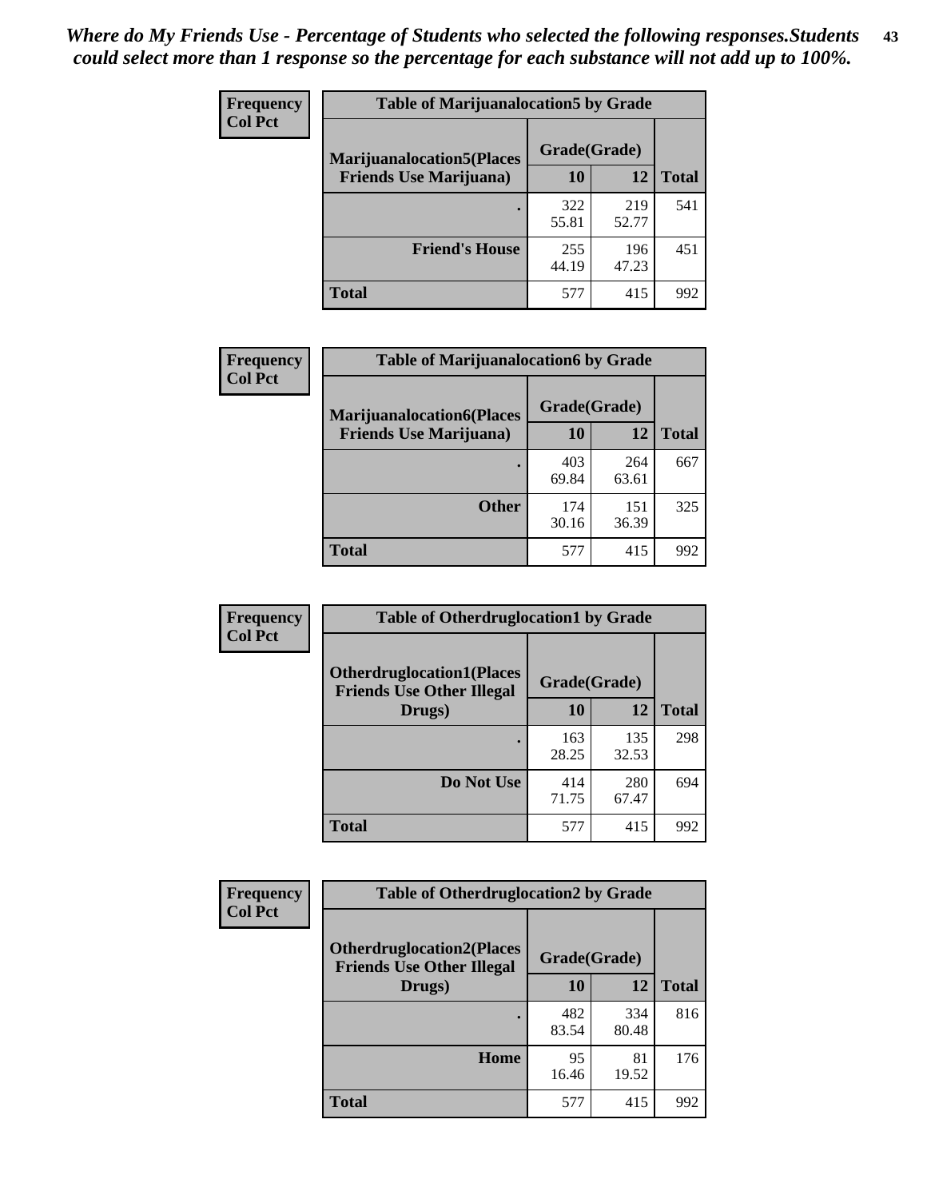*Where do My Friends Use - Percentage of Students who selected the following responses.Students could select more than 1 response so the percentage for each substance will not add up to 100%.*

**Frequency / Col Pct**

| Table of Marijuanalocation5 by Grade | | | |
|---|---|---|---|
| Marijuanalocation5(Places Friends Use Marijuana) | Grade(Grade) | | Total |
| | 10 | 12 | |
| . | 322<br>55.81 | 219<br>52.77 | 541 |
| Friend's House | 255<br>44.19 | 196<br>47.23 | 451 |
| Total | 577 | 415 | 992 |

**Frequency / Col Pct**

| Table of Marijuanalocation6 by Grade | | | |
|---|---|---|---|
| Marijuanalocation6(Places Friends Use Marijuana) | Grade(Grade) | | Total |
| | 10 | 12 | |
| . | 403<br>69.84 | 264<br>63.61 | 667 |
| Other | 174<br>30.16 | 151<br>36.39 | 325 |
| Total | 577 | 415 | 992 |

**Frequency / Col Pct**

| Table of Otherdruglocation1 by Grade | | | |
|---|---|---|---|
| Otherdruglocation1(Places Friends Use Other Illegal Drugs) | Grade(Grade) | | Total |
| | 10 | 12 | |
| . | 163<br>28.25 | 135<br>32.53 | 298 |
| Do Not Use | 414<br>71.75 | 280<br>67.47 | 694 |
| Total | 577 | 415 | 992 |

**Frequency / Col Pct**

| Table of Otherdruglocation2 by Grade | | | |
|---|---|---|---|
| Otherdruglocation2(Places Friends Use Other Illegal Drugs) | Grade(Grade) | | Total |
| | 10 | 12 | |
| . | 482<br>83.54 | 334<br>80.48 | 816 |
| Home | 95<br>16.46 | 81<br>19.52 | 176 |
| Total | 577 | 415 | 992 |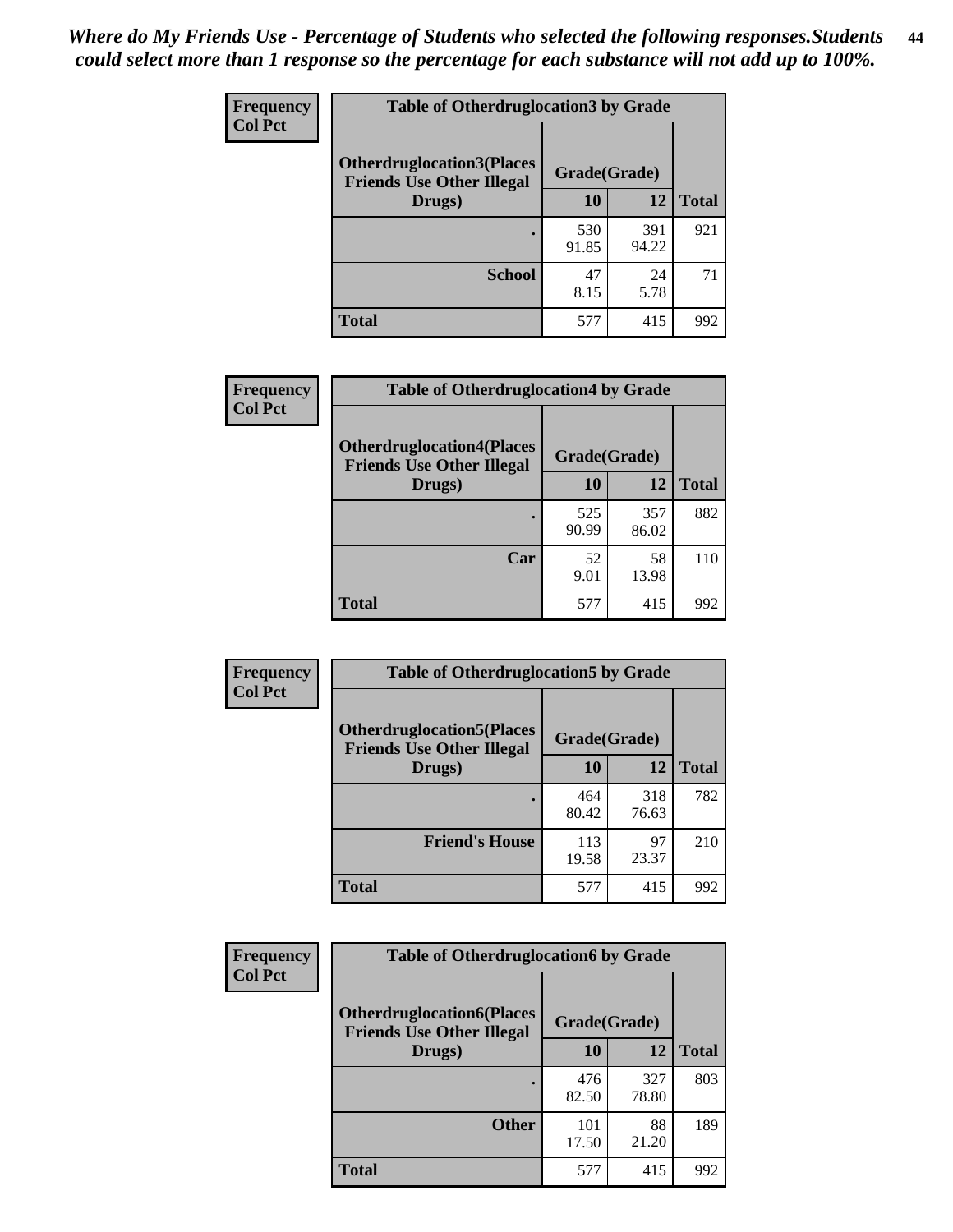*Where do My Friends Use - Percentage of Students who selected the following responses.Students could select more than 1 response so the percentage for each substance will not add up to 100%.*

**Frequency / Col Pct**

| Table of Otherdruglocation3 by Grade | | | |
|---|---|---|---|
| Otherdruglocation3(Places Friends Use Other Illegal Drugs) | Grade(Grade) | | |
| | 10 | 12 | Total |
| . | 530<br>91.85 | 391<br>94.22 | 921 |
| School | 47<br>8.15 | 24<br>5.78 | 71 |
| Total | 577 | 415 | 992 |

**Frequency / Col Pct**

| Table of Otherdruglocation4 by Grade | | | |
|---|---|---|---|
| Otherdruglocation4(Places Friends Use Other Illegal Drugs) | Grade(Grade) | | |
| | 10 | 12 | Total |
| . | 525<br>90.99 | 357<br>86.02 | 882 |
| Car | 52<br>9.01 | 58<br>13.98 | 110 |
| Total | 577 | 415 | 992 |

**Frequency / Col Pct**

| Table of Otherdruglocation5 by Grade | | | |
|---|---|---|---|
| Otherdruglocation5(Places Friends Use Other Illegal Drugs) | Grade(Grade) | | |
| | 10 | 12 | Total |
| . | 464<br>80.42 | 318<br>76.63 | 782 |
| Friend's House | 113<br>19.58 | 97<br>23.37 | 210 |
| Total | 577 | 415 | 992 |

**Frequency / Col Pct**

| Table of Otherdruglocation6 by Grade | | | |
|---|---|---|---|
| Otherdruglocation6(Places Friends Use Other Illegal Drugs) | Grade(Grade) | | |
| | 10 | 12 | Total |
| . | 476<br>82.50 | 327<br>78.80 | 803 |
| Other | 101<br>17.50 | 88<br>21.20 | 189 |
| Total | 577 | 415 | 992 |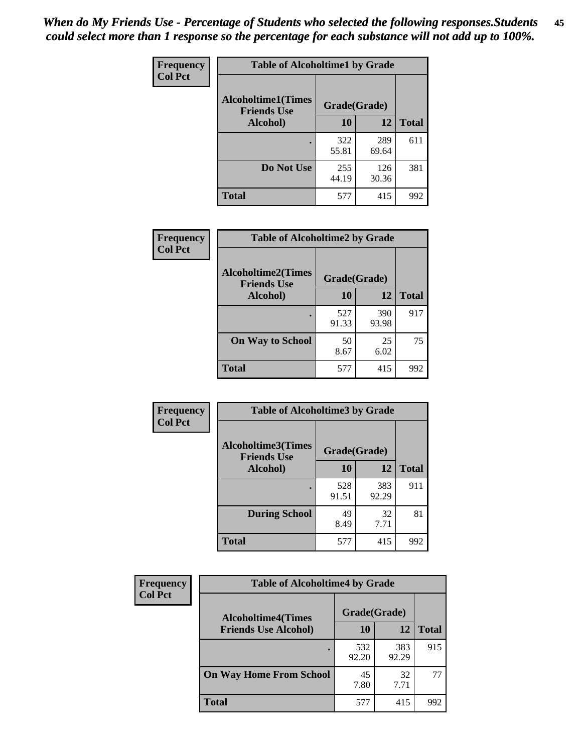*When do My Friends Use - Percentage of Students who selected the following responses.Students could select more than 1 response so the percentage for each substance will not add up to 100%.*

**Frequency**
**Col Pct**

| Table of Alcoholtime1 by Grade | | | |
|---|---|---|---|
| **Alcoholtime1(Times Friends Use Alcohol)** | **Grade(Grade)** | | |
| | **10** | **12** | **Total** |
| **.** | 322<br>55.81 | 289<br>69.64 | 611 |
| **Do Not Use** | 255<br>44.19 | 126<br>30.36 | 381 |
| **Total** | 577 | 415 | 992 |

**Frequency**
**Col Pct**

| Table of Alcoholtime2 by Grade | | | |
|---|---|---|---|
| **Alcoholtime2(Times Friends Use Alcohol)** | **Grade(Grade)** | | |
| | **10** | **12** | **Total** |
| **.** | 527<br>91.33 | 390<br>93.98 | 917 |
| **On Way to School** | 50<br>8.67 | 25<br>6.02 | 75 |
| **Total** | 577 | 415 | 992 |

**Frequency**
**Col Pct**

| Table of Alcoholtime3 by Grade | | | |
|---|---|---|---|
| **Alcoholtime3(Times Friends Use Alcohol)** | **Grade(Grade)** | | |
| | **10** | **12** | **Total** |
| **.** | 528<br>91.51 | 383<br>92.29 | 911 |
| **During School** | 49<br>8.49 | 32<br>7.71 | 81 |
| **Total** | 577 | 415 | 992 |

**Frequency**
**Col Pct**

| Table of Alcoholtime4 by Grade | | | |
|---|---|---|---|
| **Alcoholtime4(Times Friends Use Alcohol)** | **Grade(Grade)** | | |
| | **10** | **12** | **Total** |
| **.** | 532<br>92.20 | 383<br>92.29 | 915 |
| **On Way Home From School** | 45<br>7.80 | 32<br>7.71 | 77 |
| **Total** | 577 | 415 | 992 |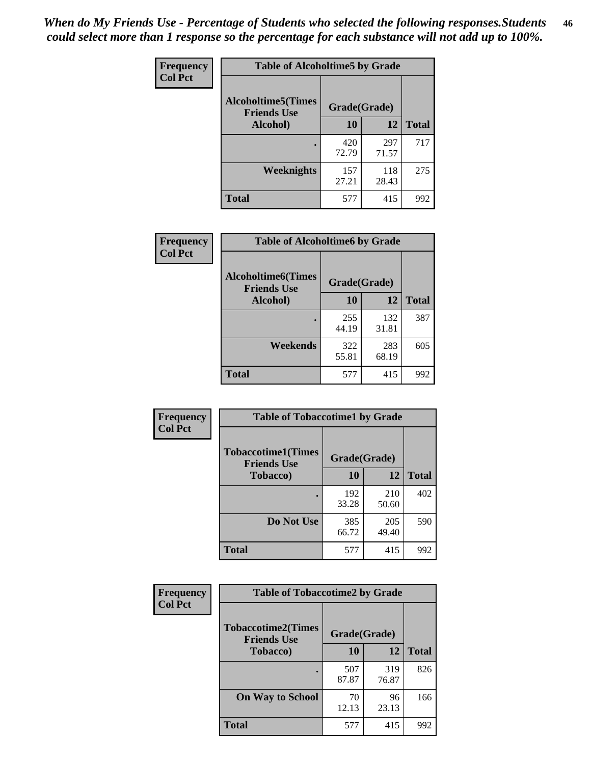*When do My Friends Use - Percentage of Students who selected the following responses.Students could select more than 1 response so the percentage for each substance will not add up to 100%.*

**Frequency**
**Col Pct**

**Table of Alcoholtime5 by Grade**

| Alcoholtime5(Times Friends Use Alcohol) | Grade(Grade) | | Total |
|---|---|---|---|
| | 10 | 12 | |
| . | 420<br>72.79 | 297<br>71.57 | 717 |
| Weeknights | 157<br>27.21 | 118<br>28.43 | 275 |
| Total | 577 | 415 | 992 |

**Frequency**
**Col Pct**

**Table of Alcoholtime6 by Grade**

| Alcoholtime6(Times Friends Use Alcohol) | Grade(Grade) | | Total |
|---|---|---|---|
| | 10 | 12 | |
| . | 255<br>44.19 | 132<br>31.81 | 387 |
| Weekends | 322<br>55.81 | 283<br>68.19 | 605 |
| Total | 577 | 415 | 992 |

**Frequency**
**Col Pct**

**Table of Tobaccotime1 by Grade**

| Tobaccotime1(Times Friends Use Tobacco) | Grade(Grade) | | Total |
|---|---|---|---|
| | 10 | 12 | |
| . | 192<br>33.28 | 210<br>50.60 | 402 |
| Do Not Use | 385<br>66.72 | 205<br>49.40 | 590 |
| Total | 577 | 415 | 992 |

**Frequency**
**Col Pct**

**Table of Tobaccotime2 by Grade**

| Tobaccotime2(Times Friends Use Tobacco) | Grade(Grade) | | Total |
|---|---|---|---|
| | 10 | 12 | |
| . | 507<br>87.87 | 319<br>76.87 | 826 |
| On Way to School | 70<br>12.13 | 96<br>23.13 | 166 |
| Total | 577 | 415 | 992 |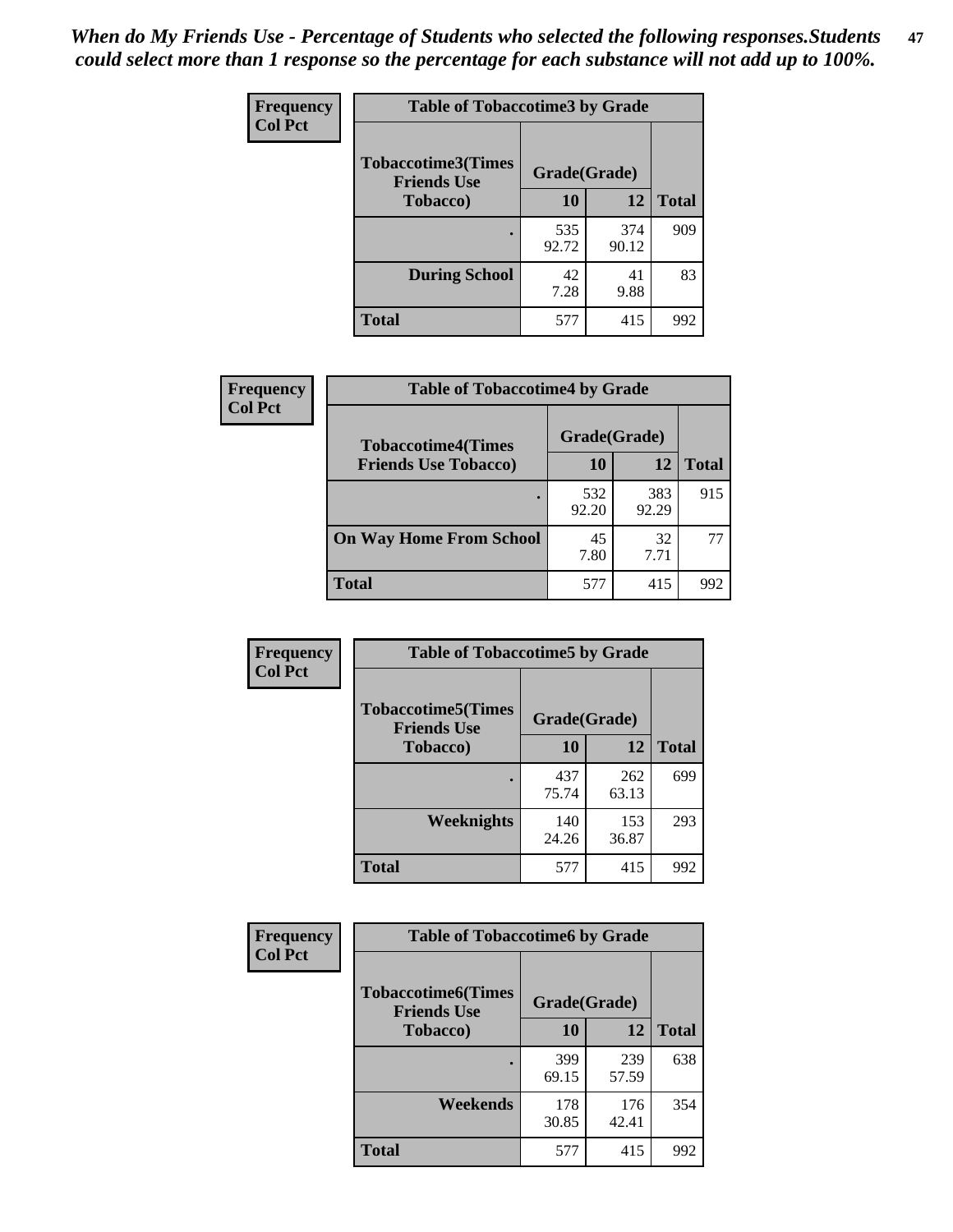*When do My Friends Use - Percentage of Students who selected the following responses.Students could select more than 1 response so the percentage for each substance will not add up to 100%.*

**Frequency**
**Col Pct**

| Table of Tobaccotime3 by Grade | | | |
|---|---|---|---|
| **Tobaccotime3(Times Friends Use Tobacco)** | **Grade(Grade)** | | |
| | **10** | **12** | **Total** |
| **.** | 535<br>92.72 | 374<br>90.12 | 909 |
| **During School** | 42<br>7.28 | 41<br>9.88 | 83 |
| **Total** | 577 | 415 | 992 |

**Frequency**
**Col Pct**

| Table of Tobaccotime4 by Grade | | | |
|---|---|---|---|
| **Tobaccotime4(Times Friends Use Tobacco)** | **Grade(Grade)** | | |
| | **10** | **12** | **Total** |
| **.** | 532<br>92.20 | 383<br>92.29 | 915 |
| **On Way Home From School** | 45<br>7.80 | 32<br>7.71 | 77 |
| **Total** | 577 | 415 | 992 |

**Frequency**
**Col Pct**

| Table of Tobaccotime5 by Grade | | | |
|---|---|---|---|
| **Tobaccotime5(Times Friends Use Tobacco)** | **Grade(Grade)** | | |
| | **10** | **12** | **Total** |
| **.** | 437<br>75.74 | 262<br>63.13 | 699 |
| **Weeknights** | 140<br>24.26 | 153<br>36.87 | 293 |
| **Total** | 577 | 415 | 992 |

**Frequency**
**Col Pct**

| Table of Tobaccotime6 by Grade | | | |
|---|---|---|---|
| **Tobaccotime6(Times Friends Use Tobacco)** | **Grade(Grade)** | | |
| | **10** | **12** | **Total** |
| **.** | 399<br>69.15 | 239<br>57.59 | 638 |
| **Weekends** | 178<br>30.85 | 176<br>42.41 | 354 |
| **Total** | 577 | 415 | 992 |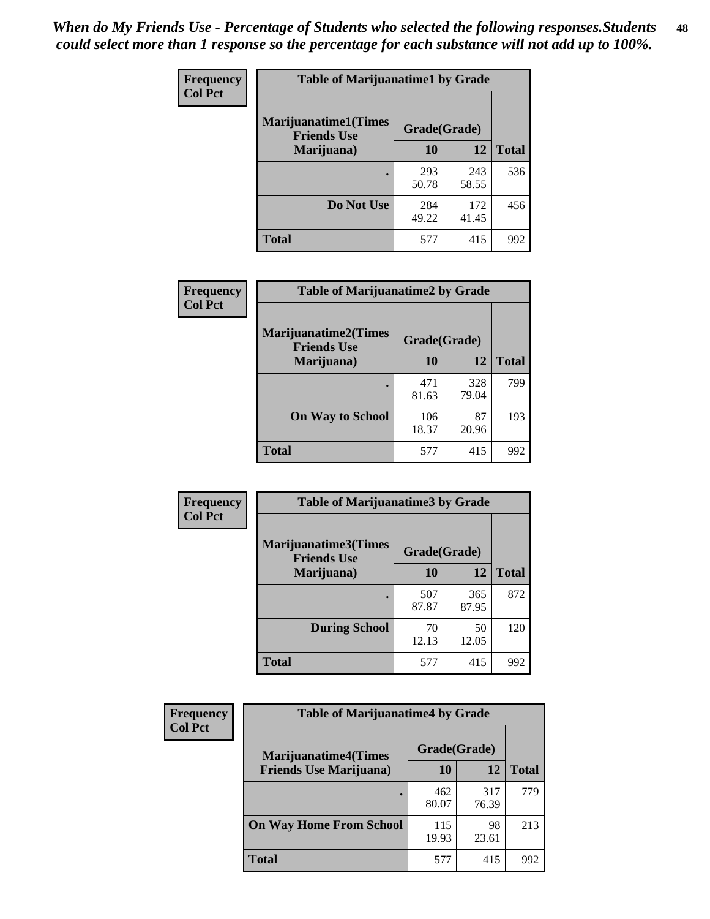*When do My Friends Use - Percentage of Students who selected the following responses.Students could select more than 1 response so the percentage for each substance will not add up to 100%.*

**Frequency**
**Col Pct**

| Table of Marijuanatime1 by Grade | | | |
|---|---|---|---|
| **Marijuanatime1(Times Friends Use Marijuana)** | **Grade(Grade)** | | **Total** |
| | **10** | **12** | |
| **.** | 293<br>50.78 | 243<br>58.55 | 536 |
| **Do Not Use** | 284<br>49.22 | 172<br>41.45 | 456 |
| **Total** | 577 | 415 | 992 |

**Frequency**
**Col Pct**

| Table of Marijuanatime2 by Grade | | | |
|---|---|---|---|
| **Marijuanatime2(Times Friends Use Marijuana)** | **Grade(Grade)** | | **Total** |
| | **10** | **12** | |
| **.** | 471<br>81.63 | 328<br>79.04 | 799 |
| **On Way to School** | 106<br>18.37 | 87<br>20.96 | 193 |
| **Total** | 577 | 415 | 992 |

**Frequency**
**Col Pct**

| Table of Marijuanatime3 by Grade | | | |
|---|---|---|---|
| **Marijuanatime3(Times Friends Use Marijuana)** | **Grade(Grade)** | | **Total** |
| | **10** | **12** | |
| **.** | 507<br>87.87 | 365<br>87.95 | 872 |
| **During School** | 70<br>12.13 | 50<br>12.05 | 120 |
| **Total** | 577 | 415 | 992 |

**Frequency**
**Col Pct**

| Table of Marijuanatime4 by Grade | | | |
|---|---|---|---|
| **Marijuanatime4(Times Friends Use Marijuana)** | **Grade(Grade)** | | **Total** |
| | **10** | **12** | |
| **.** | 462<br>80.07 | 317<br>76.39 | 779 |
| **On Way Home From School** | 115<br>19.93 | 98<br>23.61 | 213 |
| **Total** | 577 | 415 | 992 |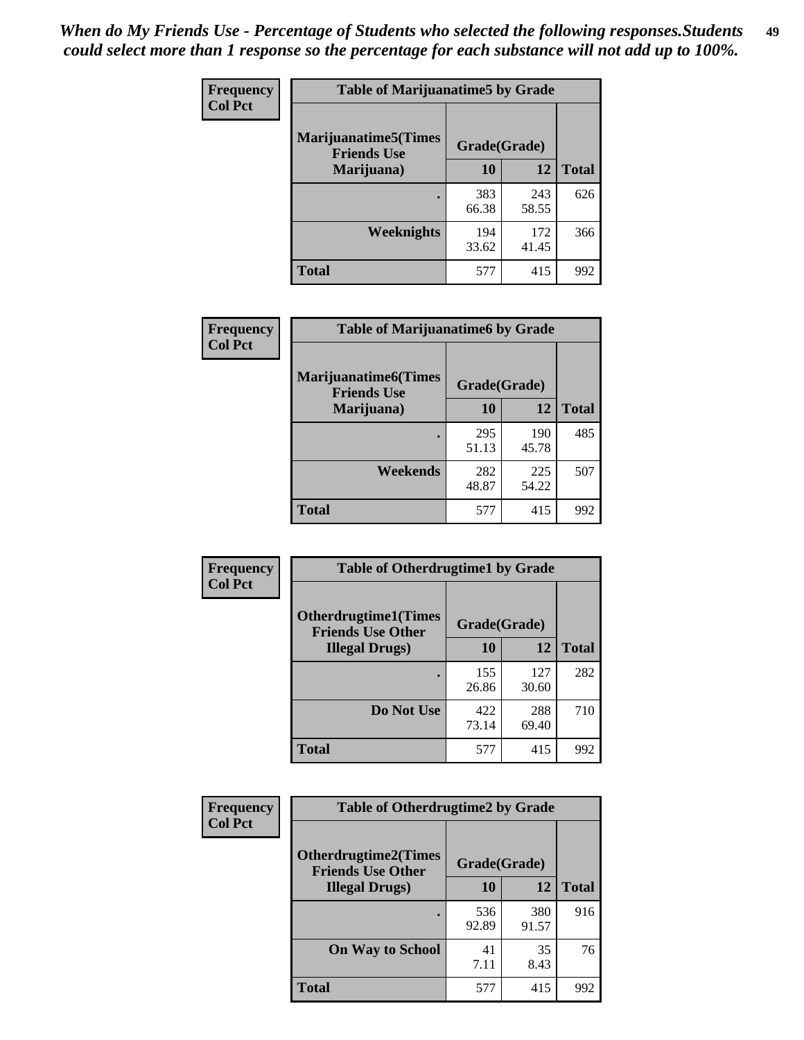*When do My Friends Use - Percentage of Students who selected the following responses.Students could select more than 1 response so the percentage for each substance will not add up to 100%.*

**Frequency**
**Col Pct**

| Table of Marijuanatime5 by Grade | | | |
|---|---|---|---|
| **Marijuanatime5(Times Friends Use Marijuana)** | **Grade(Grade)** | | **Total** |
| | **10** | **12** | |
| **.** | 383<br>66.38 | 243<br>58.55 | 626 |
| **Weeknights** | 194<br>33.62 | 172<br>41.45 | 366 |
| **Total** | 577 | 415 | 992 |

**Frequency**
**Col Pct**

| Table of Marijuanatime6 by Grade | | | |
|---|---|---|---|
| **Marijuanatime6(Times Friends Use Marijuana)** | **Grade(Grade)** | | **Total** |
| | **10** | **12** | |
| **.** | 295<br>51.13 | 190<br>45.78 | 485 |
| **Weekends** | 282<br>48.87 | 225<br>54.22 | 507 |
| **Total** | 577 | 415 | 992 |

**Frequency**
**Col Pct**

| Table of Otherdrugtime1 by Grade | | | |
|---|---|---|---|
| **Otherdrugtime1(Times Friends Use Other Illegal Drugs)** | **Grade(Grade)** | | **Total** |
| | **10** | **12** | |
| **.** | 155<br>26.86 | 127<br>30.60 | 282 |
| **Do Not Use** | 422<br>73.14 | 288<br>69.40 | 710 |
| **Total** | 577 | 415 | 992 |

**Frequency**
**Col Pct**

| Table of Otherdrugtime2 by Grade | | | |
|---|---|---|---|
| **Otherdrugtime2(Times Friends Use Other Illegal Drugs)** | **Grade(Grade)** | | **Total** |
| | **10** | **12** | |
| **.** | 536<br>92.89 | 380<br>91.57 | 916 |
| **On Way to School** | 41<br>7.11 | 35<br>8.43 | 76 |
| **Total** | 577 | 415 | 992 |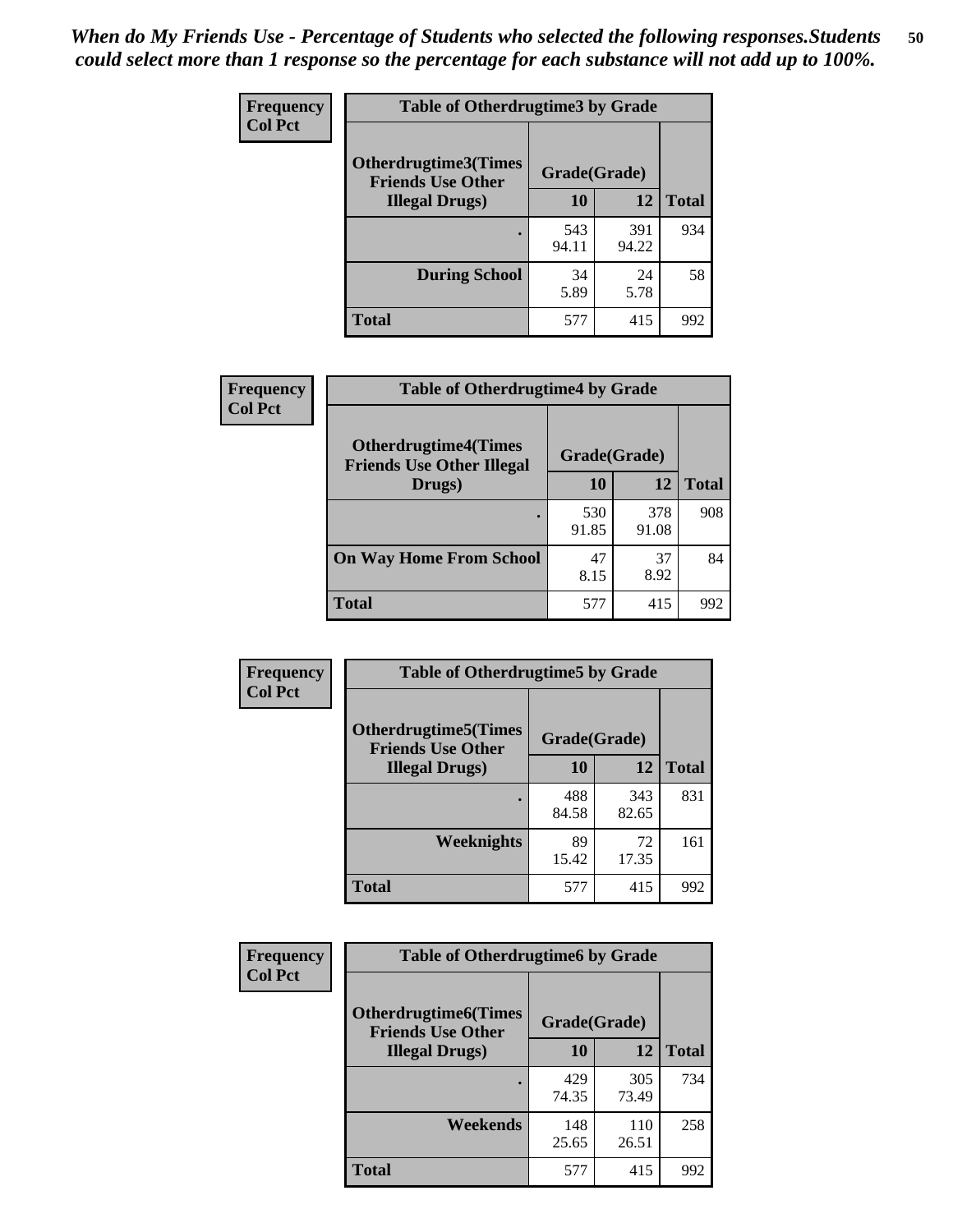*When do My Friends Use - Percentage of Students who selected the following responses.Students could select more than 1 response so the percentage for each substance will not add up to 100%.*

**Frequency / Col Pct**

| Table of Otherdrugtime3 by Grade | | | |
|---|---|---|---|
| **Otherdrugtime3(Times Friends Use Other Illegal Drugs)** | **Grade(Grade)** | | |
| | **10** | **12** | **Total** |
| . | 543<br>94.11 | 391<br>94.22 | 934 |
| **During School** | 34<br>5.89 | 24<br>5.78 | 58 |
| **Total** | 577 | 415 | 992 |

**Frequency / Col Pct**

| Table of Otherdrugtime4 by Grade | | | |
|---|---|---|---|
| **Otherdrugtime4(Times Friends Use Other Illegal Drugs)** | **Grade(Grade)** | | |
| | **10** | **12** | **Total** |
| . | 530<br>91.85 | 378<br>91.08 | 908 |
| **On Way Home From School** | 47<br>8.15 | 37<br>8.92 | 84 |
| **Total** | 577 | 415 | 992 |

**Frequency / Col Pct**

| Table of Otherdrugtime5 by Grade | | | |
|---|---|---|---|
| **Otherdrugtime5(Times Friends Use Other Illegal Drugs)** | **Grade(Grade)** | | |
| | **10** | **12** | **Total** |
| . | 488<br>84.58 | 343<br>82.65 | 831 |
| **Weeknights** | 89<br>15.42 | 72<br>17.35 | 161 |
| **Total** | 577 | 415 | 992 |

**Frequency / Col Pct**

| Table of Otherdrugtime6 by Grade | | | |
|---|---|---|---|
| **Otherdrugtime6(Times Friends Use Other Illegal Drugs)** | **Grade(Grade)** | | |
| | **10** | **12** | **Total** |
| . | 429<br>74.35 | 305<br>73.49 | 734 |
| **Weekends** | 148<br>25.65 | 110<br>26.51 | 258 |
| **Total** | 577 | 415 | 992 |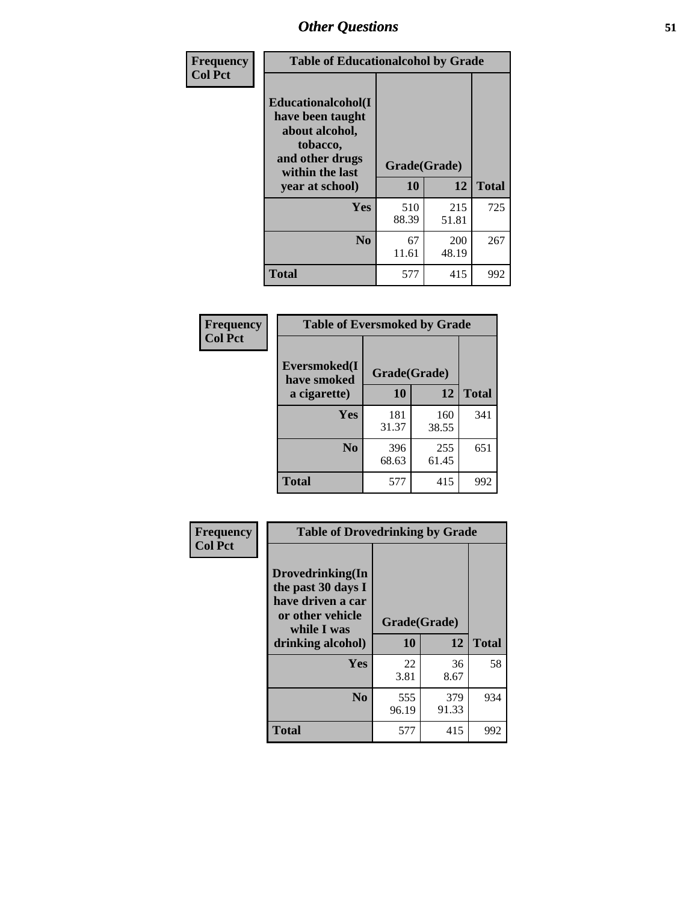## Other Questions

| Frequency<br>Col Pct | Table of Educationalalcohol by Grade | | |
|---|---|---|---|
| Educationalalcohol(I have been taught about alcohol, tobacco, and other drugs within the last year at school) | Grade(Grade) | | |
| | 10 | 12 | Total |
| Yes | 510<br>88.39 | 215<br>51.81 | 725 |
| No | 67<br>11.61 | 200<br>48.19 | 267 |
| Total | 577 | 415 | 992 |

| Frequency<br>Col Pct | Table of Eversmoked by Grade | | |
|---|---|---|---|
| Eversmoked(I have smoked a cigarette) | Grade(Grade) | | |
| | 10 | 12 | Total |
| Yes | 181<br>31.37 | 160<br>38.55 | 341 |
| No | 396<br>68.63 | 255<br>61.45 | 651 |
| Total | 577 | 415 | 992 |

| Frequency<br>Col Pct | Table of Drovedrinking by Grade | | |
|---|---|---|---|
| Drovedrinking(In the past 30 days I have driven a car or other vehicle while I was drinking alcohol) | Grade(Grade) | | |
| | 10 | 12 | Total |
| Yes | 22<br>3.81 | 36<br>8.67 | 58 |
| No | 555<br>96.19 | 379<br>91.33 | 934 |
| Total | 577 | 415 | 992 |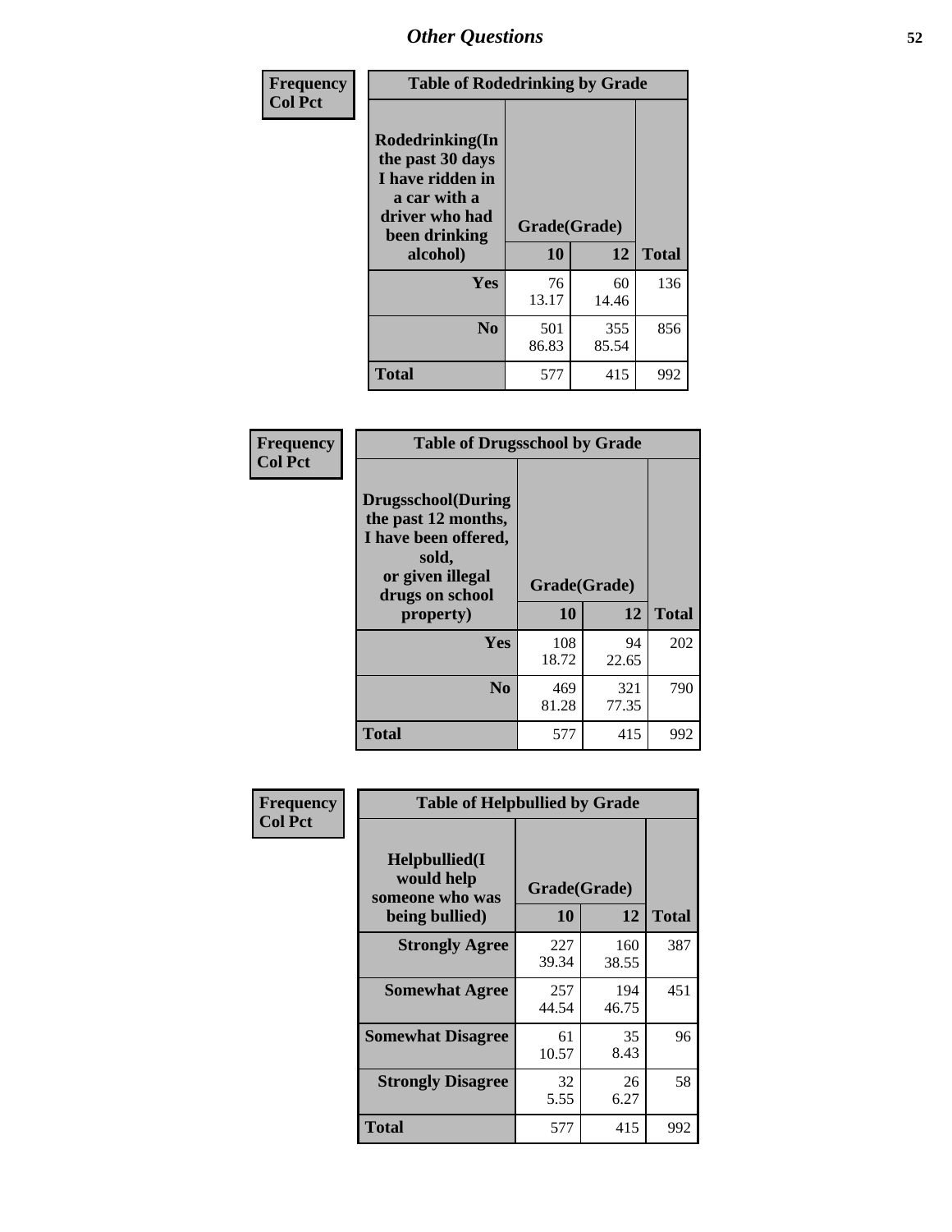# Other Questions

**Frequency**
**Col Pct**

| Table of Rodedrinking by Grade | | | |
|---|---|---|---|
| Rodedrinking(In the past 30 days I have ridden in a car with a driver who had been drinking alcohol) | Grade(Grade) | | |
| | 10 | 12 | Total |
| Yes | 76<br>13.17 | 60<br>14.46 | 136 |
| No | 501<br>86.83 | 355<br>85.54 | 856 |
| Total | 577 | 415 | 992 |

**Frequency**
**Col Pct**

| Table of Drugsschool by Grade | | | |
|---|---|---|---|
| Drugsschool(During the past 12 months, I have been offered, sold, or given illegal drugs on school property) | Grade(Grade) | | |
| | 10 | 12 | Total |
| Yes | 108<br>18.72 | 94<br>22.65 | 202 |
| No | 469<br>81.28 | 321<br>77.35 | 790 |
| Total | 577 | 415 | 992 |

**Frequency**
**Col Pct**

| Table of Helpbullied by Grade | | | |
|---|---|---|---|
| Helpbullied(I would help someone who was being bullied) | Grade(Grade) | | |
| | 10 | 12 | Total |
| Strongly Agree | 227<br>39.34 | 160<br>38.55 | 387 |
| Somewhat Agree | 257<br>44.54 | 194<br>46.75 | 451 |
| Somewhat Disagree | 61<br>10.57 | 35<br>8.43 | 96 |
| Strongly Disagree | 32<br>5.55 | 26<br>6.27 | 58 |
| Total | 577 | 415 | 992 |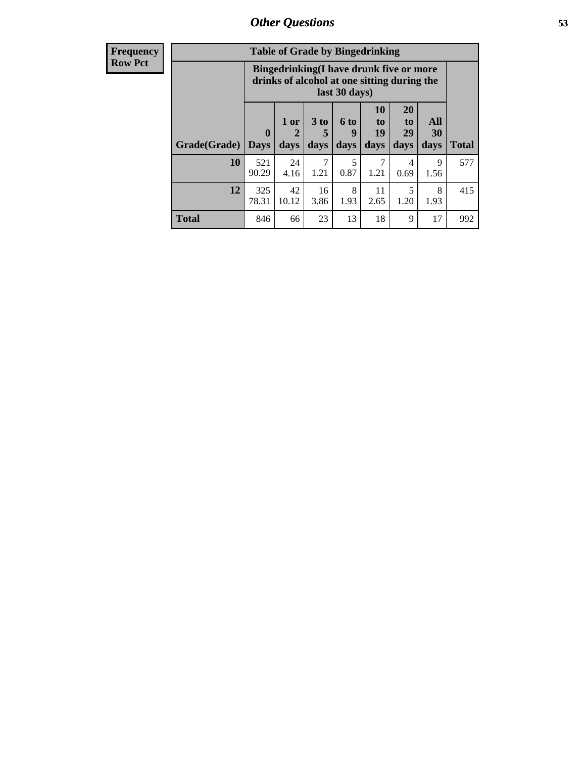# Other Questions

| Frequency Row Pct |
|---|

**Table of Grade by Bingedrinking**

| Grade(Grade) | Bingedrinking(I have drunk five or more drinks of alcohol at one sitting during the last 30 days) | | | | | | | Total |
|---|---|---|---|---|---|---|---|---|
| | 0 Days | 1 or 2 days | 3 to 5 days | 6 to 9 days | 10 to 19 days | 20 to 29 days | All 30 days | |
| **10** | 521<br>90.29 | 24<br>4.16 | 7<br>1.21 | 5<br>0.87 | 7<br>1.21 | 4<br>0.69 | 9<br>1.56 | 577 |
| **12** | 325<br>78.31 | 42<br>10.12 | 16<br>3.86 | 8<br>1.93 | 11<br>2.65 | 5<br>1.20 | 8<br>1.93 | 415 |
| **Total** | 846 | 66 | 23 | 13 | 18 | 9 | 17 | 992 |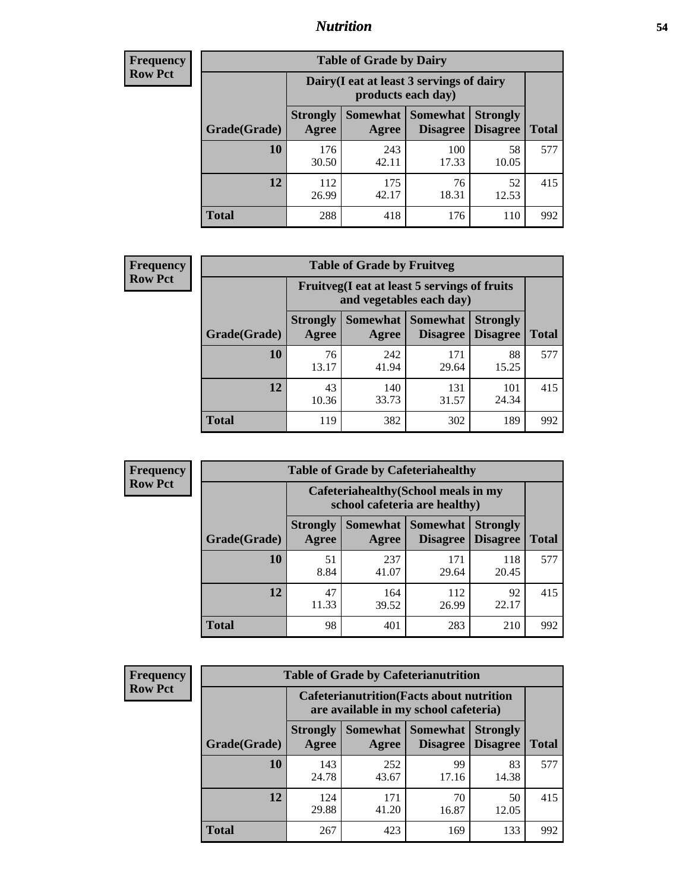# Nutrition

**Frequency**
**Row Pct**

| Table of Grade by Dairy | | | | | |
|---|---|---|---|---|---|
| | Dairy(I eat at least 3 servings of dairy products each day) | | | | |
| Grade(Grade) | Strongly Agree | Somewhat Agree | Somewhat Disagree | Strongly Disagree | Total |
| 10 | 176<br>30.50 | 243<br>42.11 | 100<br>17.33 | 58<br>10.05 | 577 |
| 12 | 112<br>26.99 | 175<br>42.17 | 76<br>18.31 | 52<br>12.53 | 415 |
| Total | 288 | 418 | 176 | 110 | 992 |

**Frequency**
**Row Pct**

| Table of Grade by Fruitveg | | | | | |
|---|---|---|---|---|---|
| | Fruitveg(I eat at least 5 servings of fruits and vegetables each day) | | | | |
| Grade(Grade) | Strongly Agree | Somewhat Agree | Somewhat Disagree | Strongly Disagree | Total |
| 10 | 76<br>13.17 | 242<br>41.94 | 171<br>29.64 | 88<br>15.25 | 577 |
| 12 | 43<br>10.36 | 140<br>33.73 | 131<br>31.57 | 101<br>24.34 | 415 |
| Total | 119 | 382 | 302 | 189 | 992 |

**Frequency**
**Row Pct**

| Table of Grade by Cafeteriahealthy | | | | | |
|---|---|---|---|---|---|
| | Cafeteriahealthy(School meals in my school cafeteria are healthy) | | | | |
| Grade(Grade) | Strongly Agree | Somewhat Agree | Somewhat Disagree | Strongly Disagree | Total |
| 10 | 51<br>8.84 | 237<br>41.07 | 171<br>29.64 | 118<br>20.45 | 577 |
| 12 | 47<br>11.33 | 164<br>39.52 | 112<br>26.99 | 92<br>22.17 | 415 |
| Total | 98 | 401 | 283 | 210 | 992 |

**Frequency**
**Row Pct**

| Table of Grade by Cafeterianutrition | | | | | |
|---|---|---|---|---|---|
| | Cafeterianutrition(Facts about nutrition are available in my school cafeteria) | | | | |
| Grade(Grade) | Strongly Agree | Somewhat Agree | Somewhat Disagree | Strongly Disagree | Total |
| 10 | 143<br>24.78 | 252<br>43.67 | 99<br>17.16 | 83<br>14.38 | 577 |
| 12 | 124<br>29.88 | 171<br>41.20 | 70<br>16.87 | 50<br>12.05 | 415 |
| Total | 267 | 423 | 169 | 133 | 992 |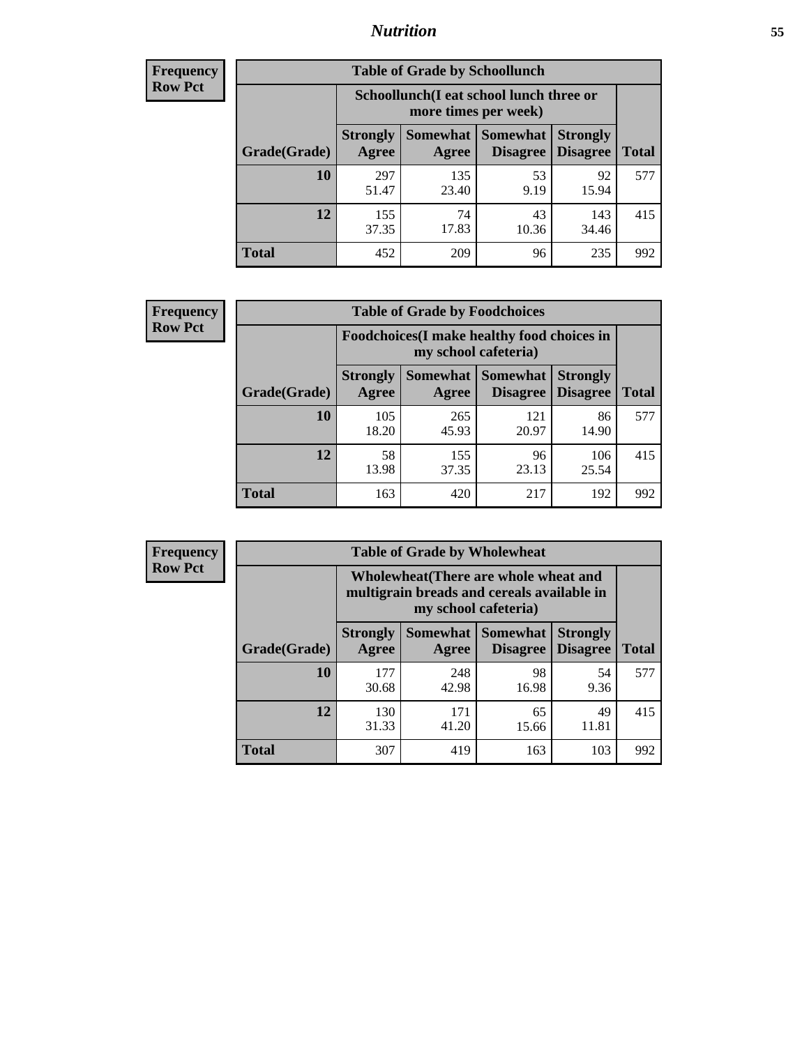| Frequency Row Pct | Table of Grade by Schoollunch | | | | |
|---|---|---|---|---|---|
| | Schoollunch(I eat school lunch three or more times per week) | | | | |
| Grade(Grade) | Strongly Agree | Somewhat Agree | Somewhat Disagree | Strongly Disagree | Total |
| 10 | 297<br>51.47 | 135<br>23.40 | 53<br>9.19 | 92<br>15.94 | 577 |
| 12 | 155<br>37.35 | 74<br>17.83 | 43<br>10.36 | 143<br>34.46 | 415 |
| Total | 452 | 209 | 96 | 235 | 992 |

| Frequency Row Pct | Table of Grade by Foodchoices | | | | |
|---|---|---|---|---|---|
| | Foodchoices(I make healthy food choices in my school cafeteria) | | | | |
| Grade(Grade) | Strongly Agree | Somewhat Agree | Somewhat Disagree | Strongly Disagree | Total |
| 10 | 105<br>18.20 | 265<br>45.93 | 121<br>20.97 | 86<br>14.90 | 577 |
| 12 | 58<br>13.98 | 155<br>37.35 | 96<br>23.13 | 106<br>25.54 | 415 |
| Total | 163 | 420 | 217 | 192 | 992 |

| Frequency Row Pct | Table of Grade by Wholewheat | | | | |
|---|---|---|---|---|---|
| | Wholewheat(There are whole wheat and multigrain breads and cereals available in my school cafeteria) | | | | |
| Grade(Grade) | Strongly Agree | Somewhat Agree | Somewhat Disagree | Strongly Disagree | Total |
| 10 | 177<br>30.68 | 248<br>42.98 | 98<br>16.98 | 54<br>9.36 | 577 |
| 12 | 130<br>31.33 | 171<br>41.20 | 65<br>15.66 | 49<br>11.81 | 415 |
| Total | 307 | 419 | 163 | 103 | 992 |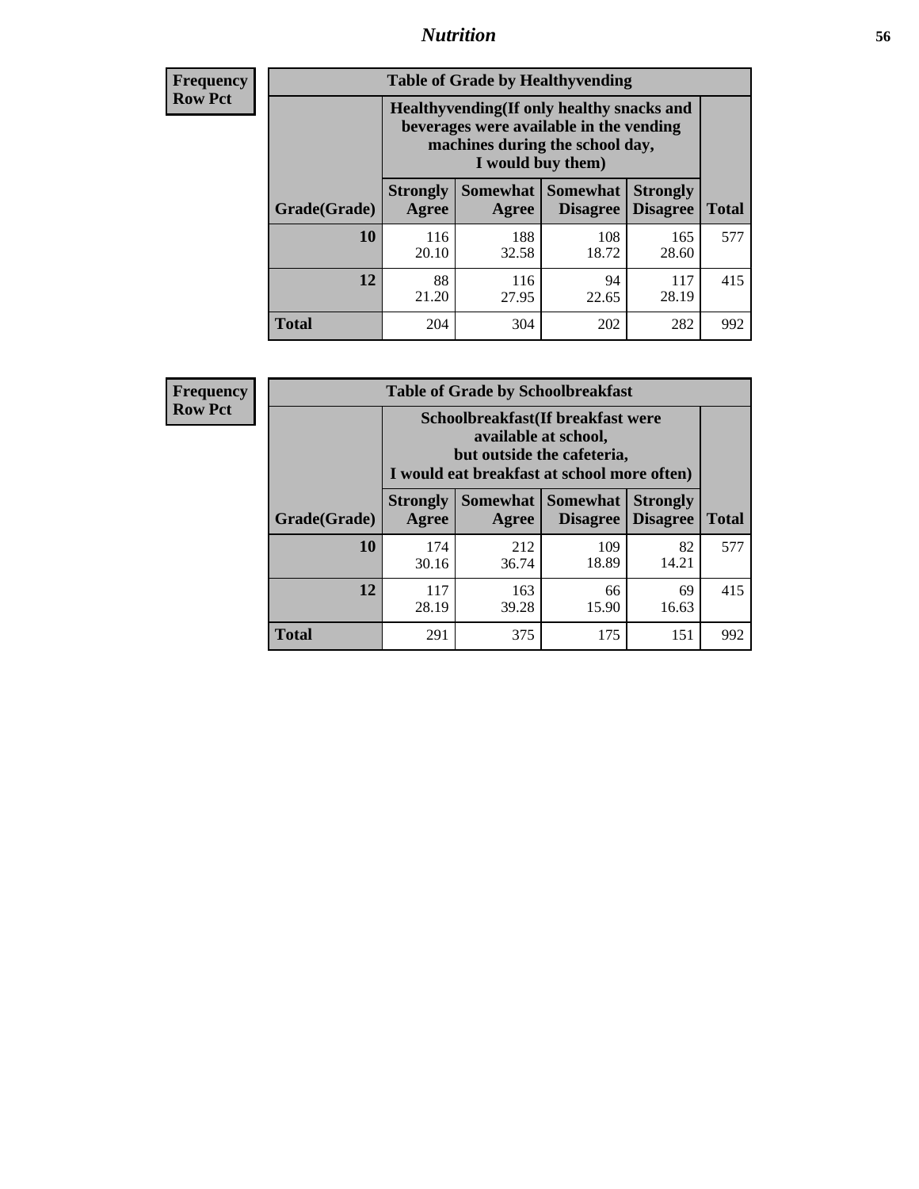| Frequency<br>Row Pct | | | | | |
|---|---|---|---|---|---|

**Table of Grade by Healthyvending**

| Grade(Grade) | Healthyvending(If only healthy snacks and beverages were available in the vending machines during the school day, I would buy them) | | | | Total |
|---|---|---|---|---|---|
| | Strongly Agree | Somewhat Agree | Somewhat Disagree | Strongly Disagree | |
| 10 | 116<br>20.10 | 188<br>32.58 | 108<br>18.72 | 165<br>28.60 | 577 |
| 12 | 88<br>21.20 | 116<br>27.95 | 94<br>22.65 | 117<br>28.19 | 415 |
| Total | 204 | 304 | 202 | 282 | 992 |

**Frequency**
**Row Pct**

**Table of Grade by Schoolbreakfast**

| Grade(Grade) | Schoolbreakfast(If breakfast were available at school, but outside the cafeteria, I would eat breakfast at school more often) | | | | Total |
|---|---|---|---|---|---|
| | Strongly Agree | Somewhat Agree | Somewhat Disagree | Strongly Disagree | |
| 10 | 174<br>30.16 | 212<br>36.74 | 109<br>18.89 | 82<br>14.21 | 577 |
| 12 | 117<br>28.19 | 163<br>39.28 | 66<br>15.90 | 69<br>16.63 | 415 |
| Total | 291 | 375 | 175 | 151 | 992 |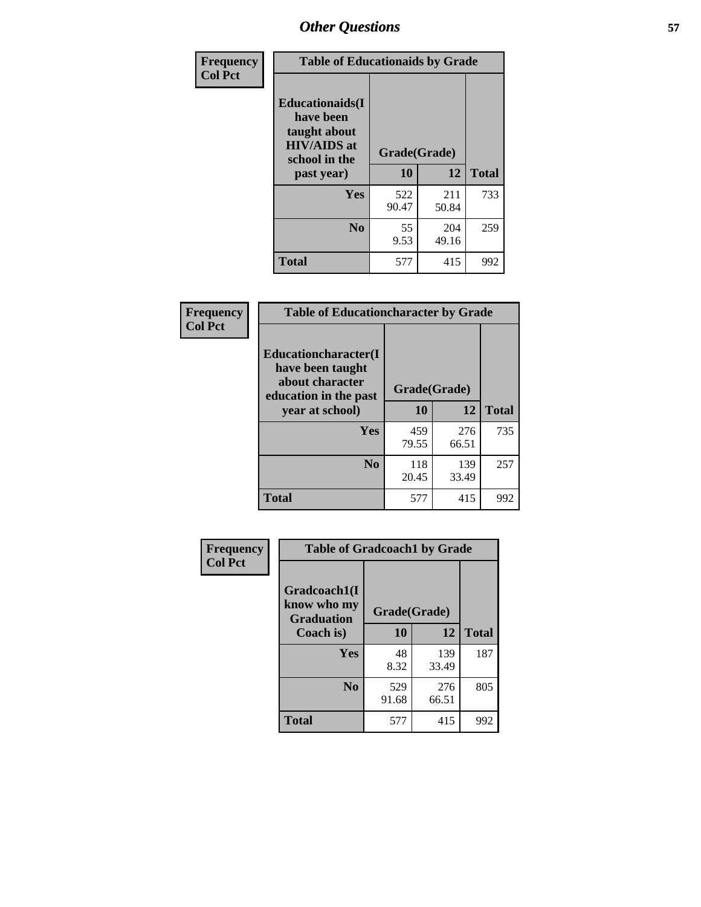## Other Questions

Frequency
Col Pct

**Table of Educationaids by Grade**

| Educationaids(I have been taught about HIV/AIDS at school in the past year) | Grade(Grade) 10 | 12 | Total |
|---|---|---|---|
| **Yes** | 522<br>90.47 | 211<br>50.84 | 733 |
| **No** | 55<br>9.53 | 204<br>49.16 | 259 |
| **Total** | 577 | 415 | 992 |

Frequency
Col Pct

**Table of Educationcharacter by Grade**

| Educationcharacter(I have been taught about character education in the past year at school) | Grade(Grade) 10 | 12 | Total |
|---|---|---|---|
| **Yes** | 459<br>79.55 | 276<br>66.51 | 735 |
| **No** | 118<br>20.45 | 139<br>33.49 | 257 |
| **Total** | 577 | 415 | 992 |

Frequency
Col Pct

**Table of Gradcoach1 by Grade**

| Gradcoach1(I know who my Graduation Coach is) | Grade(Grade) 10 | 12 | Total |
|---|---|---|---|
| **Yes** | 48<br>8.32 | 139<br>33.49 | 187 |
| **No** | 529<br>91.68 | 276<br>66.51 | 805 |
| **Total** | 577 | 415 | 992 |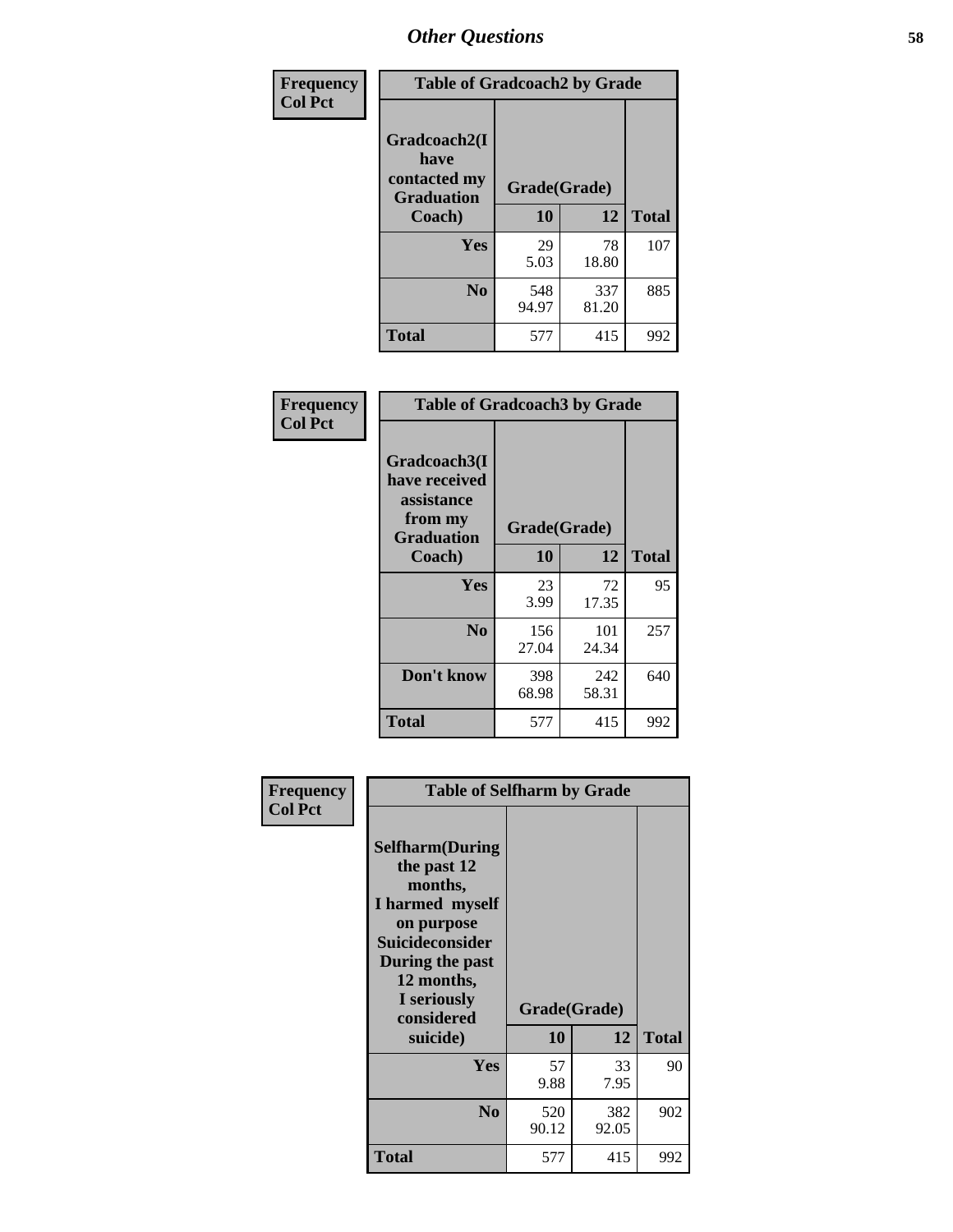# Other Questions

**Frequency Col Pct**

| Table of Gradcoach2 by Grade | | | |
|---|---|---|---|
| Gradcoach2(I have contacted my Graduation Coach) | Grade(Grade) | | |
| | 10 | 12 | Total |
| Yes | 29<br>5.03 | 78<br>18.80 | 107 |
| No | 548<br>94.97 | 337<br>81.20 | 885 |
| Total | 577 | 415 | 992 |

**Frequency Col Pct**

| Table of Gradcoach3 by Grade | | | |
|---|---|---|---|
| Gradcoach3(I have received assistance from my Graduation Coach) | Grade(Grade) | | |
| | 10 | 12 | Total |
| Yes | 23<br>3.99 | 72<br>17.35 | 95 |
| No | 156<br>27.04 | 101<br>24.34 | 257 |
| Don't know | 398<br>68.98 | 242<br>58.31 | 640 |
| Total | 577 | 415 | 992 |

**Frequency Col Pct**

| Table of Selfharm by Grade | | | |
|---|---|---|---|
| Selfharm(During the past 12 months, I harmed myself on purpose Suicideconsider During the past 12 months, I seriously considered suicide) | Grade(Grade) | | |
| | 10 | 12 | Total |
| Yes | 57<br>9.88 | 33<br>7.95 | 90 |
| No | 520<br>90.12 | 382<br>92.05 | 902 |
| Total | 577 | 415 | 992 |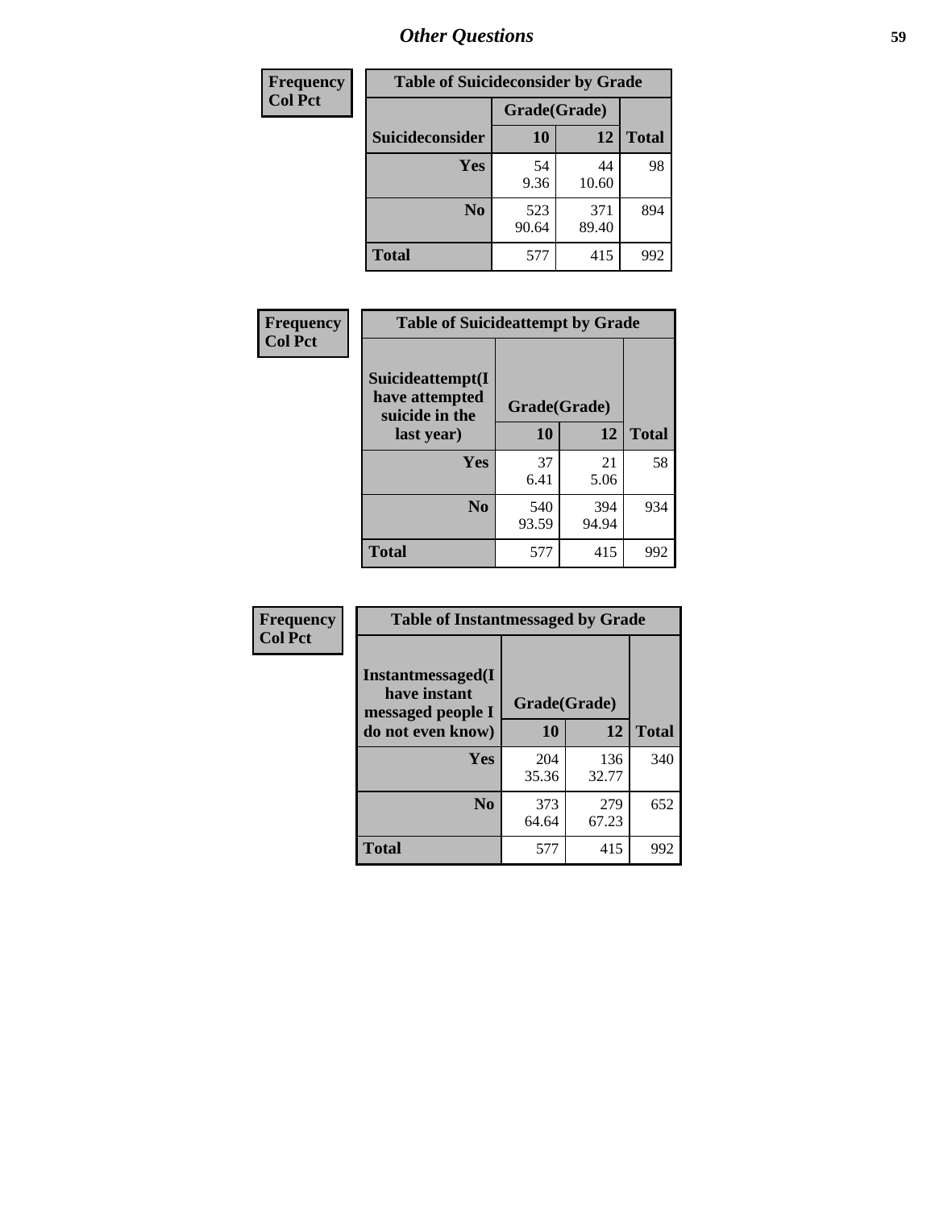# Other Questions

| Frequency<br>Col Pct | Table of Suicideconsider by Grade | | |
|---|---|---|---|
| | Grade(Grade) | | |
| Suicideconsider | 10 | 12 | Total |
| Yes | 54<br>9.36 | 44<br>10.60 | 98 |
| No | 523<br>90.64 | 371<br>89.40 | 894 |
| Total | 577 | 415 | 992 |

| Frequency<br>Col Pct | Table of Suicideattempt by Grade | | |
|---|---|---|---|
| | Grade(Grade) | | |
| Suicideattempt(I have attempted suicide in the last year) | 10 | 12 | Total |
| Yes | 37<br>6.41 | 21<br>5.06 | 58 |
| No | 540<br>93.59 | 394<br>94.94 | 934 |
| Total | 577 | 415 | 992 |

| Frequency<br>Col Pct | Table of Instantmessaged by Grade | | |
|---|---|---|---|
| | Grade(Grade) | | |
| Instantmessaged(I have instant messaged people I do not even know) | 10 | 12 | Total |
| Yes | 204<br>35.36 | 136<br>32.77 | 340 |
| No | 373<br>64.64 | 279<br>67.23 | 652 |
| Total | 577 | 415 | 992 |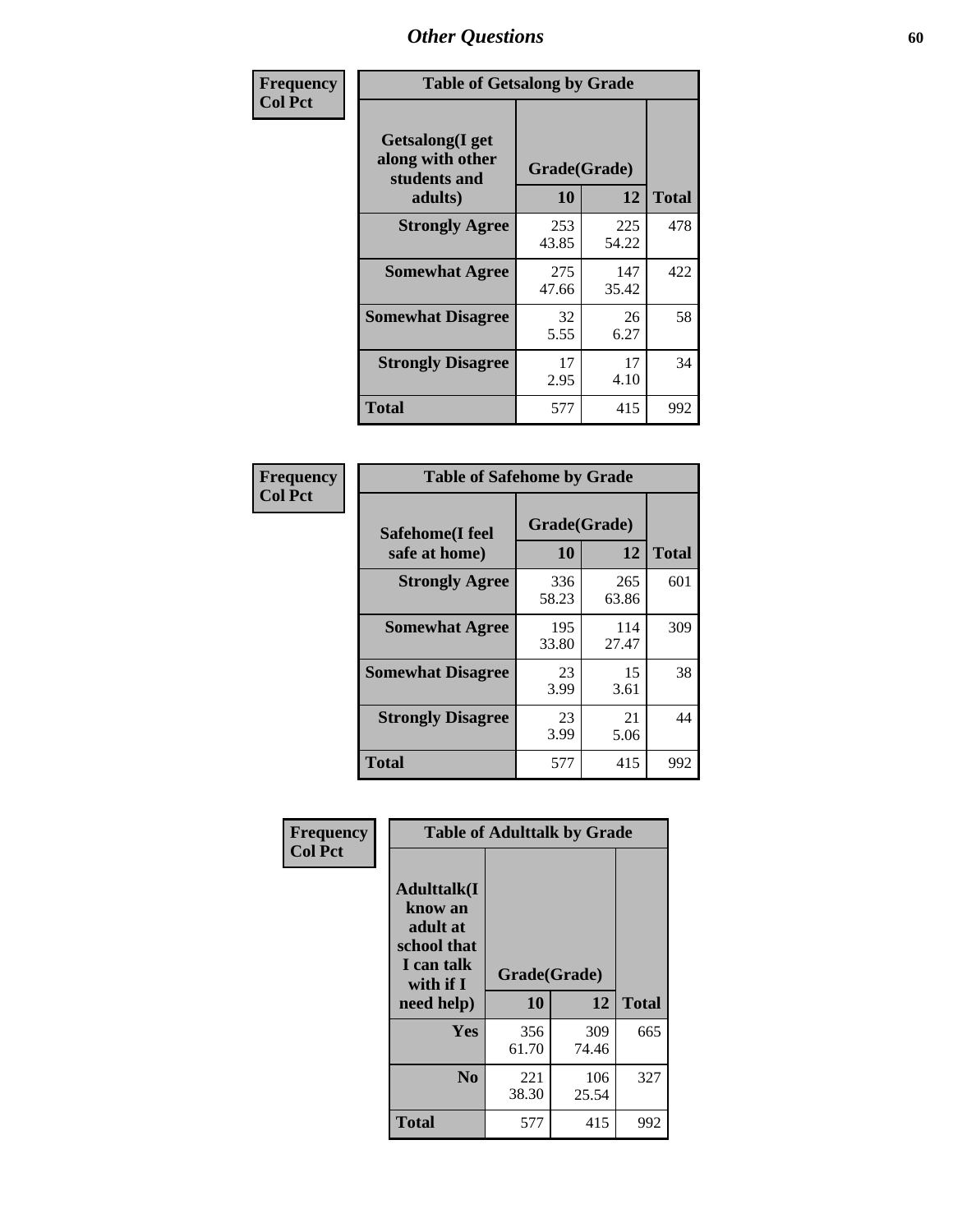# Other Questions

Frequency
Col Pct

**Table of Getsalong by Grade**

| Getsalong(I get along with other students and adults) | Grade(Grade) | | Total |
|---|---|---|---|
| | 10 | 12 | |
| **Strongly Agree** | 253<br>43.85 | 225<br>54.22 | 478 |
| **Somewhat Agree** | 275<br>47.66 | 147<br>35.42 | 422 |
| **Somewhat Disagree** | 32<br>5.55 | 26<br>6.27 | 58 |
| **Strongly Disagree** | 17<br>2.95 | 17<br>4.10 | 34 |
| **Total** | 577 | 415 | 992 |

Frequency
Col Pct

**Table of Safehome by Grade**

| Safehome(I feel safe at home) | Grade(Grade) | | Total |
|---|---|---|---|
| | 10 | 12 | |
| **Strongly Agree** | 336<br>58.23 | 265<br>63.86 | 601 |
| **Somewhat Agree** | 195<br>33.80 | 114<br>27.47 | 309 |
| **Somewhat Disagree** | 23<br>3.99 | 15<br>3.61 | 38 |
| **Strongly Disagree** | 23<br>3.99 | 21<br>5.06 | 44 |
| **Total** | 577 | 415 | 992 |

Frequency
Col Pct

**Table of Adulttalk by Grade**

| Adulttalk(I know an adult at school that I can talk with if I need help) | Grade(Grade) | | Total |
|---|---|---|---|
| | 10 | 12 | |
| **Yes** | 356<br>61.70 | 309<br>74.46 | 665 |
| **No** | 221<br>38.30 | 106<br>25.54 | 327 |
| **Total** | 577 | 415 | 992 |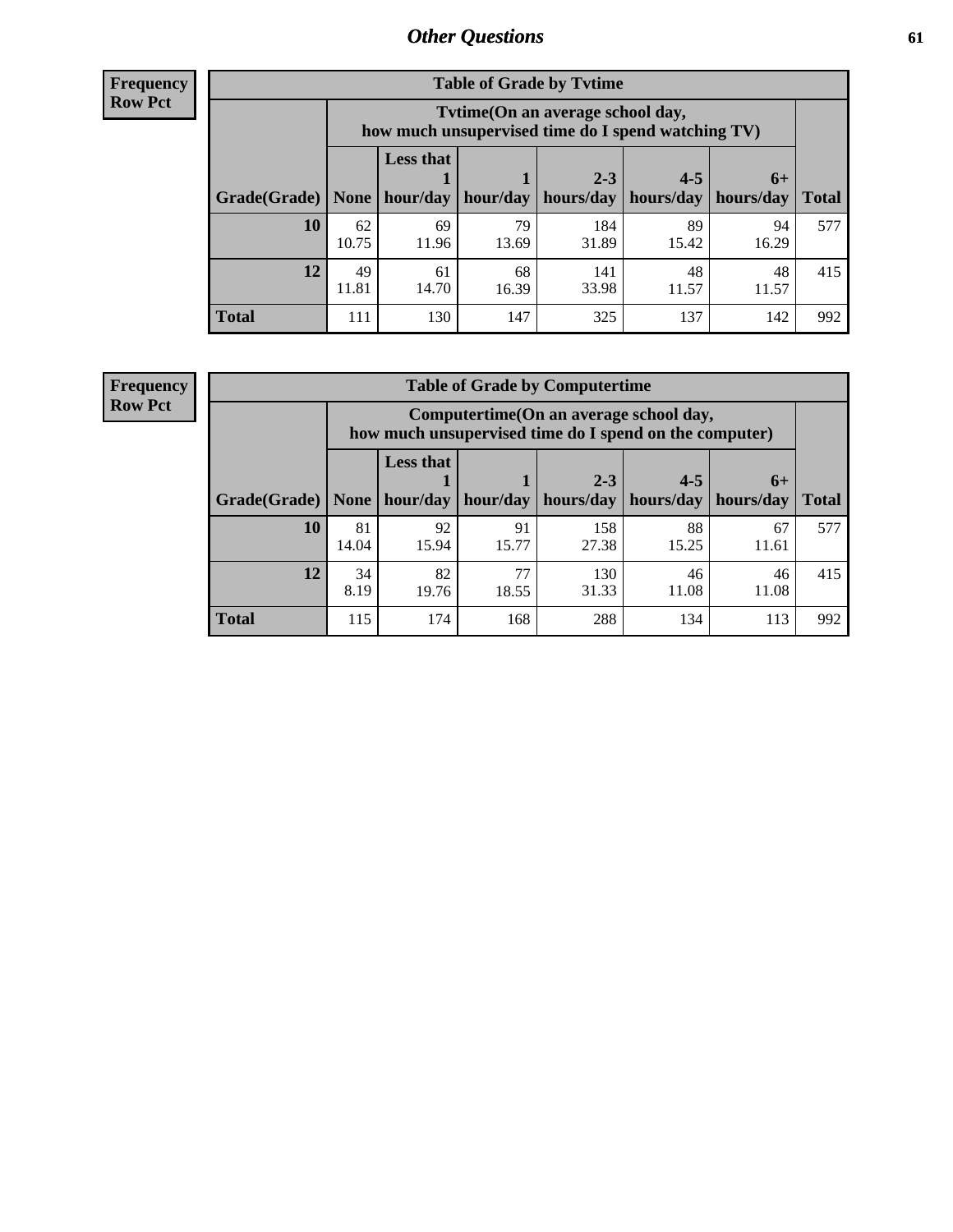**Frequency**
**Row Pct**

| Table of Grade by Tvtime | | | | | | | |
|---|---|---|---|---|---|---|---|
| | Tvtime(On an average school day, how much unsupervised time do I spend watching TV) | | | | | | |
| Grade(Grade) | None | Less that 1 hour/day | 1 hour/day | 2-3 hours/day | 4-5 hours/day | 6+ hours/day | Total |
| **10** | 62<br>10.75 | 69<br>11.96 | 79<br>13.69 | 184<br>31.89 | 89<br>15.42 | 94<br>16.29 | 577 |
| **12** | 49<br>11.81 | 61<br>14.70 | 68<br>16.39 | 141<br>33.98 | 48<br>11.57 | 48<br>11.57 | 415 |
| **Total** | 111 | 130 | 147 | 325 | 137 | 142 | 992 |

**Frequency**
**Row Pct**

| Table of Grade by Computertime | | | | | | | |
|---|---|---|---|---|---|---|---|
| | Computertime(On an average school day, how much unsupervised time do I spend on the computer) | | | | | | |
| Grade(Grade) | None | Less that 1 hour/day | 1 hour/day | 2-3 hours/day | 4-5 hours/day | 6+ hours/day | Total |
| **10** | 81<br>14.04 | 92<br>15.94 | 91<br>15.77 | 158<br>27.38 | 88<br>15.25 | 67<br>11.61 | 577 |
| **12** | 34<br>8.19 | 82<br>19.76 | 77<br>18.55 | 130<br>31.33 | 46<br>11.08 | 46<br>11.08 | 415 |
| **Total** | 115 | 174 | 168 | 288 | 134 | 113 | 992 |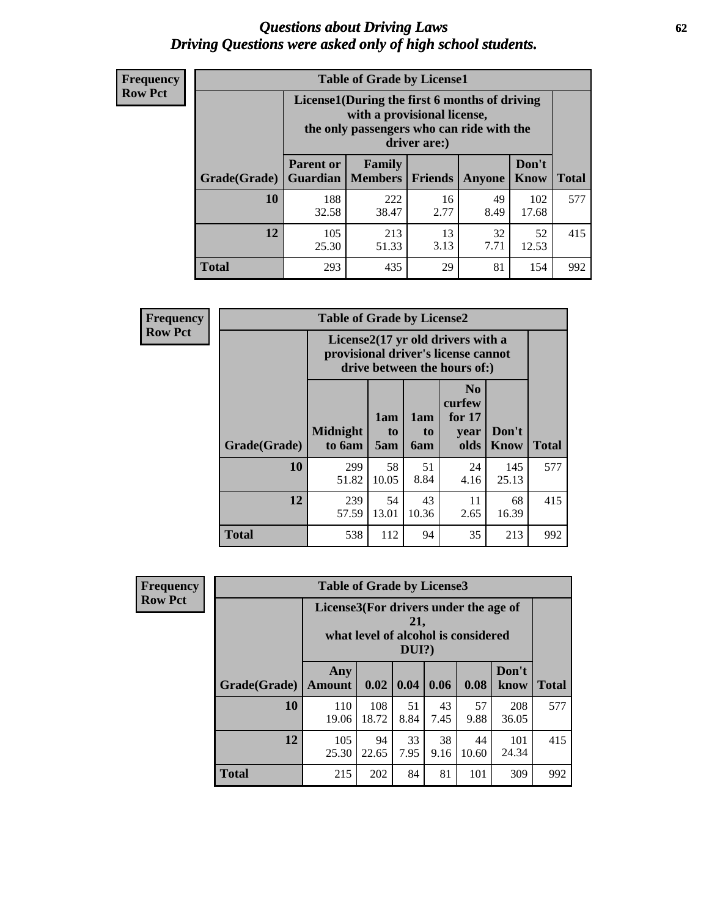# Questions about Driving Laws
## Driving Questions were asked only of high school students.

**Frequency**
**Row Pct**

| Table of Grade by License1 | | | | | | |
|---|---|---|---|---|---|---|
| | License1(During the first 6 months of driving with a provisional license, the only passengers who can ride with the driver are:) | | | | | |
| Grade(Grade) | Parent or Guardian | Family Members | Friends | Anyone | Don't Know | Total |
| 10 | 188<br>32.58 | 222<br>38.47 | 16<br>2.77 | 49<br>8.49 | 102<br>17.68 | 577 |
| 12 | 105<br>25.30 | 213<br>51.33 | 13<br>3.13 | 32<br>7.71 | 52<br>12.53 | 415 |
| Total | 293 | 435 | 29 | 81 | 154 | 992 |

**Frequency**
**Row Pct**

| Table of Grade by License2 | | | | | | |
|---|---|---|---|---|---|---|
| | License2(17 yr old drivers with a provisional driver's license cannot drive between the hours of:) | | | | | |
| Grade(Grade) | Midnight to 6am | 1am to 5am | 1am to 6am | No curfew for 17 year olds | Don't Know | Total |
| 10 | 299<br>51.82 | 58<br>10.05 | 51<br>8.84 | 24<br>4.16 | 145<br>25.13 | 577 |
| 12 | 239<br>57.59 | 54<br>13.01 | 43<br>10.36 | 11<br>2.65 | 68<br>16.39 | 415 |
| Total | 538 | 112 | 94 | 35 | 213 | 992 |

**Frequency**
**Row Pct**

| Table of Grade by License3 | | | | | | | |
|---|---|---|---|---|---|---|---|
| | License3(For drivers under the age of 21, what level of alcohol is considered DUI?) | | | | | | |
| Grade(Grade) | Any Amount | 0.02 | 0.04 | 0.06 | 0.08 | Don't know | Total |
| 10 | 110<br>19.06 | 108<br>18.72 | 51<br>8.84 | 43<br>7.45 | 57<br>9.88 | 208<br>36.05 | 577 |
| 12 | 105<br>25.30 | 94<br>22.65 | 33<br>7.95 | 38<br>9.16 | 44<br>10.60 | 101<br>24.34 | 415 |
| Total | 215 | 202 | 84 | 81 | 101 | 309 | 992 |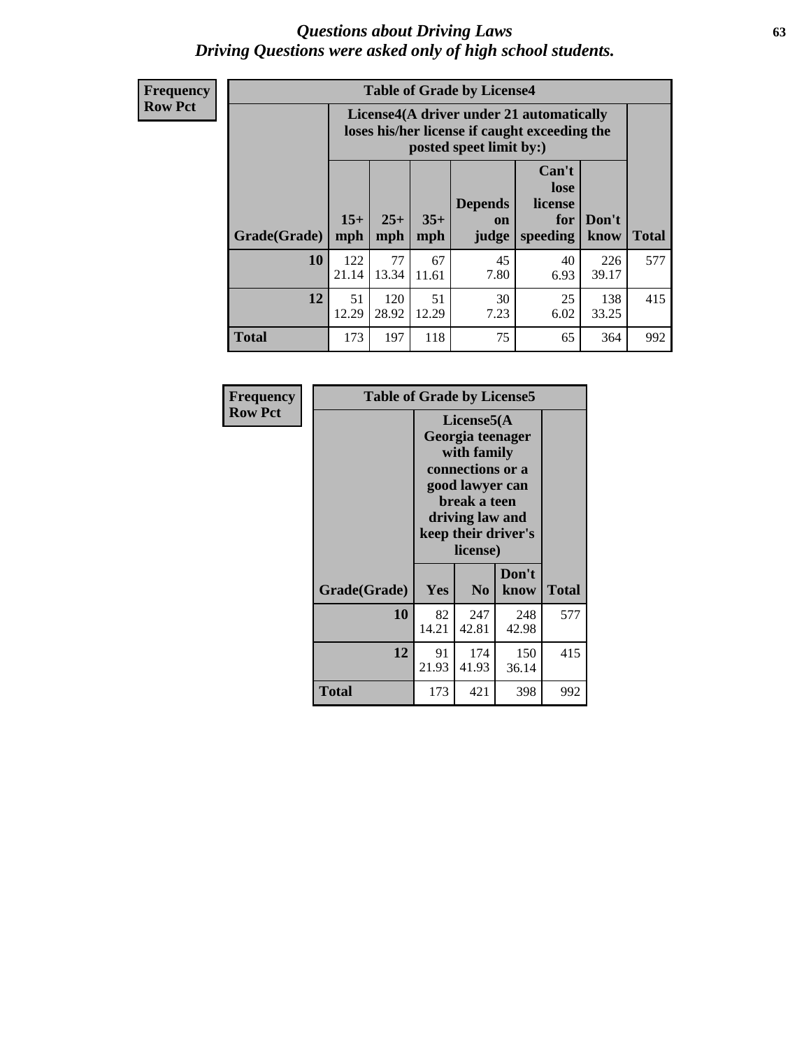# Questions about Driving Laws
## *Driving Questions were asked only of high school students.*

**Frequency**
**Row Pct**

**Table of Grade by License4**

| Grade(Grade) | License4(A driver under 21 automatically loses his/her license if caught exceeding the posted speet limit by:) 15+ mph | 25+ mph | 35+ mph | Depends on judge | Can't lose license for speeding | Don't know | Total |
|---|---|---|---|---|---|---|---|
| **10** | 122<br>21.14 | 77<br>13.34 | 67<br>11.61 | 45<br>7.80 | 40<br>6.93 | 226<br>39.17 | 577 |
| **12** | 51<br>12.29 | 120<br>28.92 | 51<br>12.29 | 30<br>7.23 | 25<br>6.02 | 138<br>33.25 | 415 |
| **Total** | 173 | 197 | 118 | 75 | 65 | 364 | 992 |

**Frequency**
**Row Pct**

**Table of Grade by License5**

| Grade(Grade) | License5(A Georgia teenager with family connections or a good lawyer can break a teen driving law and keep their driver's license) Yes | No | Don't know | Total |
|---|---|---|---|---|
| **10** | 82<br>14.21 | 247<br>42.81 | 248<br>42.98 | 577 |
| **12** | 91<br>21.93 | 174<br>41.93 | 150<br>36.14 | 415 |
| **Total** | 173 | 421 | 398 | 992 |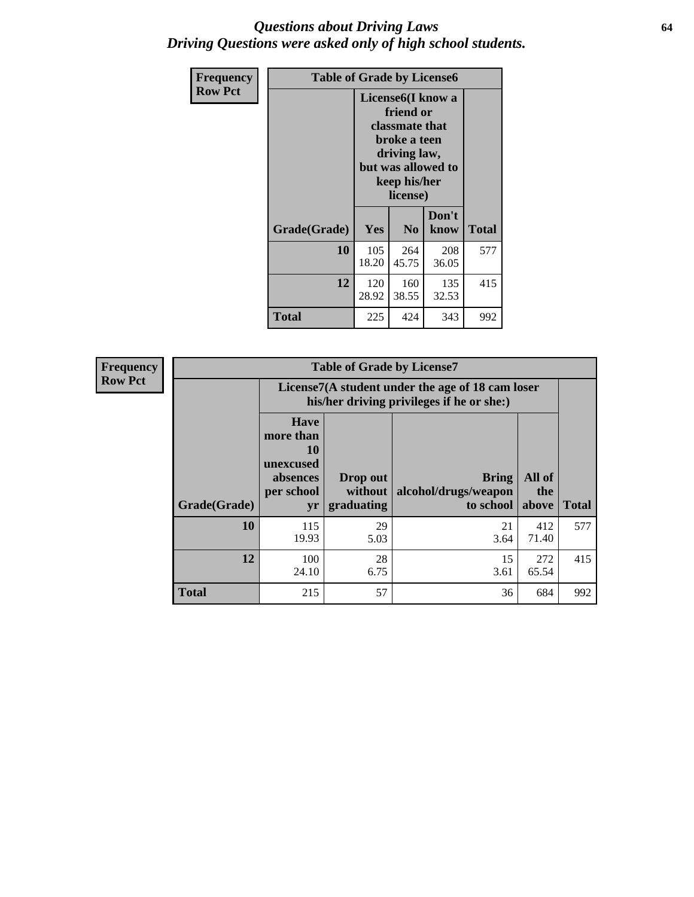# *Questions about Driving Laws*
# *Driving Questions were asked only of high school students.*

| Frequency<br>Row Pct | Table of Grade by License6 | | | |
|---|---|---|---|---|
| | License6(I know a friend or classmate that broke a teen driving law, but was allowed to keep his/her license) | | | |
| Grade(Grade) | Yes | No | Don't know | Total |
| 10 | 105<br>18.20 | 264<br>45.75 | 208<br>36.05 | 577 |
| 12 | 120<br>28.92 | 160<br>38.55 | 135<br>32.53 | 415 |
| Total | 225 | 424 | 343 | 992 |

| Frequency<br>Row Pct | Table of Grade by License7 | | | | |
|---|---|---|---|---|---|
| | License7(A student under the age of 18 cam loser his/her driving privileges if he or she:) | | | | |
| Grade(Grade) | Have more than 10 unexcused absences per school yr | Drop out without graduating | Bring alcohol/drugs/weapon to school | All of the above | Total |
| 10 | 115<br>19.93 | 29<br>5.03 | 21<br>3.64 | 412<br>71.40 | 577 |
| 12 | 100<br>24.10 | 28<br>6.75 | 15<br>3.61 | 272<br>65.54 | 415 |
| Total | 215 | 57 | 36 | 684 | 992 |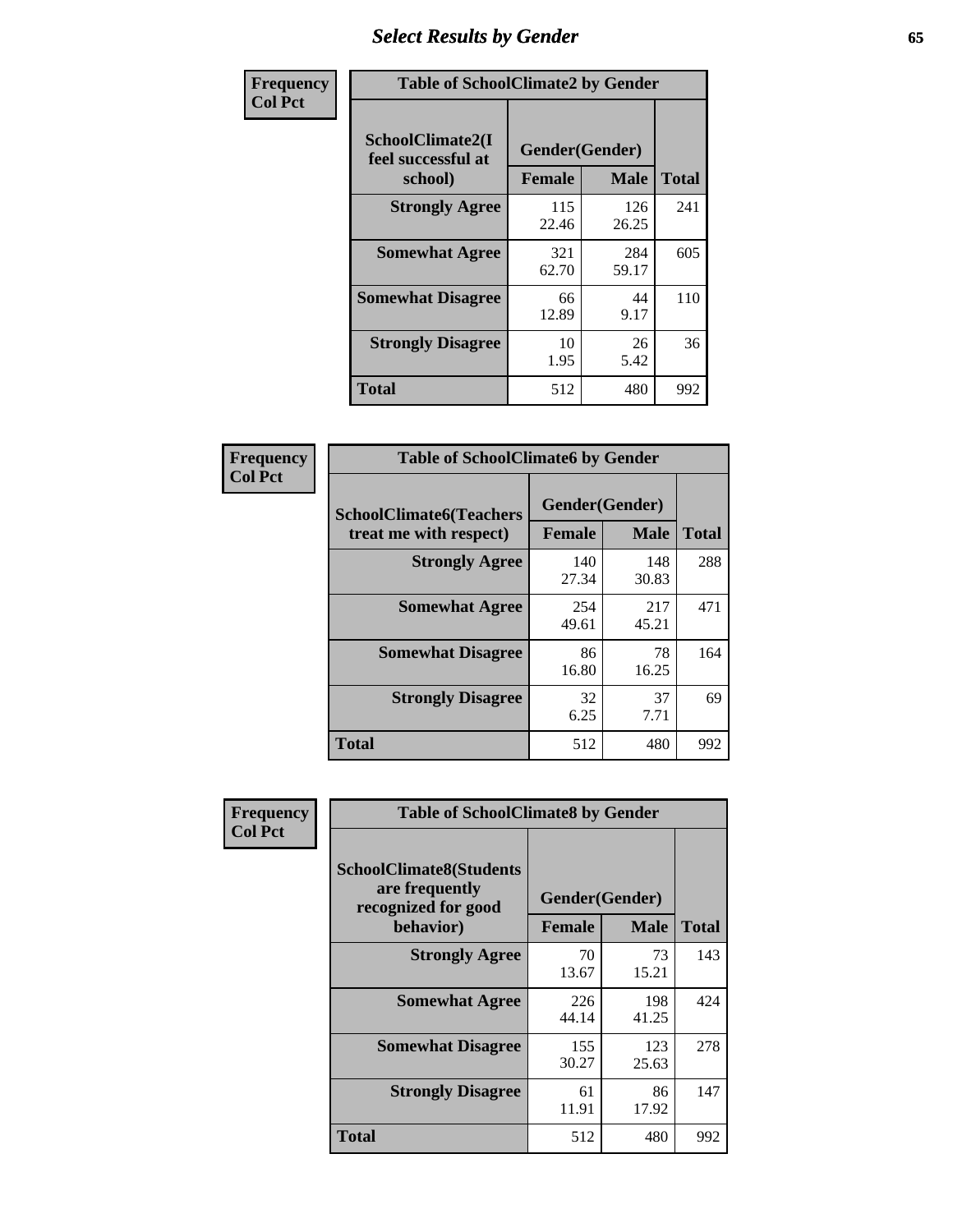# Select Results by Gender

| Frequency Col Pct |
|---|

**Table of SchoolClimate2 by Gender**

| SchoolClimate2(I feel successful at school) | Gender(Gender) | | Total |
|---|---|---|---|
| | Female | Male | |
| Strongly Agree | 115<br>22.46 | 126<br>26.25 | 241 |
| Somewhat Agree | 321<br>62.70 | 284<br>59.17 | 605 |
| Somewhat Disagree | 66<br>12.89 | 44<br>9.17 | 110 |
| Strongly Disagree | 10<br>1.95 | 26<br>5.42 | 36 |
| Total | 512 | 480 | 992 |

| Frequency Col Pct |
|---|

**Table of SchoolClimate6 by Gender**

| SchoolClimate6(Teachers treat me with respect) | Gender(Gender) | | Total |
|---|---|---|---|
| | Female | Male | |
| Strongly Agree | 140<br>27.34 | 148<br>30.83 | 288 |
| Somewhat Agree | 254<br>49.61 | 217<br>45.21 | 471 |
| Somewhat Disagree | 86<br>16.80 | 78<br>16.25 | 164 |
| Strongly Disagree | 32<br>6.25 | 37<br>7.71 | 69 |
| Total | 512 | 480 | 992 |

| Frequency Col Pct |
|---|

**Table of SchoolClimate8 by Gender**

| SchoolClimate8(Students are frequently recognized for good behavior) | Gender(Gender) | | Total |
|---|---|---|---|
| | Female | Male | |
| Strongly Agree | 70<br>13.67 | 73<br>15.21 | 143 |
| Somewhat Agree | 226<br>44.14 | 198<br>41.25 | 424 |
| Somewhat Disagree | 155<br>30.27 | 123<br>25.63 | 278 |
| Strongly Disagree | 61<br>11.91 | 86<br>17.92 | 147 |
| Total | 512 | 480 | 992 |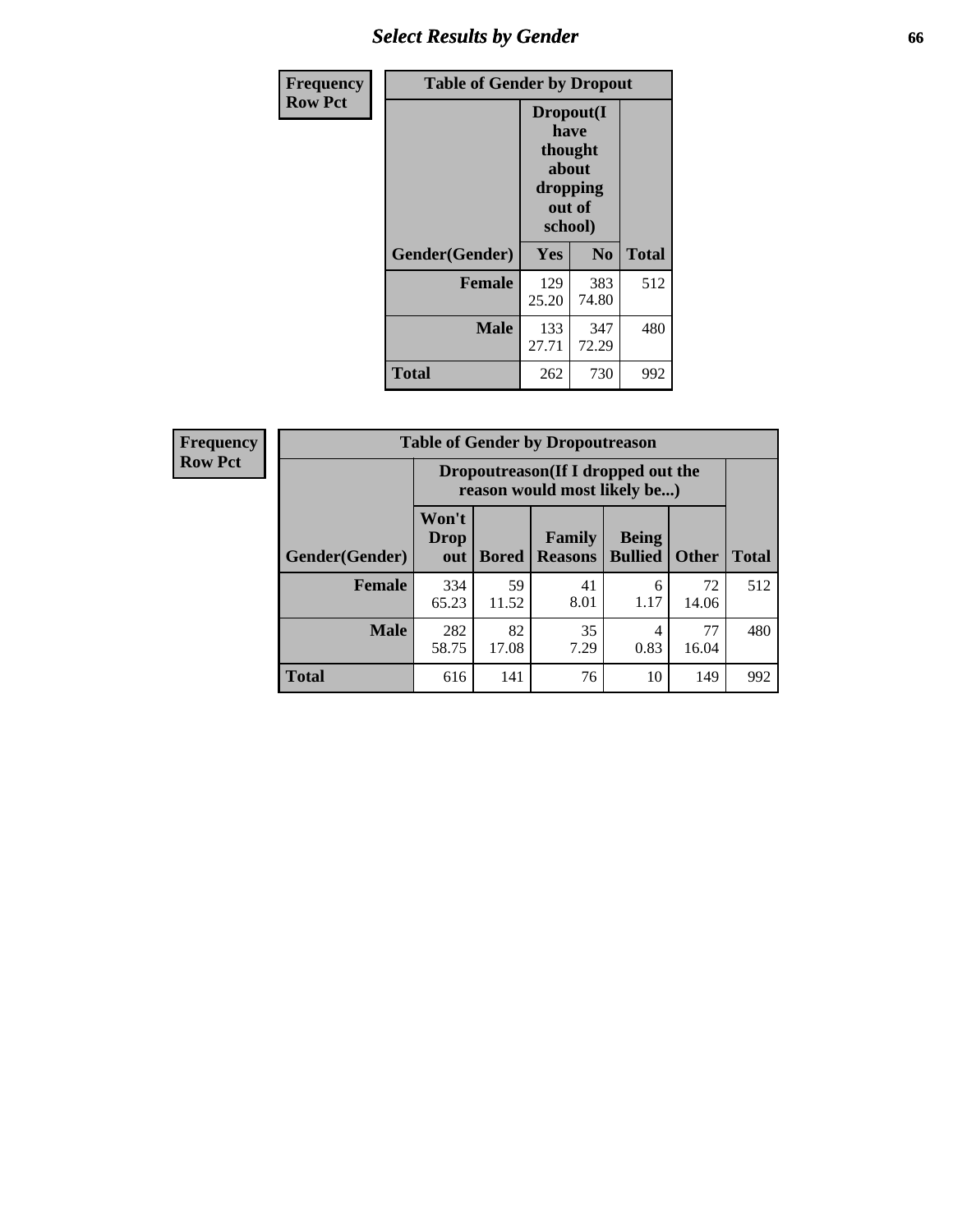| Frequency Row Pct | Table of Gender by Dropout | | |
|---|---|---|---|
| | Dropout(I have thought about dropping out of school) | | |
| Gender(Gender) | Yes | No | Total |
| **Female** | 129<br>25.20 | 383<br>74.80 | 512 |
| **Male** | 133<br>27.71 | 347<br>72.29 | 480 |
| **Total** | 262 | 730 | 992 |

| Frequency Row Pct | Table of Gender by Dropoutreason | | | | | |
|---|---|---|---|---|---|---|
| | Dropoutreason(If I dropped out the reason would most likely be...) | | | | | |
| Gender(Gender) | Won't Drop out | Bored | Family Reasons | Being Bullied | Other | Total |
| **Female** | 334<br>65.23 | 59<br>11.52 | 41<br>8.01 | 6<br>1.17 | 72<br>14.06 | 512 |
| **Male** | 282<br>58.75 | 82<br>17.08 | 35<br>7.29 | 4<br>0.83 | 77<br>16.04 | 480 |
| **Total** | 616 | 141 | 76 | 10 | 149 | 992 |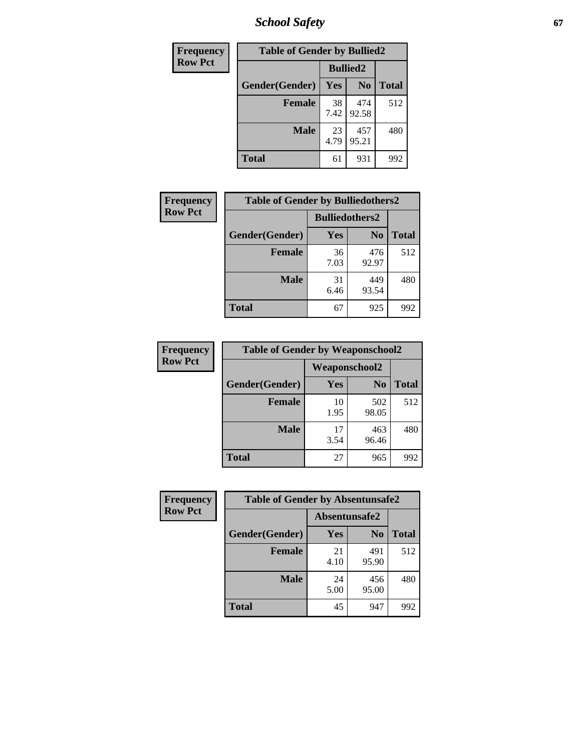| Frequency<br>Row Pct | Table of Gender by Bullied2 | | |
|---|---|---|---|
| | Bullied2 | | |
| Gender(Gender) | Yes | No | Total |
| Female | 38<br>7.42 | 474<br>92.58 | 512 |
| Male | 23<br>4.79 | 457<br>95.21 | 480 |
| Total | 61 | 931 | 992 |

| Frequency<br>Row Pct | Table of Gender by Bulliedothers2 | | |
|---|---|---|---|
| | Bulliedothers2 | | |
| Gender(Gender) | Yes | No | Total |
| Female | 36<br>7.03 | 476<br>92.97 | 512 |
| Male | 31<br>6.46 | 449<br>93.54 | 480 |
| Total | 67 | 925 | 992 |

| Frequency<br>Row Pct | Table of Gender by Weaponschool2 | | |
|---|---|---|---|
| | Weaponschool2 | | |
| Gender(Gender) | Yes | No | Total |
| Female | 10<br>1.95 | 502<br>98.05 | 512 |
| Male | 17<br>3.54 | 463<br>96.46 | 480 |
| Total | 27 | 965 | 992 |

| Frequency<br>Row Pct | Table of Gender by Absentunsafe2 | | |
|---|---|---|---|
| | Absentunsafe2 | | |
| Gender(Gender) | Yes | No | Total |
| Female | 21<br>4.10 | 491<br>95.90 | 512 |
| Male | 24<br>5.00 | 456<br>95.00 | 480 |
| Total | 45 | 947 | 992 |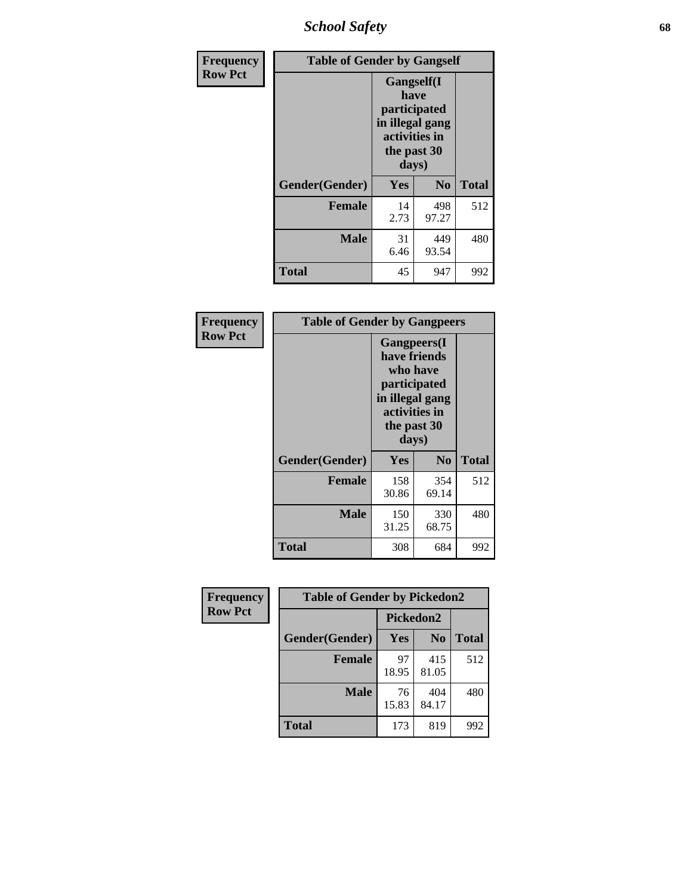**Frequency**
**Row Pct**

| Table of Gender by Gangself | | | |
|---|---|---|---|
| | **Gangself(I have participated in illegal gang activities in the past 30 days)** | | |
| **Gender(Gender)** | **Yes** | **No** | **Total** |
| **Female** | 14<br>2.73 | 498<br>97.27 | 512 |
| **Male** | 31<br>6.46 | 449<br>93.54 | 480 |
| **Total** | 45 | 947 | 992 |

**Frequency**
**Row Pct**

| Table of Gender by Gangpeers | | | |
|---|---|---|---|
| | **Gangpeers(I have friends who have participated in illegal gang activities in the past 30 days)** | | |
| **Gender(Gender)** | **Yes** | **No** | **Total** |
| **Female** | 158<br>30.86 | 354<br>69.14 | 512 |
| **Male** | 150<br>31.25 | 330<br>68.75 | 480 |
| **Total** | 308 | 684 | 992 |

**Frequency**
**Row Pct**

| Table of Gender by Pickedon2 | | | |
|---|---|---|---|
| | **Pickedon2** | | |
| **Gender(Gender)** | **Yes** | **No** | **Total** |
| **Female** | 97<br>18.95 | 415<br>81.05 | 512 |
| **Male** | 76<br>15.83 | 404<br>84.17 | 480 |
| **Total** | 173 | 819 | 992 |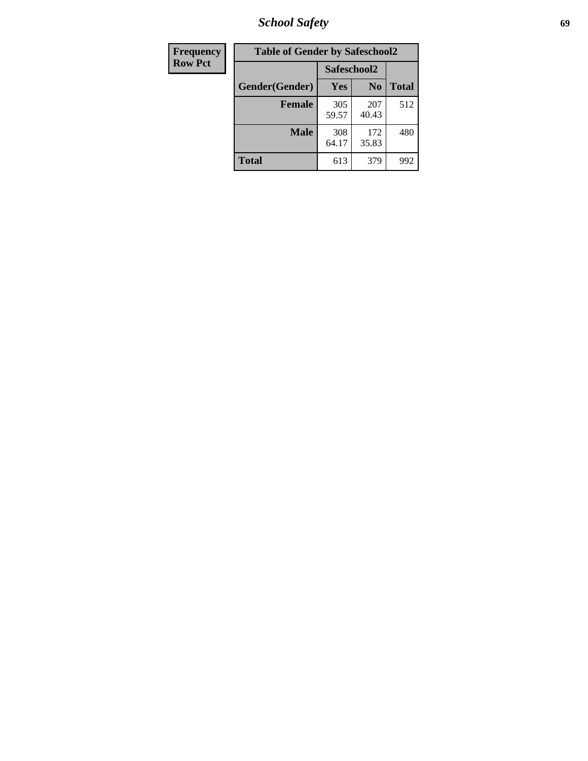| Frequency<br>Row Pct |
|---|

**Table of Gender by Safeschool2**

| Gender(Gender) | Safeschool2 | | Total |
|---|---|---|---|
| | Yes | No | |
| Female | 305<br>59.57 | 207<br>40.43 | 512 |
| Male | 308<br>64.17 | 172<br>35.83 | 480 |
| Total | 613 | 379 | 992 |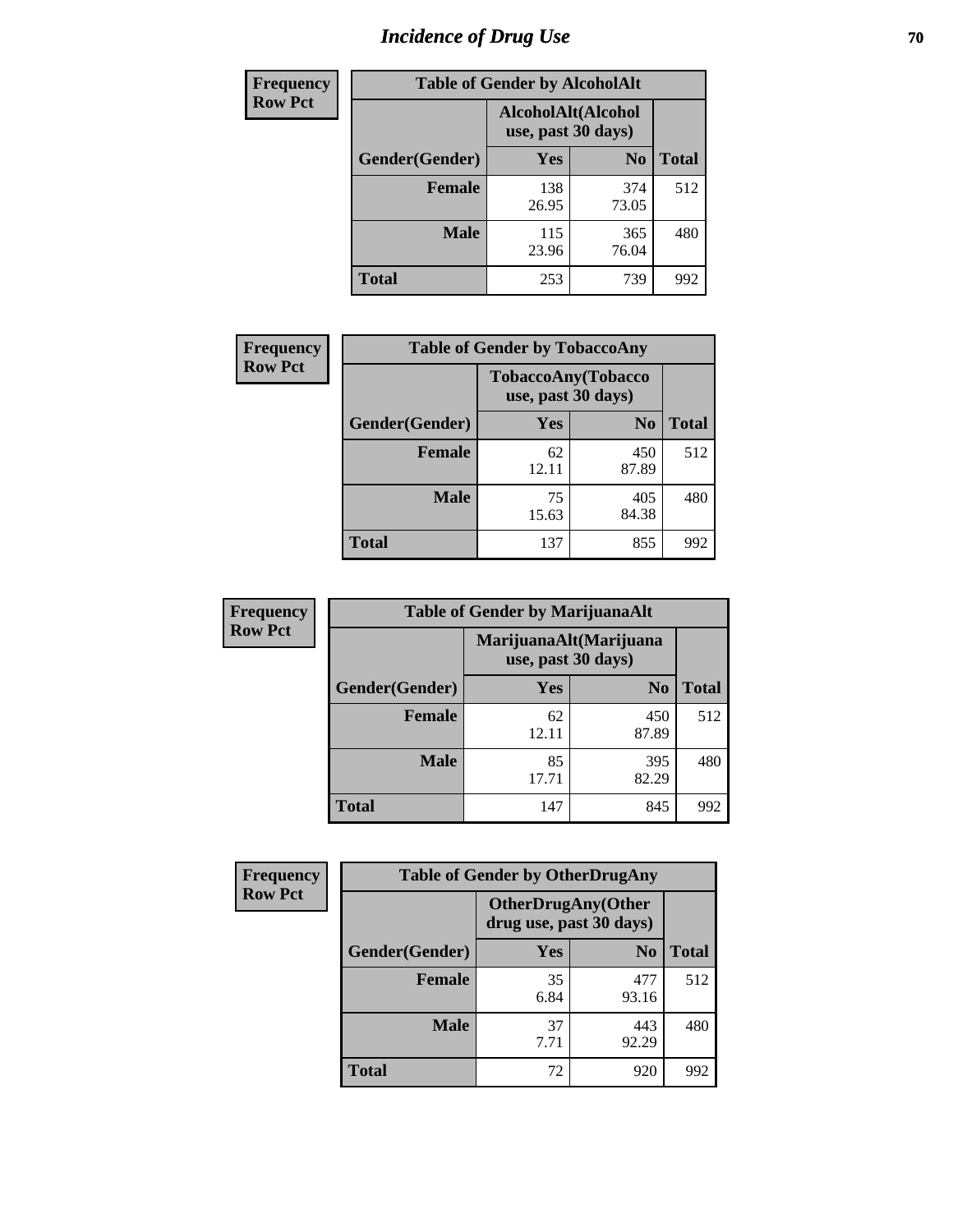# Incidence of Drug Use

**Frequency / Row Pct**

| Table of Gender by AlcoholAlt | | | |
|---|---|---|---|
| | AlcoholAlt(Alcohol use, past 30 days) | | |
| Gender(Gender) | Yes | No | Total |
| Female | 138<br>26.95 | 374<br>73.05 | 512 |
| Male | 115<br>23.96 | 365<br>76.04 | 480 |
| Total | 253 | 739 | 992 |

**Frequency / Row Pct**

| Table of Gender by TobaccoAny | | | |
|---|---|---|---|
| | TobaccoAny(Tobacco use, past 30 days) | | |
| Gender(Gender) | Yes | No | Total |
| Female | 62<br>12.11 | 450<br>87.89 | 512 |
| Male | 75<br>15.63 | 405<br>84.38 | 480 |
| Total | 137 | 855 | 992 |

**Frequency / Row Pct**

| Table of Gender by MarijuanaAlt | | | |
|---|---|---|---|
| | MarijuanaAlt(Marijuana use, past 30 days) | | |
| Gender(Gender) | Yes | No | Total |
| Female | 62<br>12.11 | 450<br>87.89 | 512 |
| Male | 85<br>17.71 | 395<br>82.29 | 480 |
| Total | 147 | 845 | 992 |

**Frequency / Row Pct**

| Table of Gender by OtherDrugAny | | | |
|---|---|---|---|
| | OtherDrugAny(Other drug use, past 30 days) | | |
| Gender(Gender) | Yes | No | Total |
| Female | 35<br>6.84 | 477<br>93.16 | 512 |
| Male | 37<br>7.71 | 443<br>92.29 | 480 |
| Total | 72 | 920 | 992 |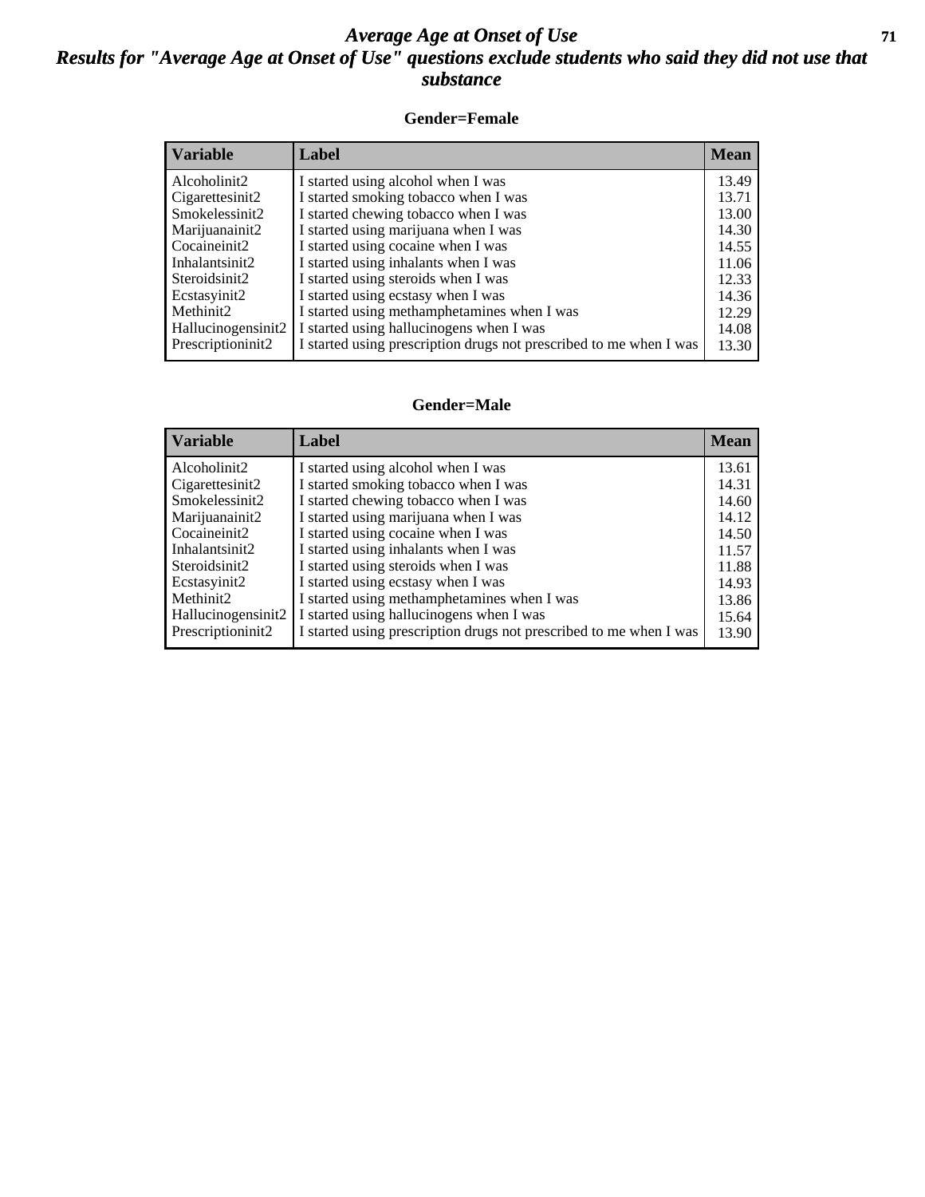# *Average Age at Onset of Use*
## *Results for "Average Age at Onset of Use" questions exclude students who said they did not use that substance*

### Gender=Female

| Variable | Label | Mean |
|---|---|---|
| Alcoholinit2 | I started using alcohol when I was | 13.49 |
| Cigarettesinit2 | I started smoking tobacco when I was | 13.71 |
| Smokelessinit2 | I started chewing tobacco when I was | 13.00 |
| Marijuanainit2 | I started using marijuana when I was | 14.30 |
| Cocaineinit2 | I started using cocaine when I was | 14.55 |
| Inhalantsinit2 | I started using inhalants when I was | 11.06 |
| Steroidsinit2 | I started using steroids when I was | 12.33 |
| Ecstasyinit2 | I started using ecstasy when I was | 14.36 |
| Methinit2 | I started using methamphetamines when I was | 12.29 |
| Hallucinogensinit2 | I started using hallucinogens when I was | 14.08 |
| Prescriptioninit2 | I started using prescription drugs not prescribed to me when I was | 13.30 |

### Gender=Male

| Variable | Label | Mean |
|---|---|---|
| Alcoholinit2 | I started using alcohol when I was | 13.61 |
| Cigarettesinit2 | I started smoking tobacco when I was | 14.31 |
| Smokelessinit2 | I started chewing tobacco when I was | 14.60 |
| Marijuanainit2 | I started using marijuana when I was | 14.12 |
| Cocaineinit2 | I started using cocaine when I was | 14.50 |
| Inhalantsinit2 | I started using inhalants when I was | 11.57 |
| Steroidsinit2 | I started using steroids when I was | 11.88 |
| Ecstasyinit2 | I started using ecstasy when I was | 14.93 |
| Methinit2 | I started using methamphetamines when I was | 13.86 |
| Hallucinogensinit2 | I started using hallucinogens when I was | 15.64 |
| Prescriptioninit2 | I started using prescription drugs not prescribed to me when I was | 13.90 |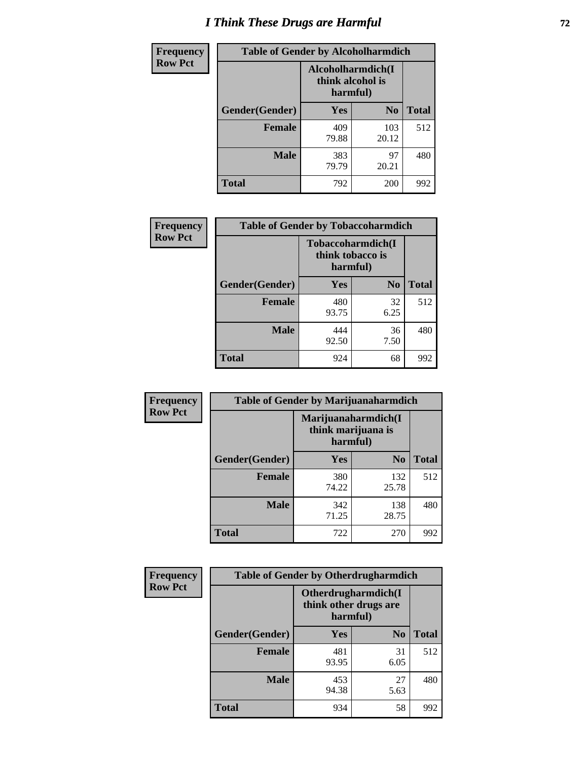# I Think These Drugs are Harmful

| Frequency<br>Row Pct | Table of Gender by Alcoholharmdich | | |
|---|---|---|---|
| | Alcoholharmdich(I think alcohol is harmful) | | |
| Gender(Gender) | Yes | No | Total |
| Female | 409<br>79.88 | 103<br>20.12 | 512 |
| Male | 383<br>79.79 | 97<br>20.21 | 480 |
| Total | 792 | 200 | 992 |

| Frequency<br>Row Pct | Table of Gender by Tobaccoharmdich | | |
|---|---|---|---|
| | Tobaccoharmdich(I think tobacco is harmful) | | |
| Gender(Gender) | Yes | No | Total |
| Female | 480<br>93.75 | 32<br>6.25 | 512 |
| Male | 444<br>92.50 | 36<br>7.50 | 480 |
| Total | 924 | 68 | 992 |

| Frequency<br>Row Pct | Table of Gender by Marijuanaharmdich | | |
|---|---|---|---|
| | Marijuanaharmdich(I think marijuana is harmful) | | |
| Gender(Gender) | Yes | No | Total |
| Female | 380<br>74.22 | 132<br>25.78 | 512 |
| Male | 342<br>71.25 | 138<br>28.75 | 480 |
| Total | 722 | 270 | 992 |

| Frequency<br>Row Pct | Table of Gender by Otherdrugharmdich | | |
|---|---|---|---|
| | Otherdrugharmdich(I think other drugs are harmful) | | |
| Gender(Gender) | Yes | No | Total |
| Female | 481<br>93.95 | 31<br>6.05 | 512 |
| Male | 453<br>94.38 | 27<br>5.63 | 480 |
| Total | 934 | 58 | 992 |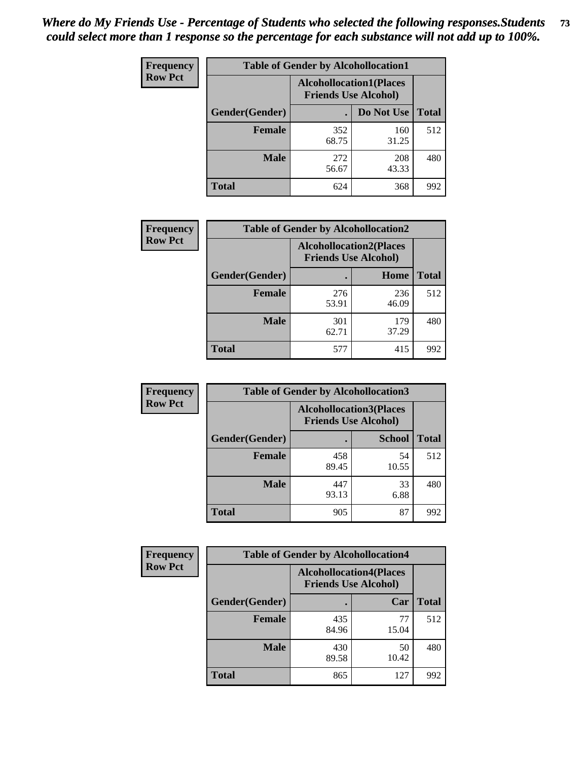*Where do My Friends Use - Percentage of Students who selected the following responses.Students could select more than 1 response so the percentage for each substance will not add up to 100%.*

**Frequency**
**Row Pct**

| Table of Gender by Alcohollocation1 | | | |
|---|---|---|---|
| | Alcohollocation1(Places Friends Use Alcohol) | | |
| Gender(Gender) | . | Do Not Use | Total |
| Female | 352<br>68.75 | 160<br>31.25 | 512 |
| Male | 272<br>56.67 | 208<br>43.33 | 480 |
| Total | 624 | 368 | 992 |

**Frequency**
**Row Pct**

| Table of Gender by Alcohollocation2 | | | |
|---|---|---|---|
| | Alcohollocation2(Places Friends Use Alcohol) | | |
| Gender(Gender) | . | Home | Total |
| Female | 276<br>53.91 | 236<br>46.09 | 512 |
| Male | 301<br>62.71 | 179<br>37.29 | 480 |
| Total | 577 | 415 | 992 |

**Frequency**
**Row Pct**

| Table of Gender by Alcohollocation3 | | | |
|---|---|---|---|
| | Alcohollocation3(Places Friends Use Alcohol) | | |
| Gender(Gender) | . | School | Total |
| Female | 458<br>89.45 | 54<br>10.55 | 512 |
| Male | 447<br>93.13 | 33<br>6.88 | 480 |
| Total | 905 | 87 | 992 |

**Frequency**
**Row Pct**

| Table of Gender by Alcohollocation4 | | | |
|---|---|---|---|
| | Alcohollocation4(Places Friends Use Alcohol) | | |
| Gender(Gender) | . | Car | Total |
| Female | 435<br>84.96 | 77<br>15.04 | 512 |
| Male | 430<br>89.58 | 50<br>10.42 | 480 |
| Total | 865 | 127 | 992 |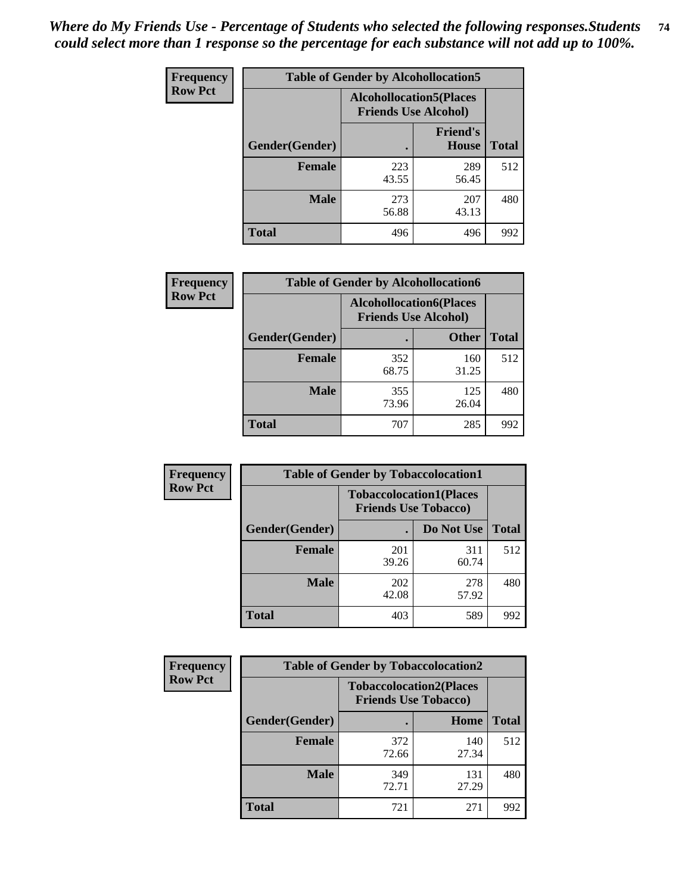*Where do My Friends Use - Percentage of Students who selected the following responses.Students could select more than 1 response so the percentage for each substance will not add up to 100%.*

**Frequency**
**Row Pct**

| Table of Gender by Alcohollocation5 | | | |
|---|---|---|---|
| | Alcohollocation5(Places Friends Use Alcohol) | | |
| Gender(Gender) | . | Friend's House | Total |
| Female | 223<br>43.55 | 289<br>56.45 | 512 |
| Male | 273<br>56.88 | 207<br>43.13 | 480 |
| Total | 496 | 496 | 992 |

**Frequency**
**Row Pct**

| Table of Gender by Alcohollocation6 | | | |
|---|---|---|---|
| | Alcohollocation6(Places Friends Use Alcohol) | | |
| Gender(Gender) | . | Other | Total |
| Female | 352<br>68.75 | 160<br>31.25 | 512 |
| Male | 355<br>73.96 | 125<br>26.04 | 480 |
| Total | 707 | 285 | 992 |

**Frequency**
**Row Pct**

| Table of Gender by Tobaccolocation1 | | | |
|---|---|---|---|
| | Tobaccolocation1(Places Friends Use Tobacco) | | |
| Gender(Gender) | . | Do Not Use | Total |
| Female | 201<br>39.26 | 311<br>60.74 | 512 |
| Male | 202<br>42.08 | 278<br>57.92 | 480 |
| Total | 403 | 589 | 992 |

**Frequency**
**Row Pct**

| Table of Gender by Tobaccolocation2 | | | |
|---|---|---|---|
| | Tobaccolocation2(Places Friends Use Tobacco) | | |
| Gender(Gender) | . | Home | Total |
| Female | 372<br>72.66 | 140<br>27.34 | 512 |
| Male | 349<br>72.71 | 131<br>27.29 | 480 |
| Total | 721 | 271 | 992 |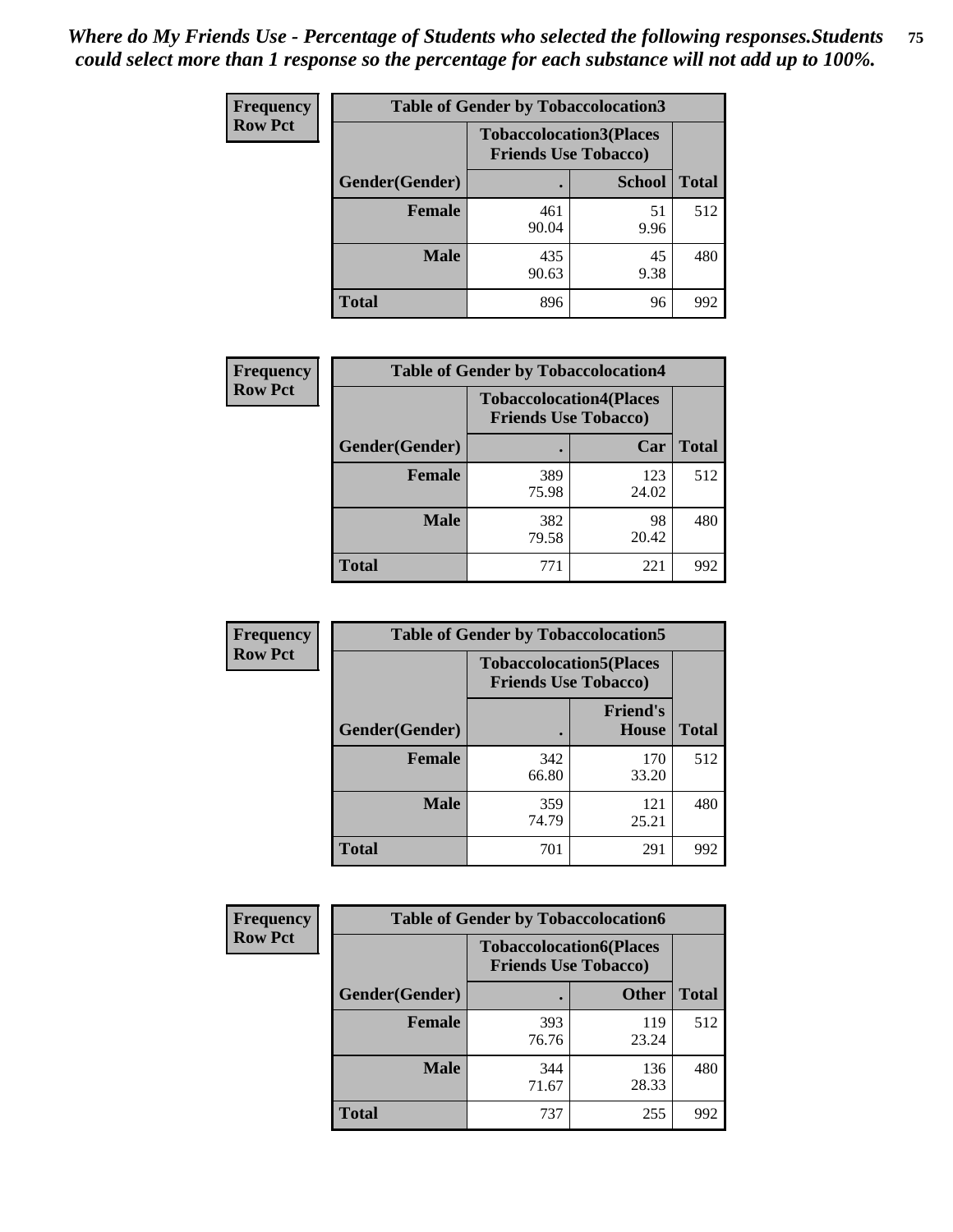*Where do My Friends Use - Percentage of Students who selected the following responses.Students could select more than 1 response so the percentage for each substance will not add up to 100%.*

| Frequency Row Pct | Table of Gender by Tobaccolocation3 | | |
|---|---|---|---|
| | Tobaccolocation3(Places Friends Use Tobacco) | | |
| Gender(Gender) | . | School | Total |
| Female | 461<br>90.04 | 51<br>9.96 | 512 |
| Male | 435<br>90.63 | 45<br>9.38 | 480 |
| Total | 896 | 96 | 992 |

| Frequency Row Pct | Table of Gender by Tobaccolocation4 | | |
|---|---|---|---|
| | Tobaccolocation4(Places Friends Use Tobacco) | | |
| Gender(Gender) | . | Car | Total |
| Female | 389<br>75.98 | 123<br>24.02 | 512 |
| Male | 382<br>79.58 | 98<br>20.42 | 480 |
| Total | 771 | 221 | 992 |

| Frequency Row Pct | Table of Gender by Tobaccolocation5 | | |
|---|---|---|---|
| | Tobaccolocation5(Places Friends Use Tobacco) | | |
| Gender(Gender) | . | Friend's House | Total |
| Female | 342<br>66.80 | 170<br>33.20 | 512 |
| Male | 359<br>74.79 | 121<br>25.21 | 480 |
| Total | 701 | 291 | 992 |

| Frequency Row Pct | Table of Gender by Tobaccolocation6 | | |
|---|---|---|---|
| | Tobaccolocation6(Places Friends Use Tobacco) | | |
| Gender(Gender) | . | Other | Total |
| Female | 393<br>76.76 | 119<br>23.24 | 512 |
| Male | 344<br>71.67 | 136<br>28.33 | 480 |
| Total | 737 | 255 | 992 |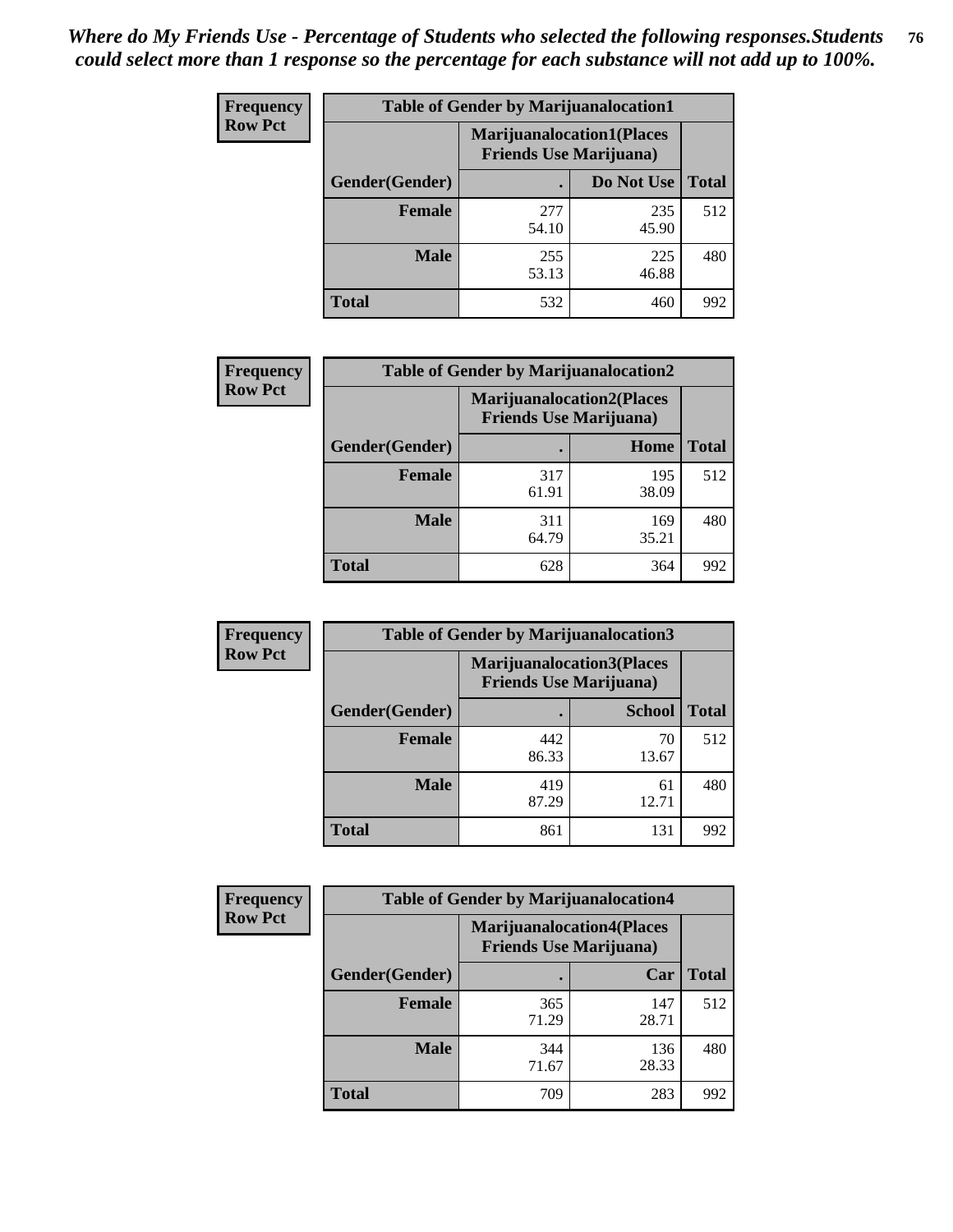*Where do My Friends Use - Percentage of Students who selected the following responses.Students could select more than 1 response so the percentage for each substance will not add up to 100%.*

**Frequency**
**Row Pct**

| Table of Gender by Marijuanalocation1 | | | |
|---|---|---|---|
| | Marijuanalocation1(Places Friends Use Marijuana) | | |
| Gender(Gender) | . | Do Not Use | Total |
| **Female** | 277<br>54.10 | 235<br>45.90 | 512 |
| **Male** | 255<br>53.13 | 225<br>46.88 | 480 |
| **Total** | 532 | 460 | 992 |

**Frequency**
**Row Pct**

| Table of Gender by Marijuanalocation2 | | | |
|---|---|---|---|
| | Marijuanalocation2(Places Friends Use Marijuana) | | |
| Gender(Gender) | . | Home | Total |
| **Female** | 317<br>61.91 | 195<br>38.09 | 512 |
| **Male** | 311<br>64.79 | 169<br>35.21 | 480 |
| **Total** | 628 | 364 | 992 |

**Frequency**
**Row Pct**

| Table of Gender by Marijuanalocation3 | | | |
|---|---|---|---|
| | Marijuanalocation3(Places Friends Use Marijuana) | | |
| Gender(Gender) | . | School | Total |
| **Female** | 442<br>86.33 | 70<br>13.67 | 512 |
| **Male** | 419<br>87.29 | 61<br>12.71 | 480 |
| **Total** | 861 | 131 | 992 |

**Frequency**
**Row Pct**

| Table of Gender by Marijuanalocation4 | | | |
|---|---|---|---|
| | Marijuanalocation4(Places Friends Use Marijuana) | | |
| Gender(Gender) | . | Car | Total |
| **Female** | 365<br>71.29 | 147<br>28.71 | 512 |
| **Male** | 344<br>71.67 | 136<br>28.33 | 480 |
| **Total** | 709 | 283 | 992 |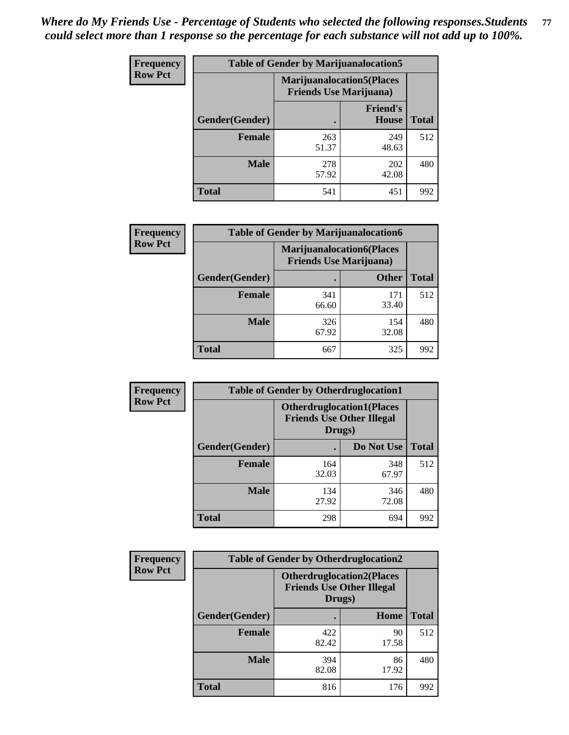*Where do My Friends Use - Percentage of Students who selected the following responses.Students could select more than 1 response so the percentage for each substance will not add up to 100%.*

**Frequency**
**Row Pct**

| Table of Gender by Marijuanalocation5 | | | |
|---|---|---|---|
| | Marijuanalocation5(Places Friends Use Marijuana) | | |
| Gender(Gender) | . | Friend's House | Total |
| **Female** | 263<br>51.37 | 249<br>48.63 | 512 |
| **Male** | 278<br>57.92 | 202<br>42.08 | 480 |
| **Total** | 541 | 451 | 992 |

**Frequency**
**Row Pct**

| Table of Gender by Marijuanalocation6 | | | |
|---|---|---|---|
| | Marijuanalocation6(Places Friends Use Marijuana) | | |
| Gender(Gender) | . | Other | Total |
| **Female** | 341<br>66.60 | 171<br>33.40 | 512 |
| **Male** | 326<br>67.92 | 154<br>32.08 | 480 |
| **Total** | 667 | 325 | 992 |

**Frequency**
**Row Pct**

| Table of Gender by Otherdruglocation1 | | | |
|---|---|---|---|
| | Otherdruglocation1(Places Friends Use Other Illegal Drugs) | | |
| Gender(Gender) | . | Do Not Use | Total |
| **Female** | 164<br>32.03 | 348<br>67.97 | 512 |
| **Male** | 134<br>27.92 | 346<br>72.08 | 480 |
| **Total** | 298 | 694 | 992 |

**Frequency**
**Row Pct**

| Table of Gender by Otherdruglocation2 | | | |
|---|---|---|---|
| | Otherdruglocation2(Places Friends Use Other Illegal Drugs) | | |
| Gender(Gender) | . | Home | Total |
| **Female** | 422<br>82.42 | 90<br>17.58 | 512 |
| **Male** | 394<br>82.08 | 86<br>17.92 | 480 |
| **Total** | 816 | 176 | 992 |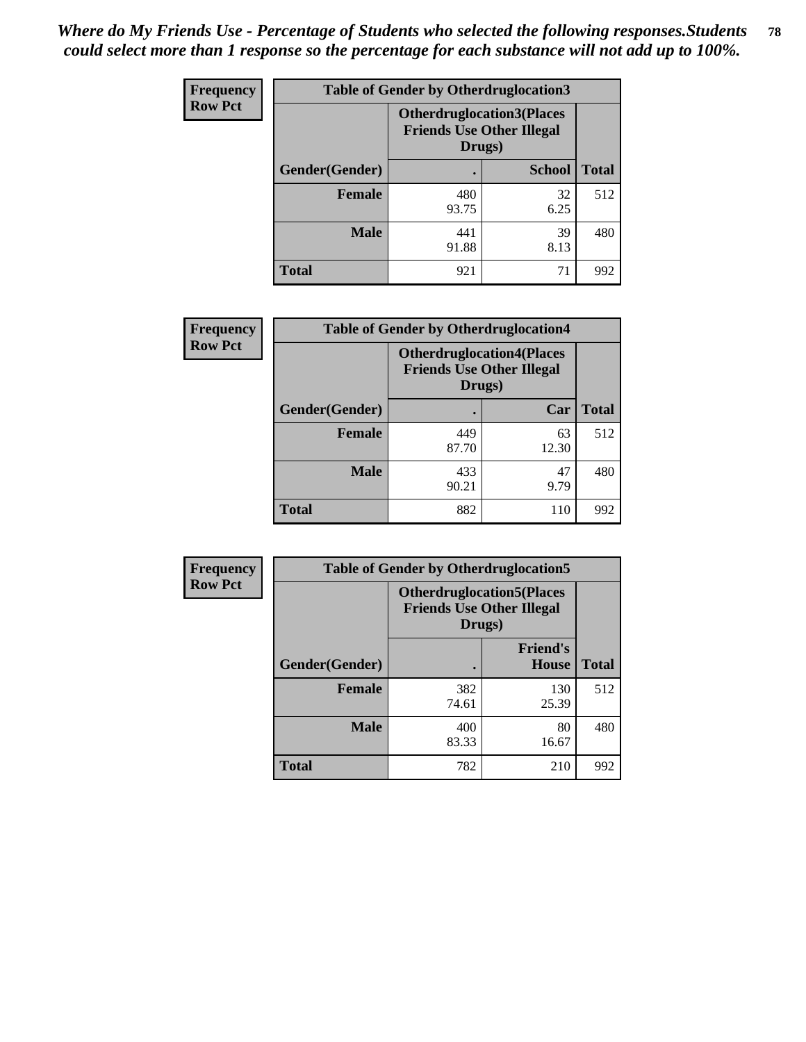*Where do My Friends Use - Percentage of Students who selected the following responses.Students could select more than 1 response so the percentage for each substance will not add up to 100%.*

**Frequency**
**Row Pct**

| Table of Gender by Otherdruglocation3 | | | |
|---|---|---|---|
| | Otherdruglocation3(Places Friends Use Other Illegal Drugs) | | |
| Gender(Gender) | . | School | Total |
| Female | 480<br>93.75 | 32<br>6.25 | 512 |
| Male | 441<br>91.88 | 39<br>8.13 | 480 |
| Total | 921 | 71 | 992 |

**Frequency**
**Row Pct**

| Table of Gender by Otherdruglocation4 | | | |
|---|---|---|---|
| | Otherdruglocation4(Places Friends Use Other Illegal Drugs) | | |
| Gender(Gender) | . | Car | Total |
| Female | 449<br>87.70 | 63<br>12.30 | 512 |
| Male | 433<br>90.21 | 47<br>9.79 | 480 |
| Total | 882 | 110 | 992 |

**Frequency**
**Row Pct**

| Table of Gender by Otherdruglocation5 | | | |
|---|---|---|---|
| | Otherdruglocation5(Places Friends Use Other Illegal Drugs) | | |
| Gender(Gender) | . | Friend's House | Total |
| Female | 382<br>74.61 | 130<br>25.39 | 512 |
| Male | 400<br>83.33 | 80<br>16.67 | 480 |
| Total | 782 | 210 | 992 |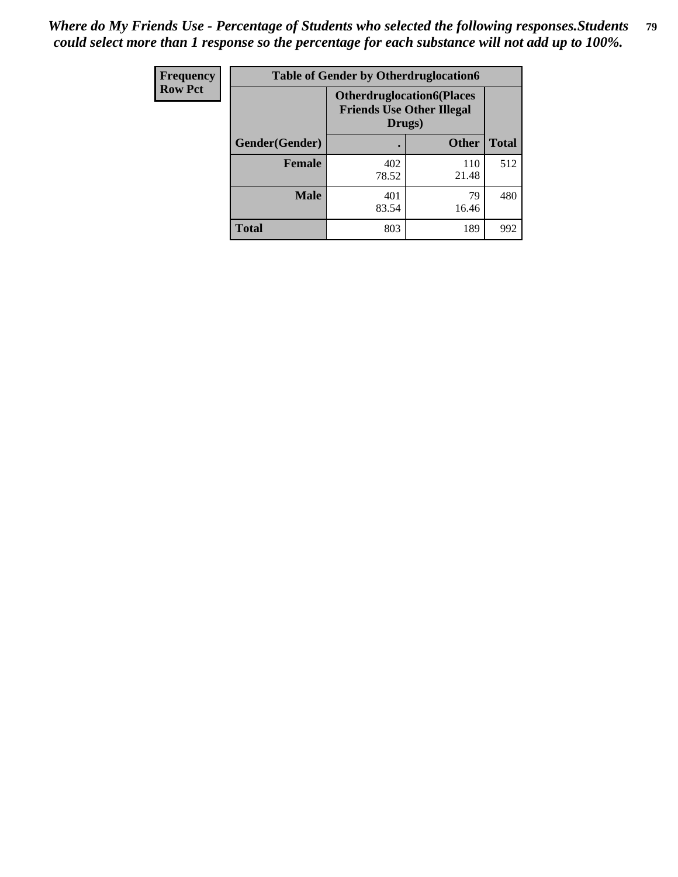*Where do My Friends Use - Percentage of Students who selected the following responses.Students could select more than 1 response so the percentage for each substance will not add up to 100%.*

| Frequency Row Pct | Table of Gender by Otherdruglocation6 | | |
|---|---|---|---|
| | Otherdruglocation6(Places Friends Use Other Illegal Drugs) | | |
| Gender(Gender) | . | Other | Total |
| Female | 402<br>78.52 | 110<br>21.48 | 512 |
| Male | 401<br>83.54 | 79<br>16.46 | 480 |
| Total | 803 | 189 | 992 |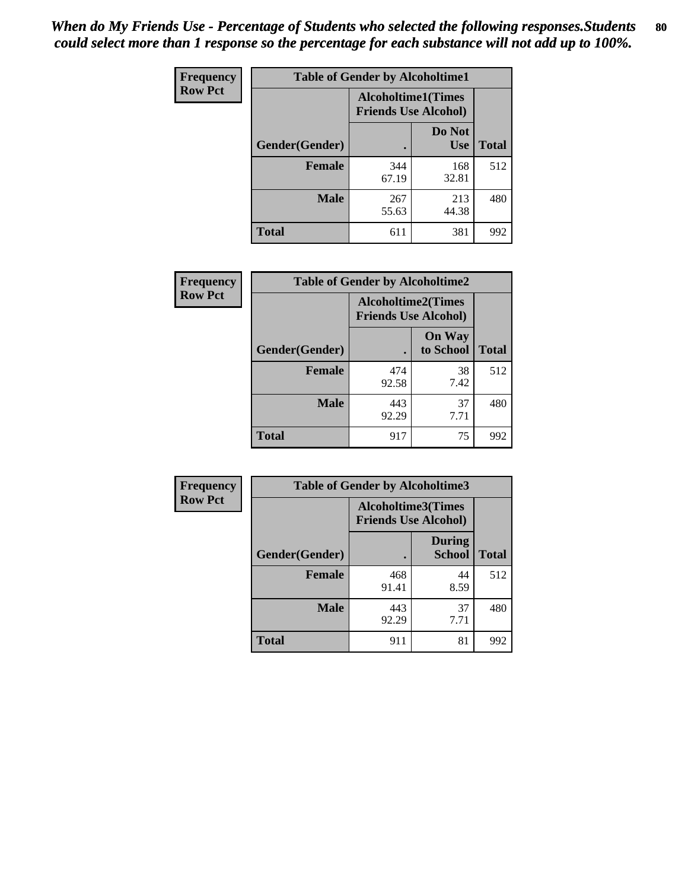*When do My Friends Use - Percentage of Students who selected the following responses.Students could select more than 1 response so the percentage for each substance will not add up to 100%.*

**Frequency**
**Row Pct**

| Table of Gender by Alcoholtime1 | | | |
|---|---|---|---|
| | Alcoholtime1(Times Friends Use Alcohol) | | |
| Gender(Gender) | . | Do Not Use | Total |
| **Female** | 344<br>67.19 | 168<br>32.81 | 512 |
| **Male** | 267<br>55.63 | 213<br>44.38 | 480 |
| **Total** | 611 | 381 | 992 |

**Frequency**
**Row Pct**

| Table of Gender by Alcoholtime2 | | | |
|---|---|---|---|
| | Alcoholtime2(Times Friends Use Alcohol) | | |
| Gender(Gender) | . | On Way to School | Total |
| **Female** | 474<br>92.58 | 38<br>7.42 | 512 |
| **Male** | 443<br>92.29 | 37<br>7.71 | 480 |
| **Total** | 917 | 75 | 992 |

**Frequency**
**Row Pct**

| Table of Gender by Alcoholtime3 | | | |
|---|---|---|---|
| | Alcoholtime3(Times Friends Use Alcohol) | | |
| Gender(Gender) | . | During School | Total |
| **Female** | 468<br>91.41 | 44<br>8.59 | 512 |
| **Male** | 443<br>92.29 | 37<br>7.71 | 480 |
| **Total** | 911 | 81 | 992 |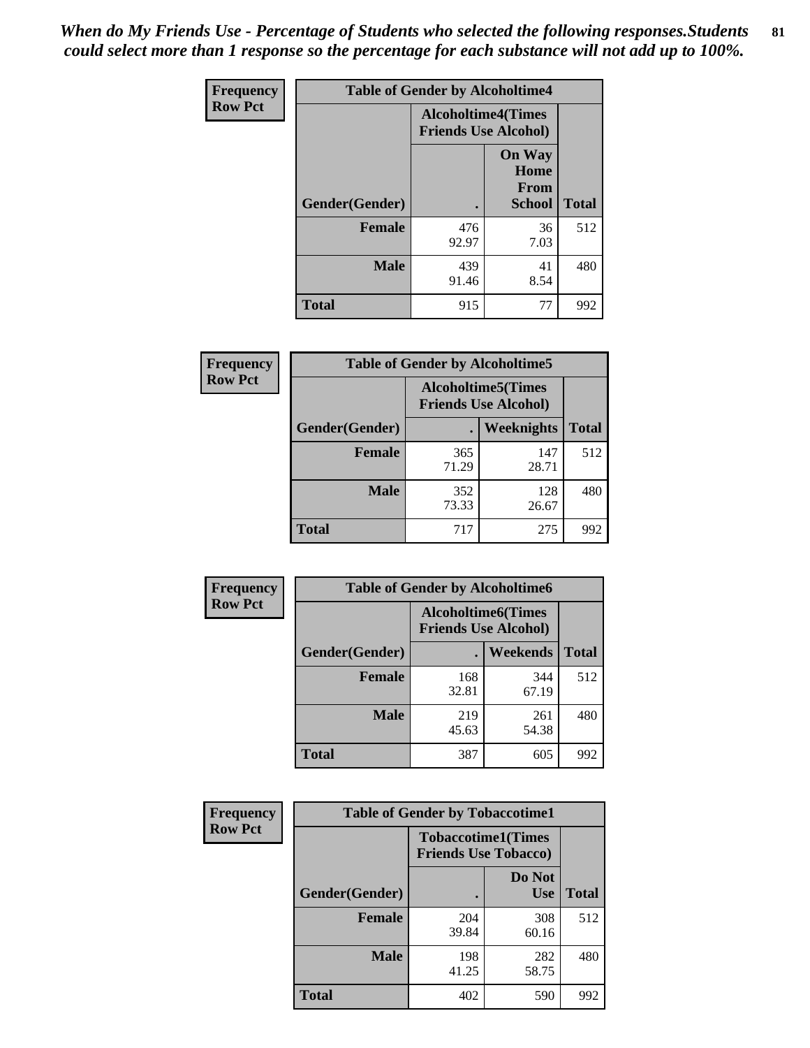*When do My Friends Use - Percentage of Students who selected the following responses.Students could select more than 1 response so the percentage for each substance will not add up to 100%.*

**Frequency**
**Row Pct**

| Table of Gender by Alcoholtime4 | | | |
|---|---|---|---|
| | Alcoholtime4(Times Friends Use Alcohol) | | |
| Gender(Gender) | . | On Way Home From School | Total |
| **Female** | 476<br>92.97 | 36<br>7.03 | 512 |
| **Male** | 439<br>91.46 | 41<br>8.54 | 480 |
| **Total** | 915 | 77 | 992 |

**Frequency**
**Row Pct**

| Table of Gender by Alcoholtime5 | | | |
|---|---|---|---|
| | Alcoholtime5(Times Friends Use Alcohol) | | |
| Gender(Gender) | . | Weeknights | Total |
| **Female** | 365<br>71.29 | 147<br>28.71 | 512 |
| **Male** | 352<br>73.33 | 128<br>26.67 | 480 |
| **Total** | 717 | 275 | 992 |

**Frequency**
**Row Pct**

| Table of Gender by Alcoholtime6 | | | |
|---|---|---|---|
| | Alcoholtime6(Times Friends Use Alcohol) | | |
| Gender(Gender) | . | Weekends | Total |
| **Female** | 168<br>32.81 | 344<br>67.19 | 512 |
| **Male** | 219<br>45.63 | 261<br>54.38 | 480 |
| **Total** | 387 | 605 | 992 |

**Frequency**
**Row Pct**

| Table of Gender by Tobaccotime1 | | | |
|---|---|---|---|
| | Tobaccotime1(Times Friends Use Tobacco) | | |
| Gender(Gender) | . | Do Not Use | Total |
| **Female** | 204<br>39.84 | 308<br>60.16 | 512 |
| **Male** | 198<br>41.25 | 282<br>58.75 | 480 |
| **Total** | 402 | 590 | 992 |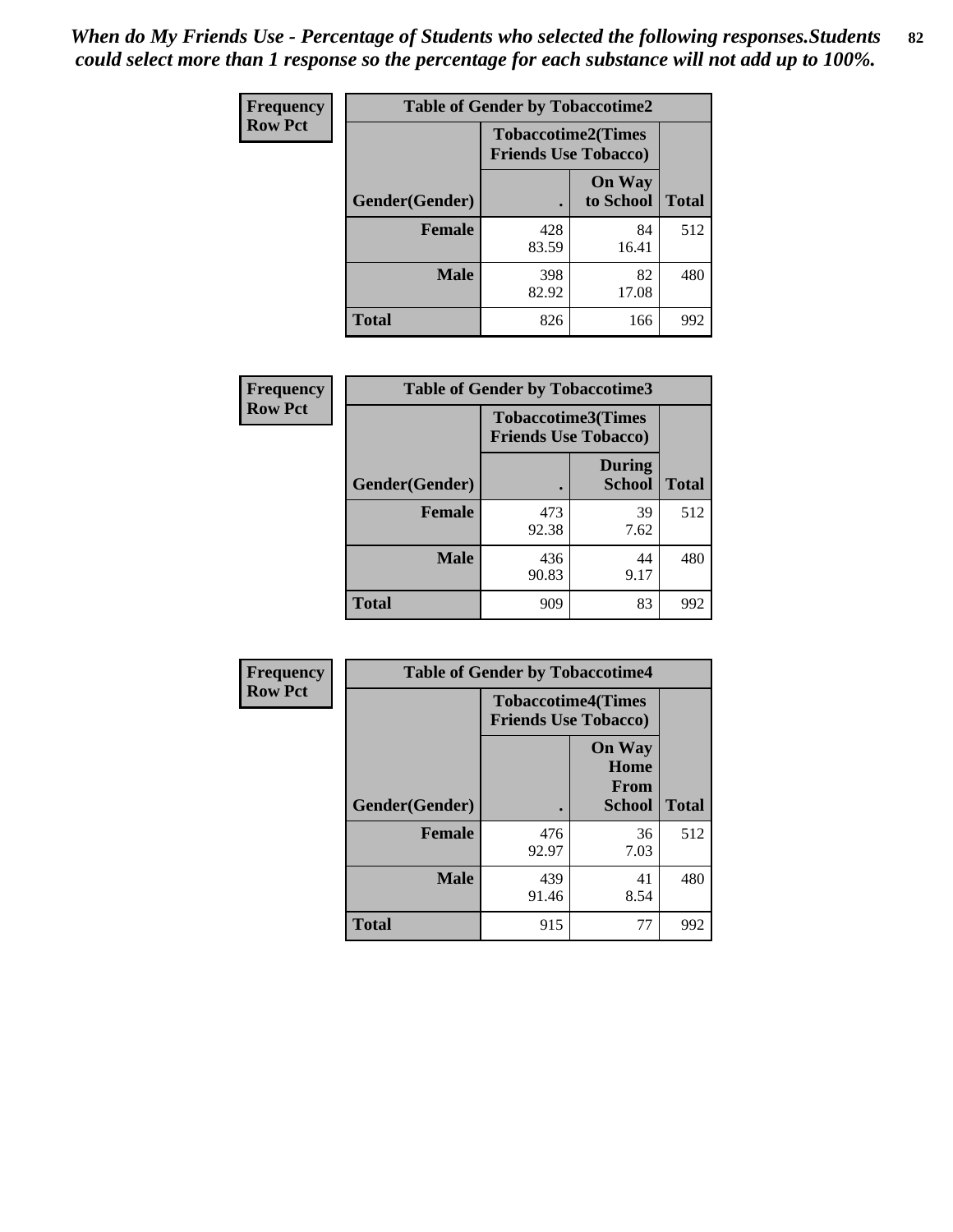*When do My Friends Use - Percentage of Students who selected the following responses.Students could select more than 1 response so the percentage for each substance will not add up to 100%.*

**Frequency**
**Row Pct**

| Table of Gender by Tobaccotime2 | | | |
|---|---|---|---|
| | Tobaccotime2(Times Friends Use Tobacco) | | |
| Gender(Gender) | . | On Way to School | Total |
| **Female** | 428<br>83.59 | 84<br>16.41 | 512 |
| **Male** | 398<br>82.92 | 82<br>17.08 | 480 |
| **Total** | 826 | 166 | 992 |

**Frequency**
**Row Pct**

| Table of Gender by Tobaccotime3 | | | |
|---|---|---|---|
| | Tobaccotime3(Times Friends Use Tobacco) | | |
| Gender(Gender) | . | During School | Total |
| **Female** | 473<br>92.38 | 39<br>7.62 | 512 |
| **Male** | 436<br>90.83 | 44<br>9.17 | 480 |
| **Total** | 909 | 83 | 992 |

**Frequency**
**Row Pct**

| Table of Gender by Tobaccotime4 | | | |
|---|---|---|---|
| | Tobaccotime4(Times Friends Use Tobacco) | | |
| Gender(Gender) | . | On Way Home From School | Total |
| **Female** | 476<br>92.97 | 36<br>7.03 | 512 |
| **Male** | 439<br>91.46 | 41<br>8.54 | 480 |
| **Total** | 915 | 77 | 992 |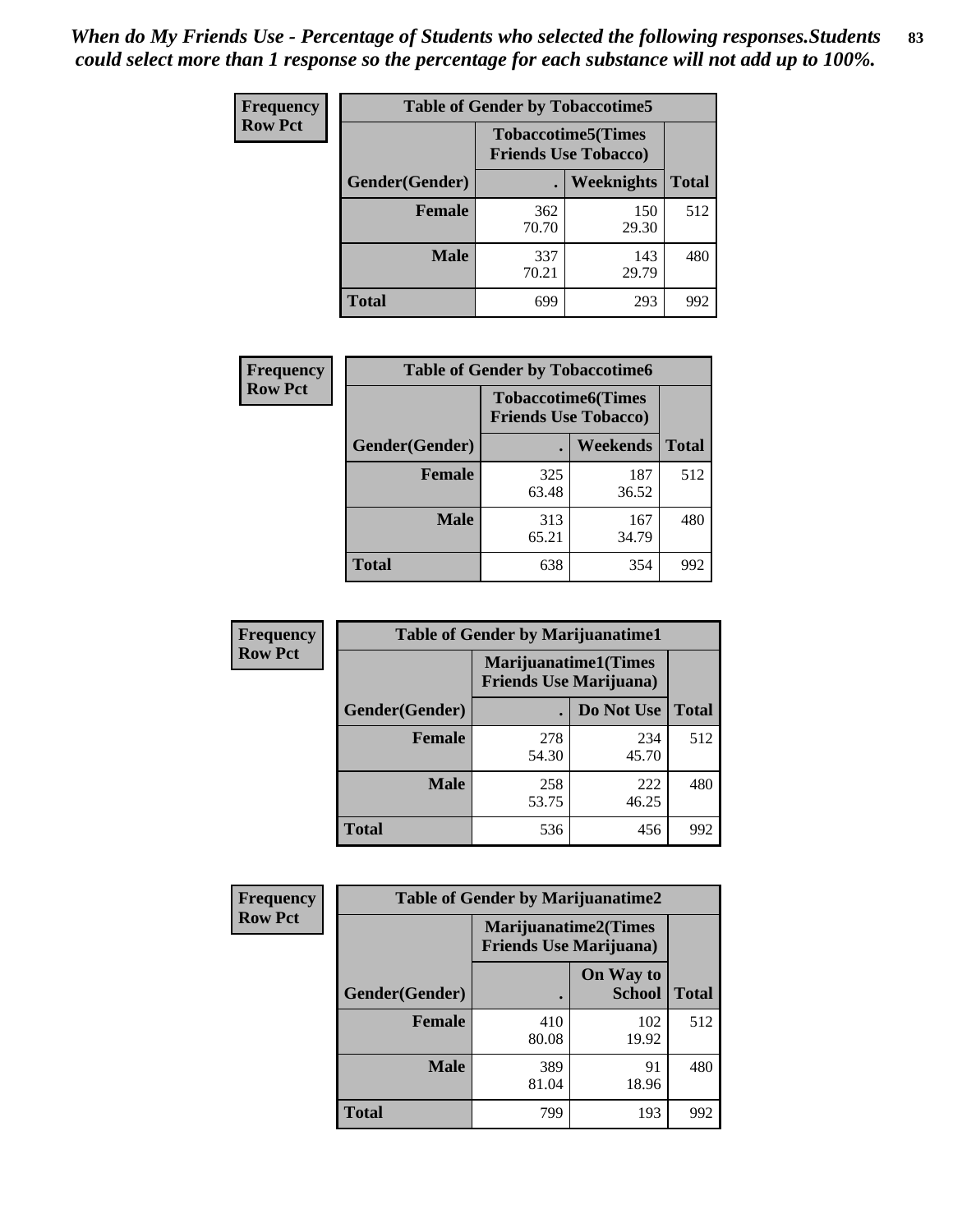*When do My Friends Use - Percentage of Students who selected the following responses.Students could select more than 1 response so the percentage for each substance will not add up to 100%.*

**Frequency**
**Row Pct**

| Table of Gender by Tobaccotime5 | | | |
|---|---|---|---|
| | Tobaccotime5(Times Friends Use Tobacco) | | |
| Gender(Gender) | . | Weeknights | Total |
| **Female** | 362<br>70.70 | 150<br>29.30 | 512 |
| **Male** | 337<br>70.21 | 143<br>29.79 | 480 |
| **Total** | 699 | 293 | 992 |

**Frequency**
**Row Pct**

| Table of Gender by Tobaccotime6 | | | |
|---|---|---|---|
| | Tobaccotime6(Times Friends Use Tobacco) | | |
| Gender(Gender) | . | Weekends | Total |
| **Female** | 325<br>63.48 | 187<br>36.52 | 512 |
| **Male** | 313<br>65.21 | 167<br>34.79 | 480 |
| **Total** | 638 | 354 | 992 |

**Frequency**
**Row Pct**

| Table of Gender by Marijuanatime1 | | | |
|---|---|---|---|
| | Marijuanatime1(Times Friends Use Marijuana) | | |
| Gender(Gender) | . | Do Not Use | Total |
| **Female** | 278<br>54.30 | 234<br>45.70 | 512 |
| **Male** | 258<br>53.75 | 222<br>46.25 | 480 |
| **Total** | 536 | 456 | 992 |

**Frequency**
**Row Pct**

| Table of Gender by Marijuanatime2 | | | |
|---|---|---|---|
| | Marijuanatime2(Times Friends Use Marijuana) | | |
| Gender(Gender) | . | On Way to School | Total |
| **Female** | 410<br>80.08 | 102<br>19.92 | 512 |
| **Male** | 389<br>81.04 | 91<br>18.96 | 480 |
| **Total** | 799 | 193 | 992 |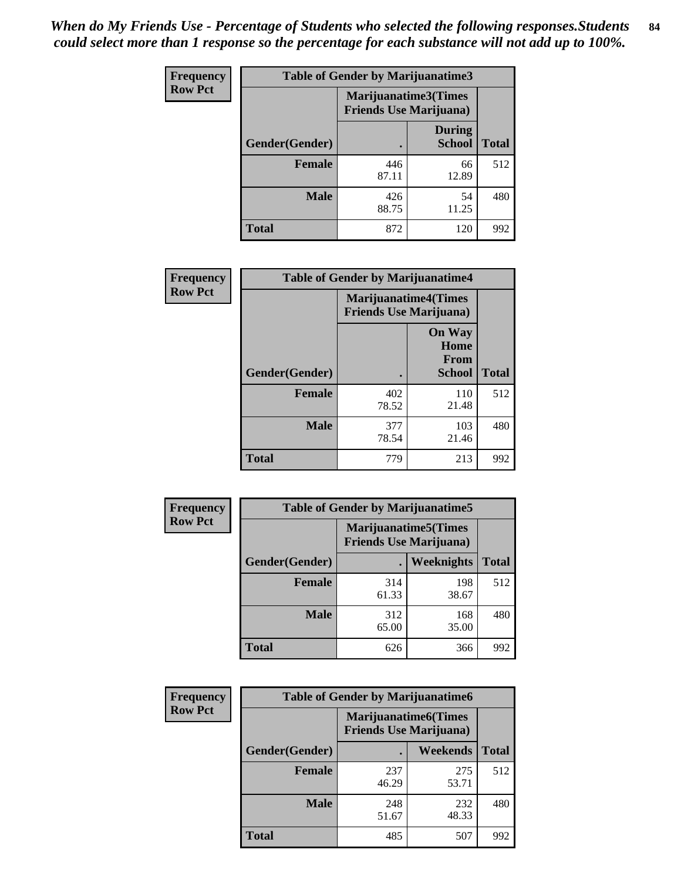*When do My Friends Use - Percentage of Students who selected the following responses.Students could select more than 1 response so the percentage for each substance will not add up to 100%.*

**Frequency / Row Pct**

| Table of Gender by Marijuanatime3 | | | |
|---|---|---|---|
| | Marijuanatime3(Times Friends Use Marijuana) | | |
| Gender(Gender) | . | During School | Total |
| Female | 446<br>87.11 | 66<br>12.89 | 512 |
| Male | 426<br>88.75 | 54<br>11.25 | 480 |
| Total | 872 | 120 | 992 |

**Frequency / Row Pct**

| Table of Gender by Marijuanatime4 | | | |
|---|---|---|---|
| | Marijuanatime4(Times Friends Use Marijuana) | | |
| Gender(Gender) | . | On Way Home From School | Total |
| Female | 402<br>78.52 | 110<br>21.48 | 512 |
| Male | 377<br>78.54 | 103<br>21.46 | 480 |
| Total | 779 | 213 | 992 |

**Frequency / Row Pct**

| Table of Gender by Marijuanatime5 | | | |
|---|---|---|---|
| | Marijuanatime5(Times Friends Use Marijuana) | | |
| Gender(Gender) | . | Weeknights | Total |
| Female | 314<br>61.33 | 198<br>38.67 | 512 |
| Male | 312<br>65.00 | 168<br>35.00 | 480 |
| Total | 626 | 366 | 992 |

**Frequency / Row Pct**

| Table of Gender by Marijuanatime6 | | | |
|---|---|---|---|
| | Marijuanatime6(Times Friends Use Marijuana) | | |
| Gender(Gender) | . | Weekends | Total |
| Female | 237<br>46.29 | 275<br>53.71 | 512 |
| Male | 248<br>51.67 | 232<br>48.33 | 480 |
| Total | 485 | 507 | 992 |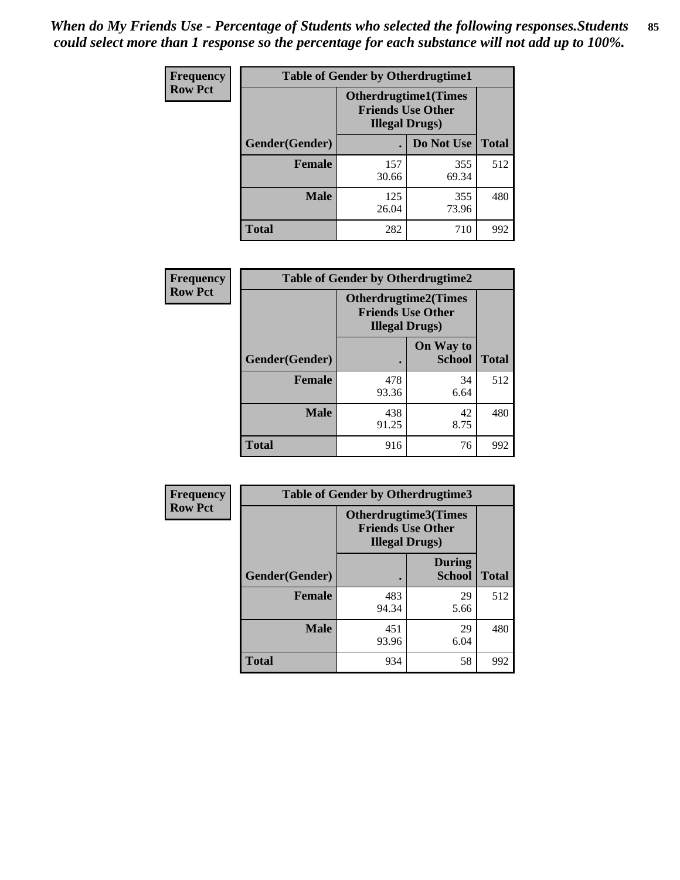*When do My Friends Use - Percentage of Students who selected the following responses.Students could select more than 1 response so the percentage for each substance will not add up to 100%.*

**Frequency**
**Row Pct**

| Table of Gender by Otherdrugtime1 | | | |
|---|---|---|---|
| | Otherdrugtime1(Times Friends Use Other Illegal Drugs) | | |
| Gender(Gender) | . | Do Not Use | Total |
| **Female** | 157<br>30.66 | 355<br>69.34 | 512 |
| **Male** | 125<br>26.04 | 355<br>73.96 | 480 |
| **Total** | 282 | 710 | 992 |

**Frequency**
**Row Pct**

| Table of Gender by Otherdrugtime2 | | | |
|---|---|---|---|
| | Otherdrugtime2(Times Friends Use Other Illegal Drugs) | | |
| Gender(Gender) | . | On Way to School | Total |
| **Female** | 478<br>93.36 | 34<br>6.64 | 512 |
| **Male** | 438<br>91.25 | 42<br>8.75 | 480 |
| **Total** | 916 | 76 | 992 |

**Frequency**
**Row Pct**

| Table of Gender by Otherdrugtime3 | | | |
|---|---|---|---|
| | Otherdrugtime3(Times Friends Use Other Illegal Drugs) | | |
| Gender(Gender) | . | During School | Total |
| **Female** | 483<br>94.34 | 29<br>5.66 | 512 |
| **Male** | 451<br>93.96 | 29<br>6.04 | 480 |
| **Total** | 934 | 58 | 992 |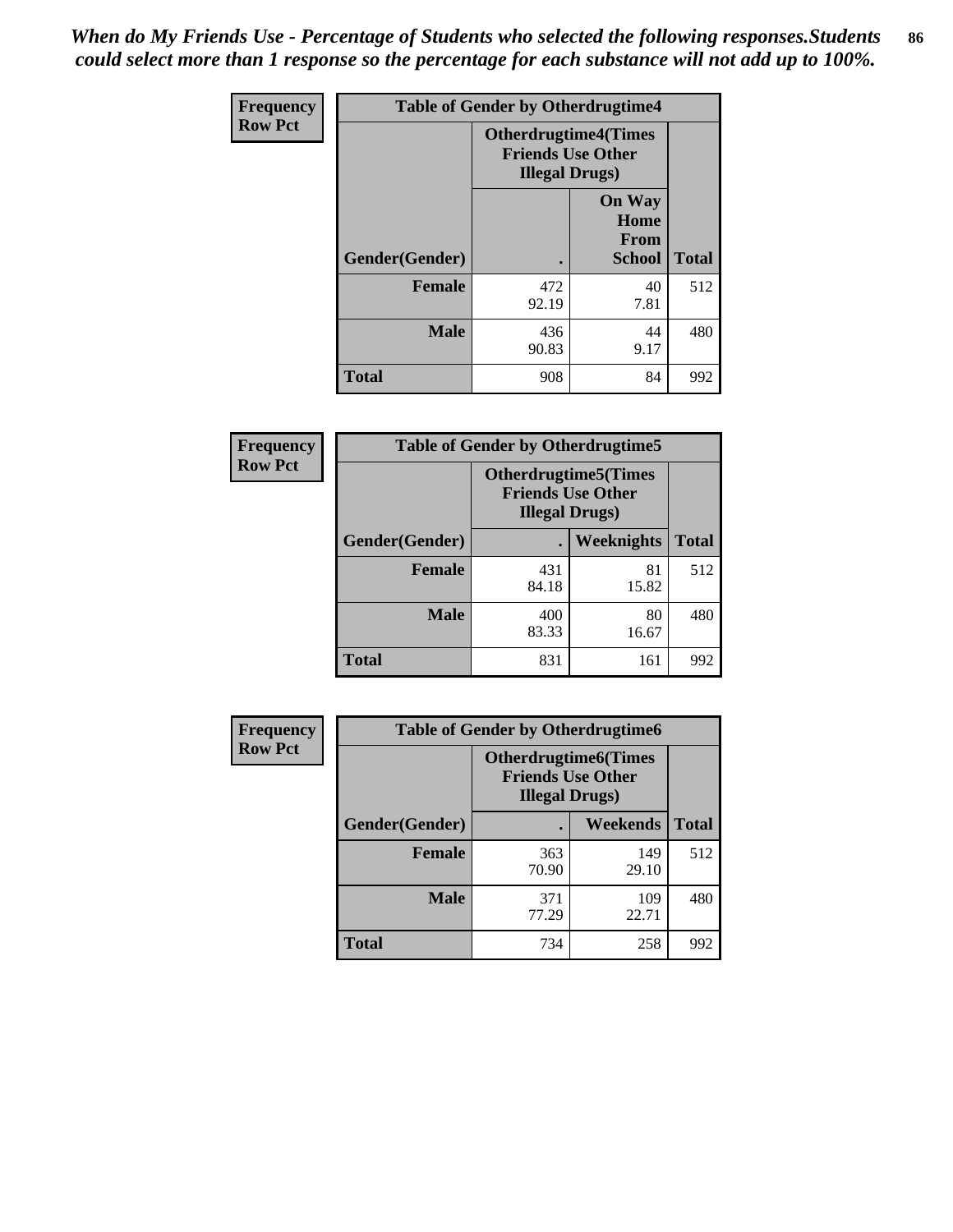*When do My Friends Use - Percentage of Students who selected the following responses.Students could select more than 1 response so the percentage for each substance will not add up to 100%.*

| Frequency Row Pct | Table of Gender by Otherdrugtime4 | | |
|---|---|---|---|
| | Otherdrugtime4(Times Friends Use Other Illegal Drugs) | | |
| Gender(Gender) | . | On Way Home From School | Total |
| Female | 472<br>92.19 | 40<br>7.81 | 512 |
| Male | 436<br>90.83 | 44<br>9.17 | 480 |
| Total | 908 | 84 | 992 |

| Frequency Row Pct | Table of Gender by Otherdrugtime5 | | |
|---|---|---|---|
| | Otherdrugtime5(Times Friends Use Other Illegal Drugs) | | |
| Gender(Gender) | . | Weeknights | Total |
| Female | 431<br>84.18 | 81<br>15.82 | 512 |
| Male | 400<br>83.33 | 80<br>16.67 | 480 |
| Total | 831 | 161 | 992 |

| Frequency Row Pct | Table of Gender by Otherdrugtime6 | | |
|---|---|---|---|
| | Otherdrugtime6(Times Friends Use Other Illegal Drugs) | | |
| Gender(Gender) | . | Weekends | Total |
| Female | 363<br>70.90 | 149<br>29.10 | 512 |
| Male | 371<br>77.29 | 109<br>22.71 | 480 |
| Total | 734 | 258 | 992 |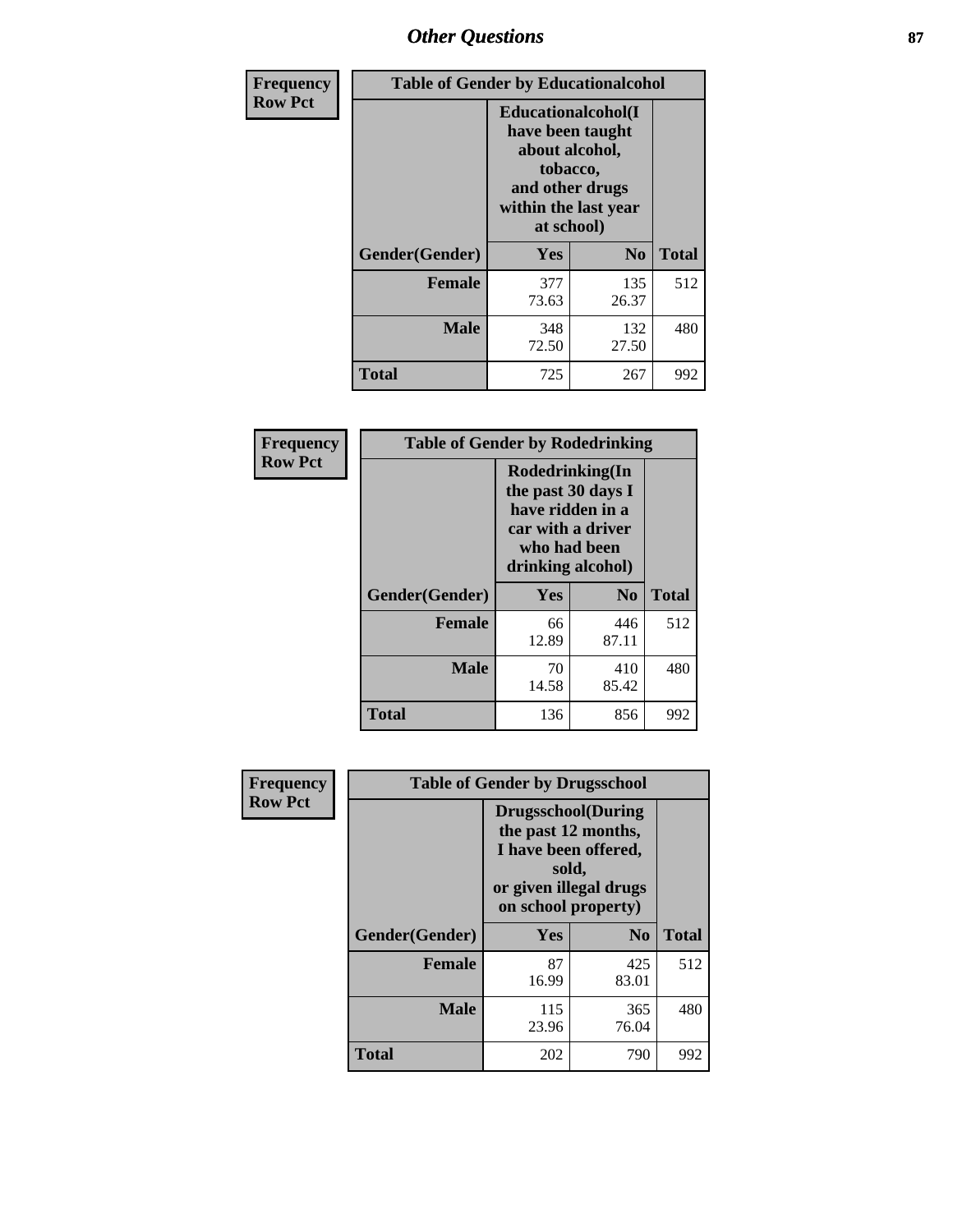## Other Questions

**Frequency / Row Pct**

| Table of Gender by Educationalcohol | | | |
|---|---|---|---|
| | Educationalcohol(I have been taught about alcohol, tobacco, and other drugs within the last year at school) | | |
| Gender(Gender) | Yes | No | Total |
| Female | 377<br>73.63 | 135<br>26.37 | 512 |
| Male | 348<br>72.50 | 132<br>27.50 | 480 |
| Total | 725 | 267 | 992 |

**Frequency / Row Pct**

| Table of Gender by Rodedrinking | | | |
|---|---|---|---|
| | Rodedrinking(In the past 30 days I have ridden in a car with a driver who had been drinking alcohol) | | |
| Gender(Gender) | Yes | No | Total |
| Female | 66<br>12.89 | 446<br>87.11 | 512 |
| Male | 70<br>14.58 | 410<br>85.42 | 480 |
| Total | 136 | 856 | 992 |

**Frequency / Row Pct**

| Table of Gender by Drugsschool | | | |
|---|---|---|---|
| | Drugsschool(During the past 12 months, I have been offered, sold, or given illegal drugs on school property) | | |
| Gender(Gender) | Yes | No | Total |
| Female | 87<br>16.99 | 425<br>83.01 | 512 |
| Male | 115<br>23.96 | 365<br>76.04 | 480 |
| Total | 202 | 790 | 992 |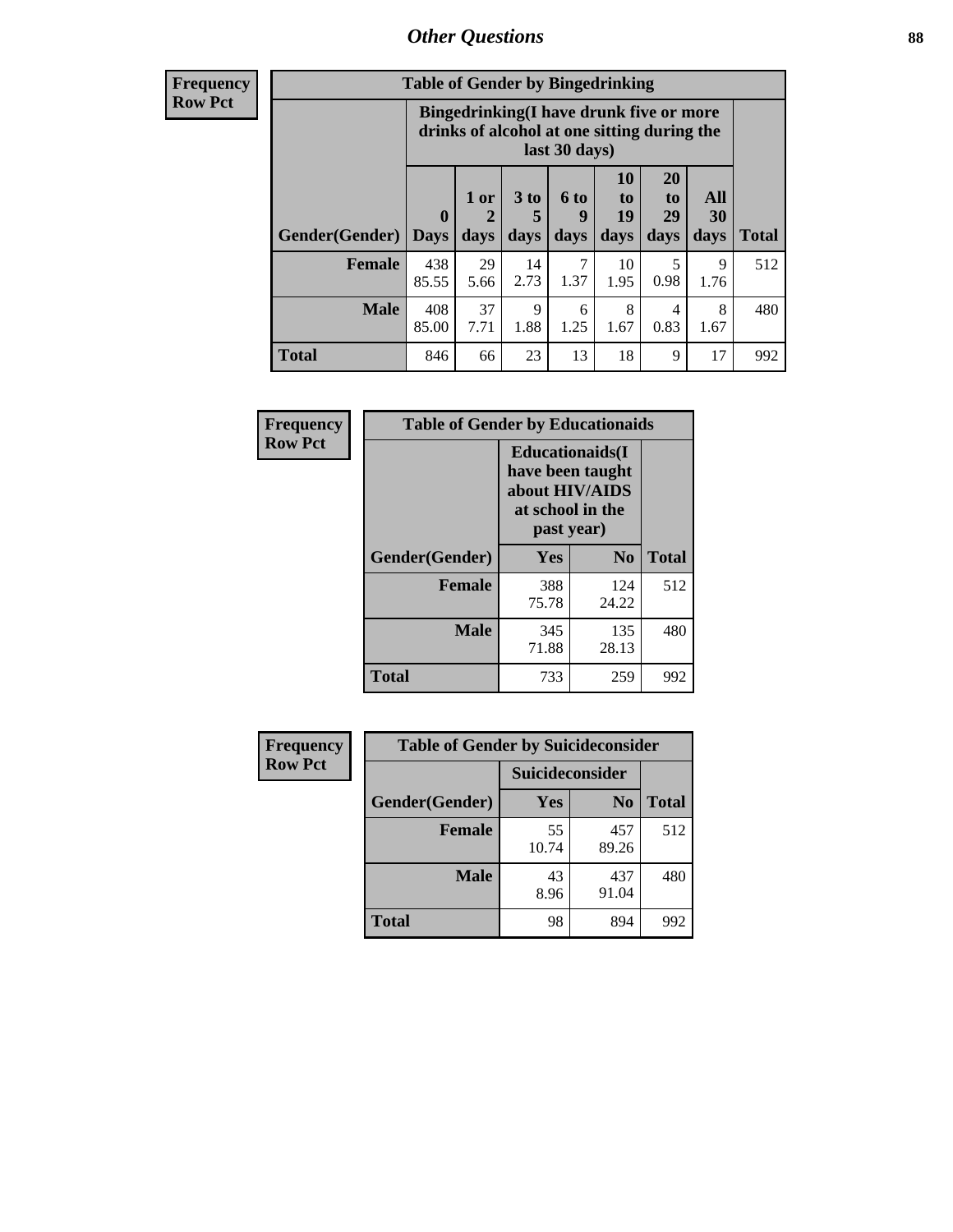| Frequency Row Pct |
|---|

| Table of Gender by Bingedrinking | | | | | | | | |
|---|---|---|---|---|---|---|---|---|
| | Bingedrinking(I have drunk five or more drinks of alcohol at one sitting during the last 30 days) | | | | | | | |
| Gender(Gender) | 0 Days | 1 or 2 days | 3 to 5 days | 6 to 9 days | 10 to 19 days | 20 to 29 days | All 30 days | Total |
| **Female** | 438 85.55 | 29 5.66 | 14 2.73 | 7 1.37 | 10 1.95 | 5 0.98 | 9 1.76 | 512 |
| **Male** | 408 85.00 | 37 7.71 | 9 1.88 | 6 1.25 | 8 1.67 | 4 0.83 | 8 1.67 | 480 |
| **Total** | 846 | 66 | 23 | 13 | 18 | 9 | 17 | 992 |

| Frequency Row Pct |
|---|

| Table of Gender by Educationaids | | | |
|---|---|---|---|
| | Educationaids(I have been taught about HIV/AIDS at school in the past year) | | |
| Gender(Gender) | Yes | No | Total |
| **Female** | 388 75.78 | 124 24.22 | 512 |
| **Male** | 345 71.88 | 135 28.13 | 480 |
| **Total** | 733 | 259 | 992 |

| Frequency Row Pct |
|---|

| Table of Gender by Suicideconsider | | | |
|---|---|---|---|
| | Suicideconsider | | |
| Gender(Gender) | Yes | No | Total |
| **Female** | 55 10.74 | 457 89.26 | 512 |
| **Male** | 43 8.96 | 437 91.04 | 480 |
| **Total** | 98 | 894 | 992 |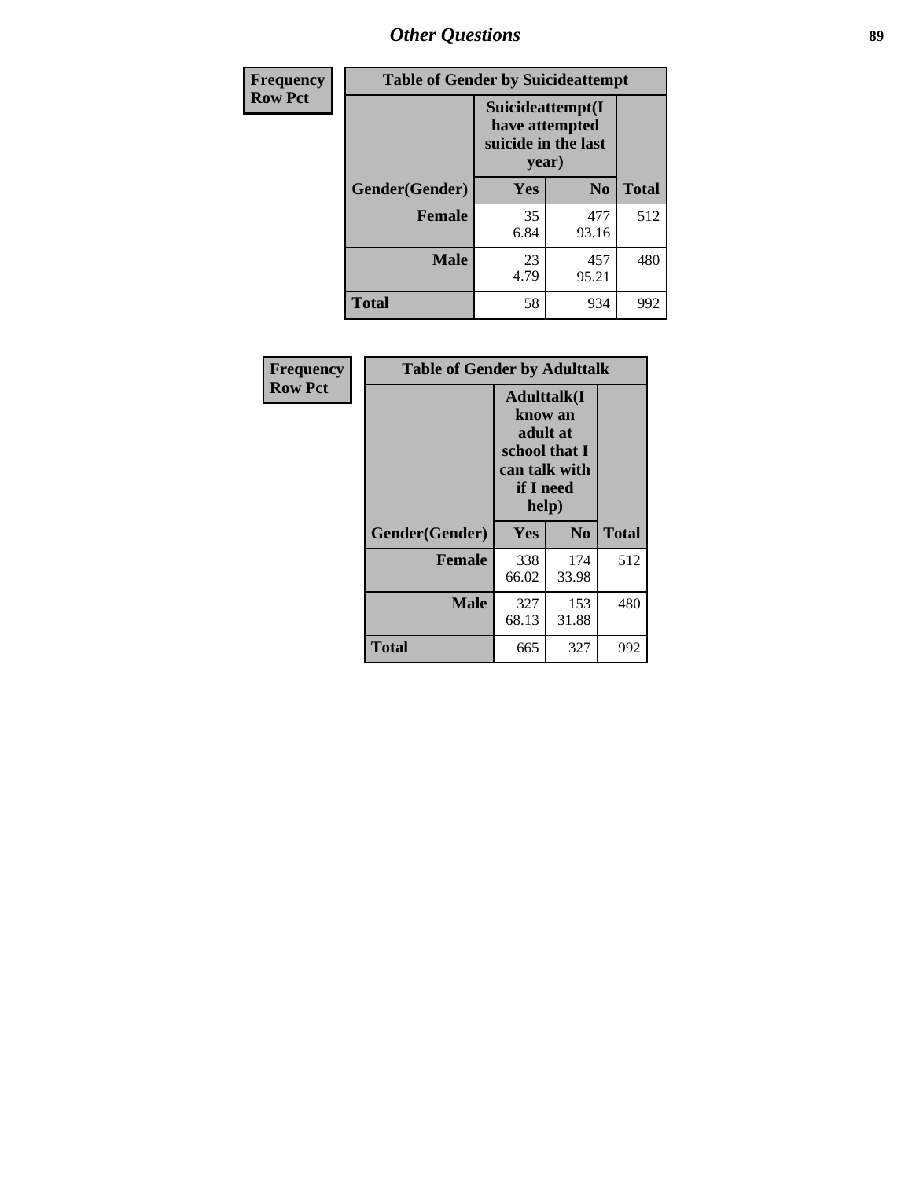| Frequency Row Pct | Table of Gender by Suicideattempt | | |
|---|---|---|---|
| | Suicideattempt(I have attempted suicide in the last year) | | |
| Gender(Gender) | Yes | No | Total |
| Female | 35<br>6.84 | 477<br>93.16 | 512 |
| Male | 23<br>4.79 | 457<br>95.21 | 480 |
| Total | 58 | 934 | 992 |

| Frequency Row Pct | Table of Gender by Adulttalk | | |
|---|---|---|---|
| | Adulttalk(I know an adult at school that I can talk with if I need help) | | |
| Gender(Gender) | Yes | No | Total |
| Female | 338<br>66.02 | 174<br>33.98 | 512 |
| Male | 327<br>68.13 | 153<br>31.88 | 480 |
| Total | 665 | 327 | 992 |